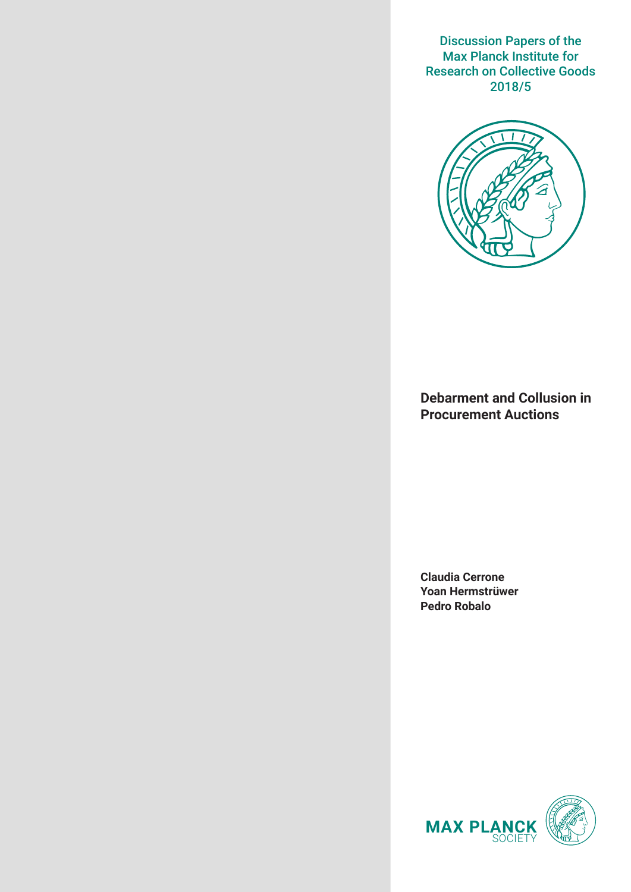Discussion Papers of the Max Planck Institute for Research on Collective Goods 2018/5

# Debarment and Collusion in Procurement Auctions

**Claudia Cerrone**
**Yoan Hermstrüwer**
**Pedro Robalo**

MAX PLANCK SOCIETY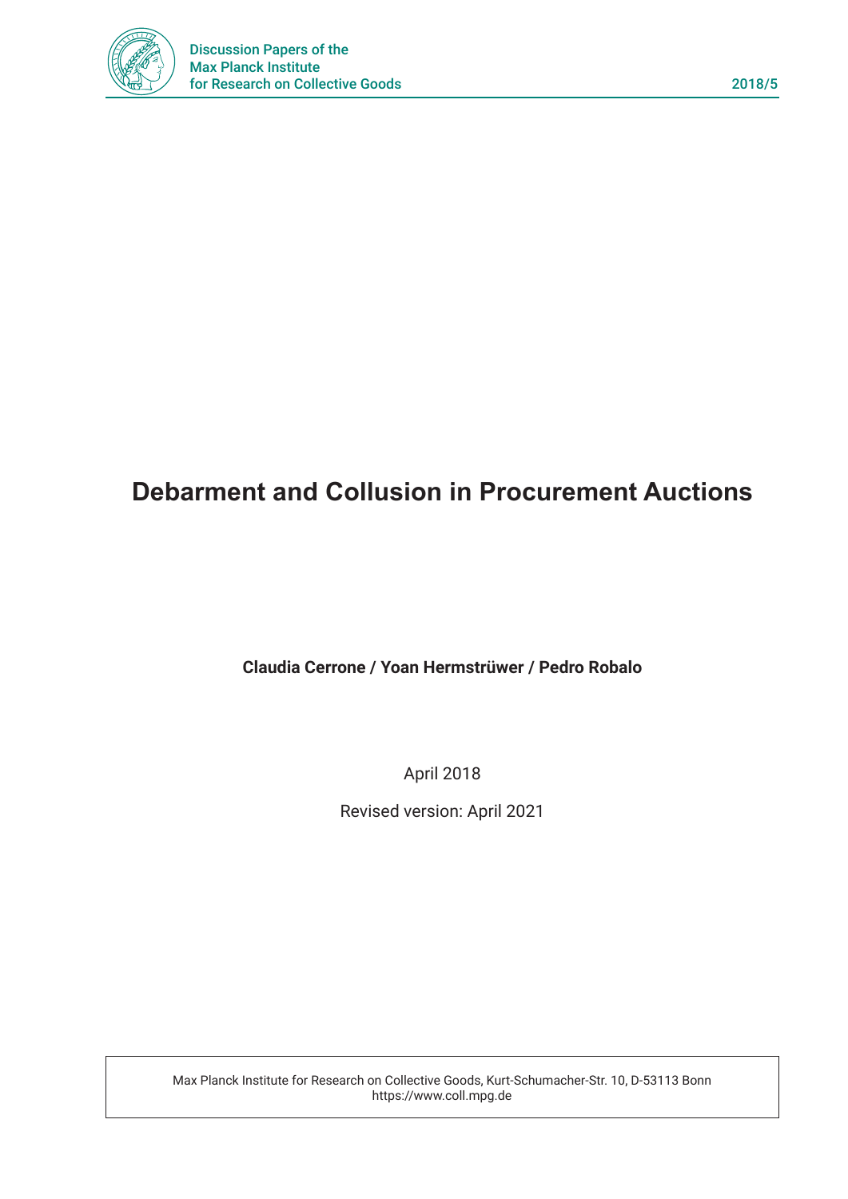# Debarment and Collusion in Procurement Auctions

**Claudia Cerrone / Yoan Hermstrüwer / Pedro Robalo**

April 2018

Revised version: April 2021

Max Planck Institute for Research on Collective Goods, Kurt-Schumacher-Str. 10, D-53113 Bonn
https://www.coll.mpg.de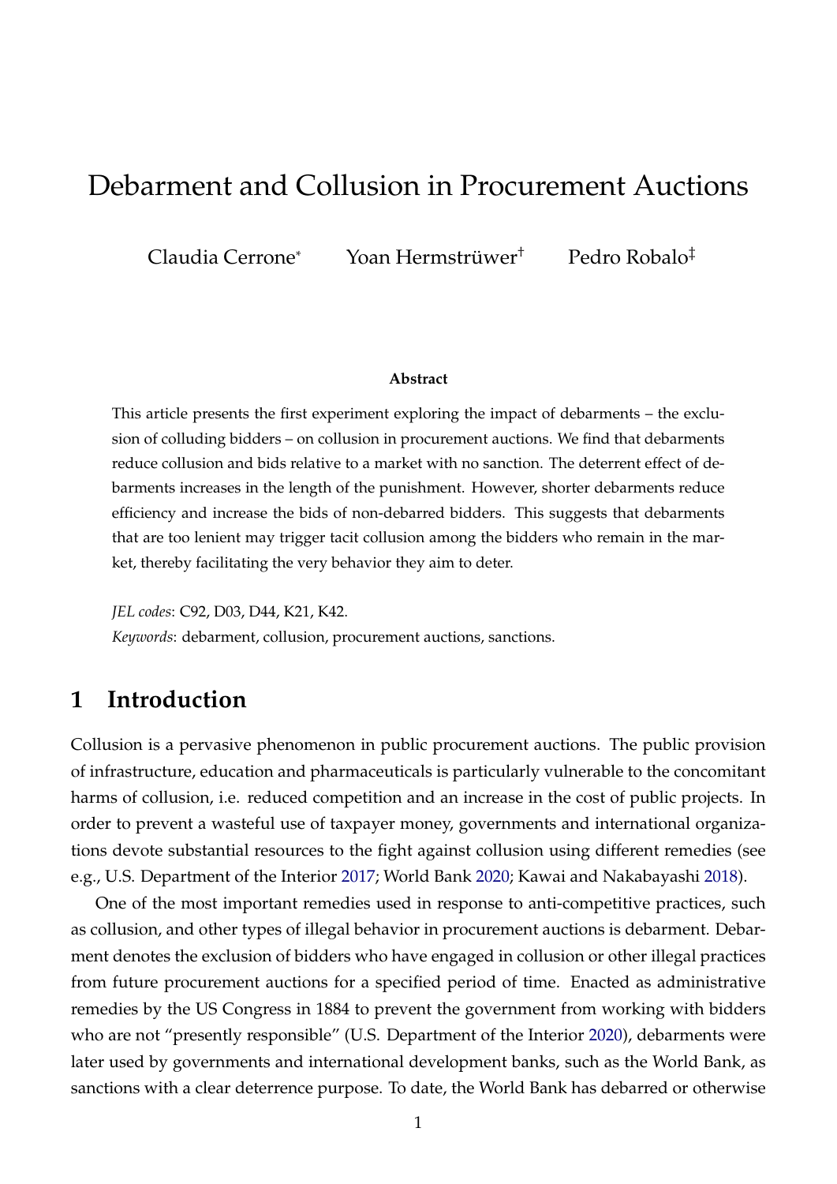# Debarment and Collusion in Procurement Auctions

Claudia Cerrone[*] Yoan Hermstrüwer[†] Pedro Robalo[‡]

**Abstract**

This article presents the first experiment exploring the impact of debarments – the exclusion of colluding bidders – on collusion in procurement auctions. We find that debarments reduce collusion and bids relative to a market with no sanction. The deterrent effect of debarments increases in the length of the punishment. However, shorter debarments reduce efficiency and increase the bids of non-debarred bidders. This suggests that debarments that are too lenient may trigger tacit collusion among the bidders who remain in the market, thereby facilitating the very behavior they aim to deter.

*JEL codes*: C92, D03, D44, K21, K42.

*Keywords*: debarment, collusion, procurement auctions, sanctions.

## 1 Introduction

Collusion is a pervasive phenomenon in public procurement auctions. The public provision of infrastructure, education and pharmaceuticals is particularly vulnerable to the concomitant harms of collusion, i.e. reduced competition and an increase in the cost of public projects. In order to prevent a wasteful use of taxpayer money, governments and international organizations devote substantial resources to the fight against collusion using different remedies (see e.g., U.S. Department of the Interior 2017; World Bank 2020; Kawai and Nakabayashi 2018).

One of the most important remedies used in response to anti-competitive practices, such as collusion, and other types of illegal behavior in procurement auctions is debarment. Debarment denotes the exclusion of bidders who have engaged in collusion or other illegal practices from future procurement auctions for a specified period of time. Enacted as administrative remedies by the US Congress in 1884 to prevent the government from working with bidders who are not "presently responsible" (U.S. Department of the Interior 2020), debarments were later used by governments and international development banks, such as the World Bank, as sanctions with a clear deterrence purpose. To date, the World Bank has debarred or otherwise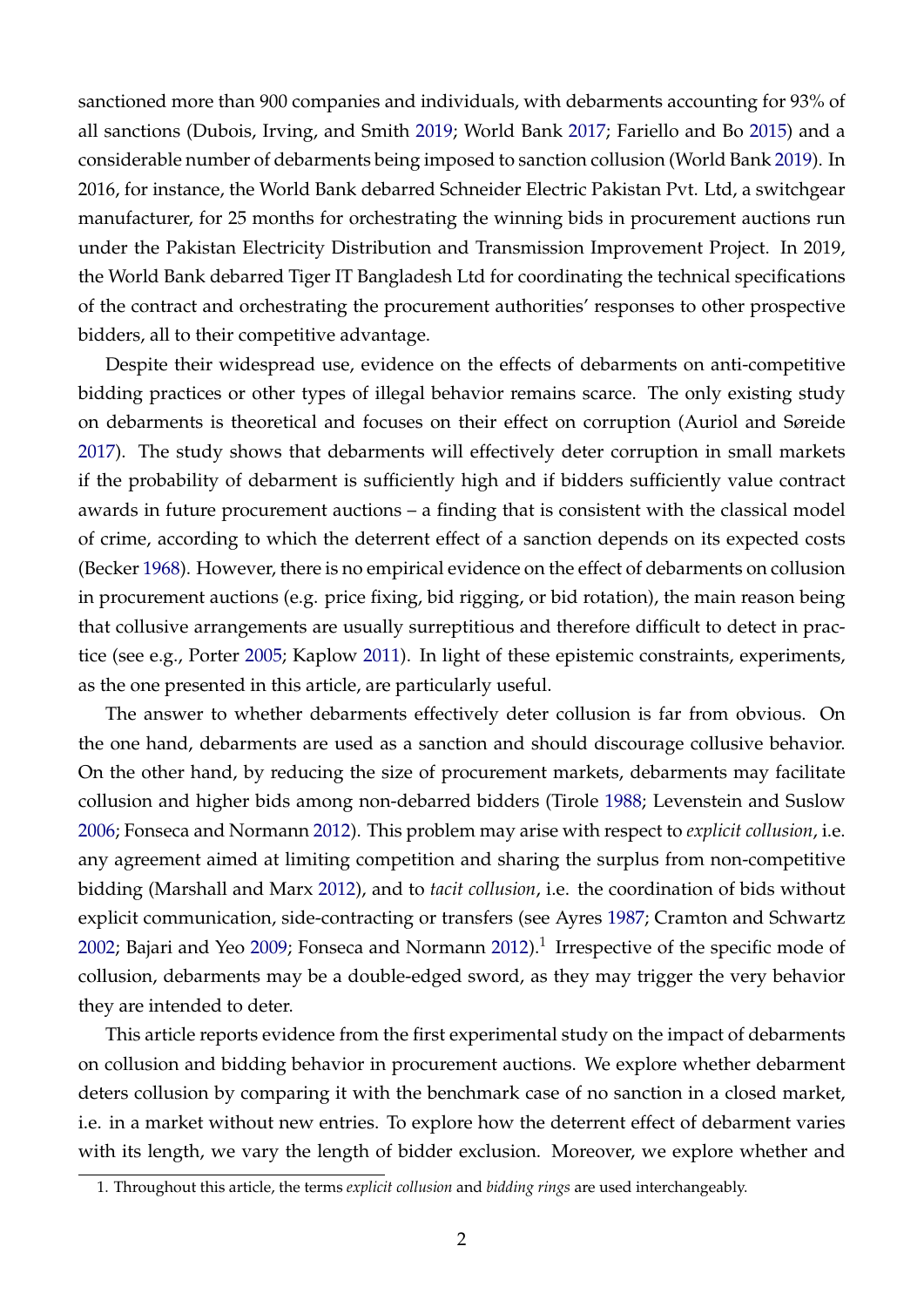sanctioned more than 900 companies and individuals, with debarments accounting for 93% of all sanctions (Dubois, Irving, and Smith 2019; World Bank 2017; Fariello and Bo 2015) and a considerable number of debarments being imposed to sanction collusion (World Bank 2019). In 2016, for instance, the World Bank debarred Schneider Electric Pakistan Pvt. Ltd, a switchgear manufacturer, for 25 months for orchestrating the winning bids in procurement auctions run under the Pakistan Electricity Distribution and Transmission Improvement Project. In 2019, the World Bank debarred Tiger IT Bangladesh Ltd for coordinating the technical specifications of the contract and orchestrating the procurement authorities' responses to other prospective bidders, all to their competitive advantage.

Despite their widespread use, evidence on the effects of debarments on anti-competitive bidding practices or other types of illegal behavior remains scarce. The only existing study on debarments is theoretical and focuses on their effect on corruption (Auriol and Søreide 2017). The study shows that debarments will effectively deter corruption in small markets if the probability of debarment is sufficiently high and if bidders sufficiently value contract awards in future procurement auctions – a finding that is consistent with the classical model of crime, according to which the deterrent effect of a sanction depends on its expected costs (Becker 1968). However, there is no empirical evidence on the effect of debarments on collusion in procurement auctions (e.g. price fixing, bid rigging, or bid rotation), the main reason being that collusive arrangements are usually surreptitious and therefore difficult to detect in practice (see e.g., Porter 2005; Kaplow 2011). In light of these epistemic constraints, experiments, as the one presented in this article, are particularly useful.

The answer to whether debarments effectively deter collusion is far from obvious. On the one hand, debarments are used as a sanction and should discourage collusive behavior. On the other hand, by reducing the size of procurement markets, debarments may facilitate collusion and higher bids among non-debarred bidders (Tirole 1988; Levenstein and Suslow 2006; Fonseca and Normann 2012). This problem may arise with respect to *explicit collusion*, i.e. any agreement aimed at limiting competition and sharing the surplus from non-competitive bidding (Marshall and Marx 2012), and to *tacit collusion*, i.e. the coordination of bids without explicit communication, side-contracting or transfers (see Ayres 1987; Cramton and Schwartz 2002; Bajari and Yeo 2009; Fonseca and Normann 2012).[1] Irrespective of the specific mode of collusion, debarments may be a double-edged sword, as they may trigger the very behavior they are intended to deter.

This article reports evidence from the first experimental study on the impact of debarments on collusion and bidding behavior in procurement auctions. We explore whether debarment deters collusion by comparing it with the benchmark case of no sanction in a closed market, i.e. in a market without new entries. To explore how the deterrent effect of debarment varies with its length, we vary the length of bidder exclusion. Moreover, we explore whether and

1. Throughout this article, the terms *explicit collusion* and *bidding rings* are used interchangeably.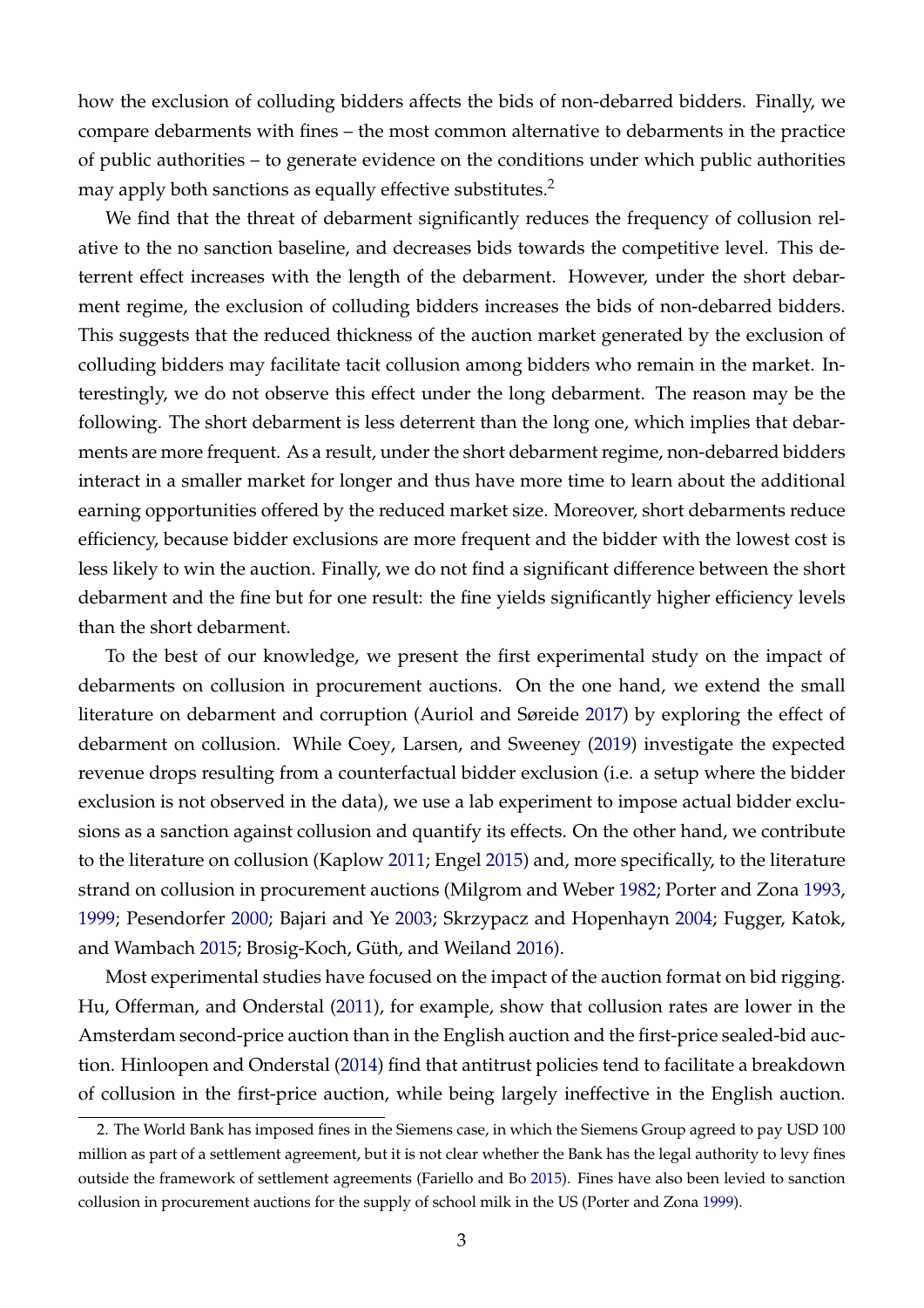how the exclusion of colluding bidders affects the bids of non-debarred bidders. Finally, we compare debarments with fines – the most common alternative to debarments in the practice of public authorities – to generate evidence on the conditions under which public authorities may apply both sanctions as equally effective substitutes.[2]

We find that the threat of debarment significantly reduces the frequency of collusion relative to the no sanction baseline, and decreases bids towards the competitive level. This deterrent effect increases with the length of the debarment. However, under the short debarment regime, the exclusion of colluding bidders increases the bids of non-debarred bidders. This suggests that the reduced thickness of the auction market generated by the exclusion of colluding bidders may facilitate tacit collusion among bidders who remain in the market. Interestingly, we do not observe this effect under the long debarment. The reason may be the following. The short debarment is less deterrent than the long one, which implies that debarments are more frequent. As a result, under the short debarment regime, non-debarred bidders interact in a smaller market for longer and thus have more time to learn about the additional earning opportunities offered by the reduced market size. Moreover, short debarments reduce efficiency, because bidder exclusions are more frequent and the bidder with the lowest cost is less likely to win the auction. Finally, we do not find a significant difference between the short debarment and the fine but for one result: the fine yields significantly higher efficiency levels than the short debarment.

To the best of our knowledge, we present the first experimental study on the impact of debarments on collusion in procurement auctions. On the one hand, we extend the small literature on debarment and corruption (Auriol and Søreide 2017) by exploring the effect of debarment on collusion. While Coey, Larsen, and Sweeney (2019) investigate the expected revenue drops resulting from a counterfactual bidder exclusion (i.e. a setup where the bidder exclusion is not observed in the data), we use a lab experiment to impose actual bidder exclusions as a sanction against collusion and quantify its effects. On the other hand, we contribute to the literature on collusion (Kaplow 2011; Engel 2015) and, more specifically, to the literature strand on collusion in procurement auctions (Milgrom and Weber 1982; Porter and Zona 1993, 1999; Pesendorfer 2000; Bajari and Ye 2003; Skrzypacz and Hopenhayn 2004; Fugger, Katok, and Wambach 2015; Brosig-Koch, Güth, and Weiland 2016).

Most experimental studies have focused on the impact of the auction format on bid rigging. Hu, Offerman, and Onderstal (2011), for example, show that collusion rates are lower in the Amsterdam second-price auction than in the English auction and the first-price sealed-bid auction. Hinloopen and Onderstal (2014) find that antitrust policies tend to facilitate a breakdown of collusion in the first-price auction, while being largely ineffective in the English auction.

2. The World Bank has imposed fines in the Siemens case, in which the Siemens Group agreed to pay USD 100 million as part of a settlement agreement, but it is not clear whether the Bank has the legal authority to levy fines outside the framework of settlement agreements (Fariello and Bo 2015). Fines have also been levied to sanction collusion in procurement auctions for the supply of school milk in the US (Porter and Zona 1999).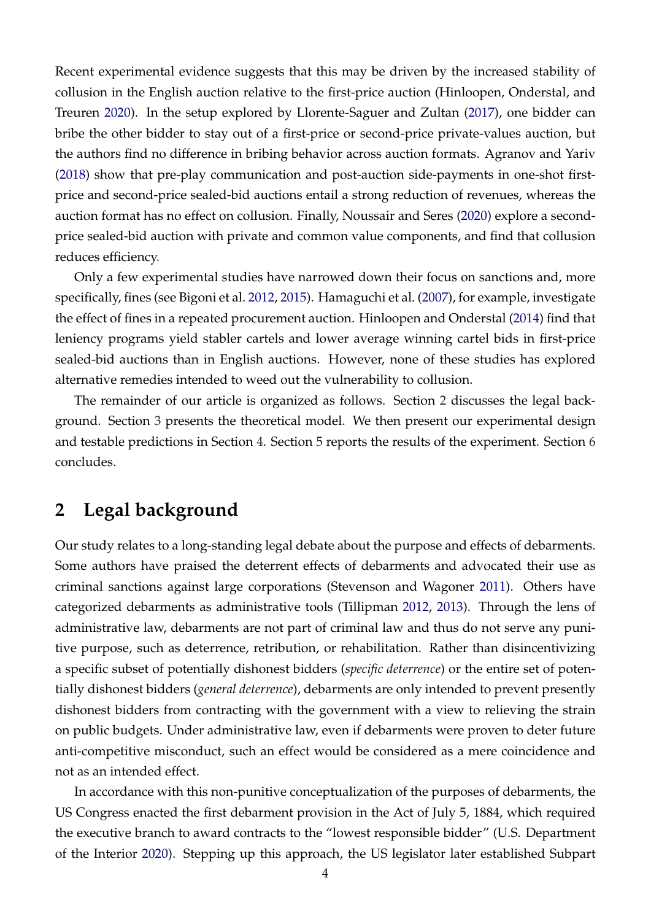Recent experimental evidence suggests that this may be driven by the increased stability of collusion in the English auction relative to the first-price auction (Hinloopen, Onderstal, and Treuren 2020). In the setup explored by Llorente-Saguer and Zultan (2017), one bidder can bribe the other bidder to stay out of a first-price or second-price private-values auction, but the authors find no difference in bribing behavior across auction formats. Agranov and Yariv (2018) show that pre-play communication and post-auction side-payments in one-shot first-price and second-price sealed-bid auctions entail a strong reduction of revenues, whereas the auction format has no effect on collusion. Finally, Noussair and Seres (2020) explore a second-price sealed-bid auction with private and common value components, and find that collusion reduces efficiency.

Only a few experimental studies have narrowed down their focus on sanctions and, more specifically, fines (see Bigoni et al. 2012, 2015). Hamaguchi et al. (2007), for example, investigate the effect of fines in a repeated procurement auction. Hinloopen and Onderstal (2014) find that leniency programs yield stabler cartels and lower average winning cartel bids in first-price sealed-bid auctions than in English auctions. However, none of these studies has explored alternative remedies intended to weed out the vulnerability to collusion.

The remainder of our article is organized as follows. Section 2 discusses the legal background. Section 3 presents the theoretical model. We then present our experimental design and testable predictions in Section 4. Section 5 reports the results of the experiment. Section 6 concludes.

## 2 Legal background

Our study relates to a long-standing legal debate about the purpose and effects of debarments. Some authors have praised the deterrent effects of debarments and advocated their use as criminal sanctions against large corporations (Stevenson and Wagoner 2011). Others have categorized debarments as administrative tools (Tillipman 2012, 2013). Through the lens of administrative law, debarments are not part of criminal law and thus do not serve any punitive purpose, such as deterrence, retribution, or rehabilitation. Rather than disincentivizing a specific subset of potentially dishonest bidders (*specific deterrence*) or the entire set of potentially dishonest bidders (*general deterrence*), debarments are only intended to prevent presently dishonest bidders from contracting with the government with a view to relieving the strain on public budgets. Under administrative law, even if debarments were proven to deter future anti-competitive misconduct, such an effect would be considered as a mere coincidence and not as an intended effect.

In accordance with this non-punitive conceptualization of the purposes of debarments, the US Congress enacted the first debarment provision in the Act of July 5, 1884, which required the executive branch to award contracts to the "lowest responsible bidder" (U.S. Department of the Interior 2020). Stepping up this approach, the US legislator later established Subpart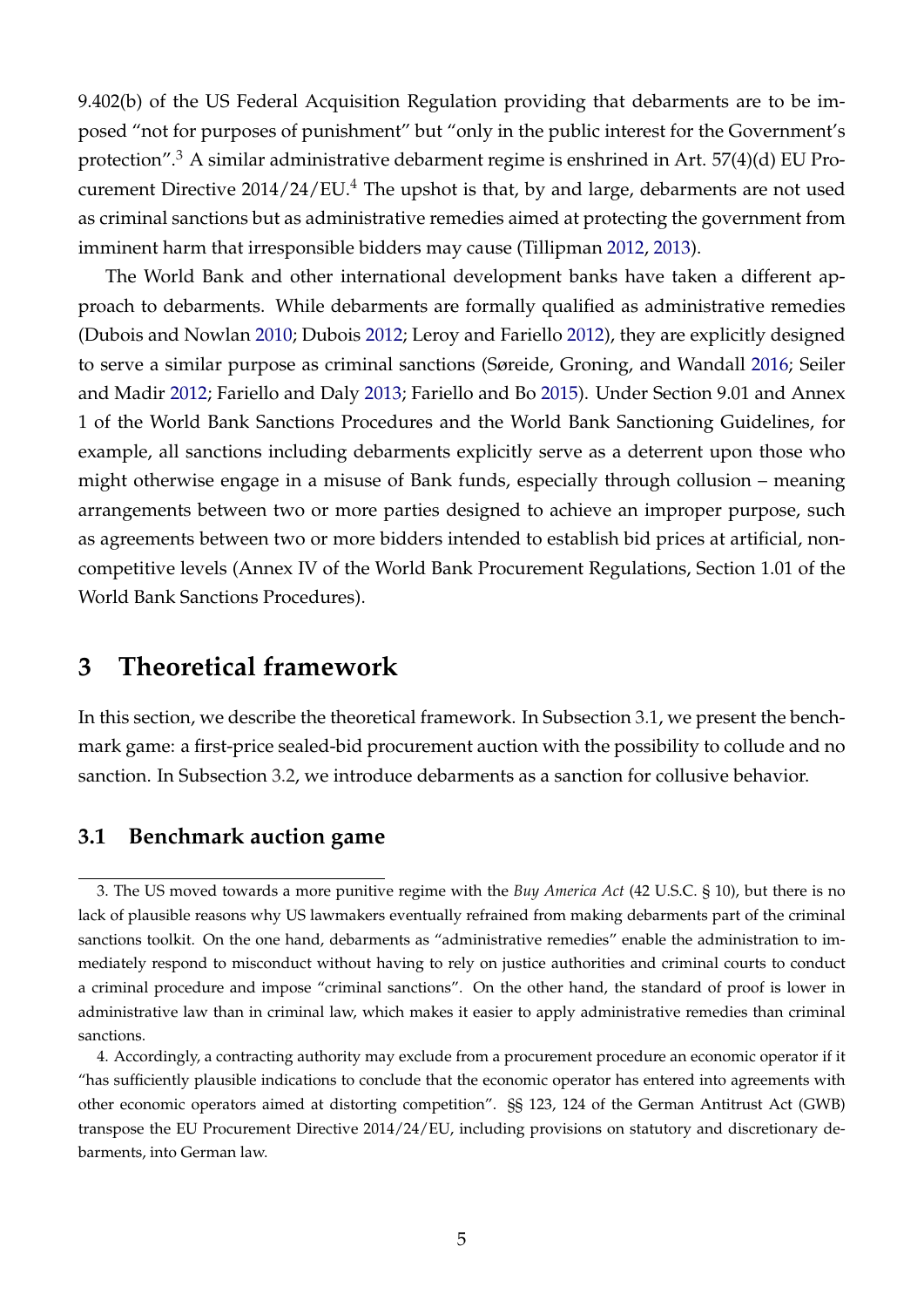9.402(b) of the US Federal Acquisition Regulation providing that debarments are to be imposed "not for purposes of punishment" but "only in the public interest for the Government's protection".[3] A similar administrative debarment regime is enshrined in Art. 57(4)(d) EU Procurement Directive 2014/24/EU.[4] The upshot is that, by and large, debarments are not used as criminal sanctions but as administrative remedies aimed at protecting the government from imminent harm that irresponsible bidders may cause (Tillipman 2012, 2013).

The World Bank and other international development banks have taken a different approach to debarments. While debarments are formally qualified as administrative remedies (Dubois and Nowlan 2010; Dubois 2012; Leroy and Fariello 2012), they are explicitly designed to serve a similar purpose as criminal sanctions (Søreide, Groning, and Wandall 2016; Seiler and Madir 2012; Fariello and Daly 2013; Fariello and Bo 2015). Under Section 9.01 and Annex 1 of the World Bank Sanctions Procedures and the World Bank Sanctioning Guidelines, for example, all sanctions including debarments explicitly serve as a deterrent upon those who might otherwise engage in a misuse of Bank funds, especially through collusion – meaning arrangements between two or more parties designed to achieve an improper purpose, such as agreements between two or more bidders intended to establish bid prices at artificial, non-competitive levels (Annex IV of the World Bank Procurement Regulations, Section 1.01 of the World Bank Sanctions Procedures).

## 3 Theoretical framework

In this section, we describe the theoretical framework. In Subsection 3.1, we present the benchmark game: a first-price sealed-bid procurement auction with the possibility to collude and no sanction. In Subsection 3.2, we introduce debarments as a sanction for collusive behavior.

### 3.1 Benchmark auction game

3. The US moved towards a more punitive regime with the *Buy America Act* (42 U.S.C. § 10), but there is no lack of plausible reasons why US lawmakers eventually refrained from making debarments part of the criminal sanctions toolkit. On the one hand, debarments as "administrative remedies" enable the administration to immediately respond to misconduct without having to rely on justice authorities and criminal courts to conduct a criminal procedure and impose "criminal sanctions". On the other hand, the standard of proof is lower in administrative law than in criminal law, which makes it easier to apply administrative remedies than criminal sanctions.

4. Accordingly, a contracting authority may exclude from a procurement procedure an economic operator if it "has sufficiently plausible indications to conclude that the economic operator has entered into agreements with other economic operators aimed at distorting competition". §§ 123, 124 of the German Antitrust Act (GWB) transpose the EU Procurement Directive 2014/24/EU, including provisions on statutory and discretionary debarments, into German law.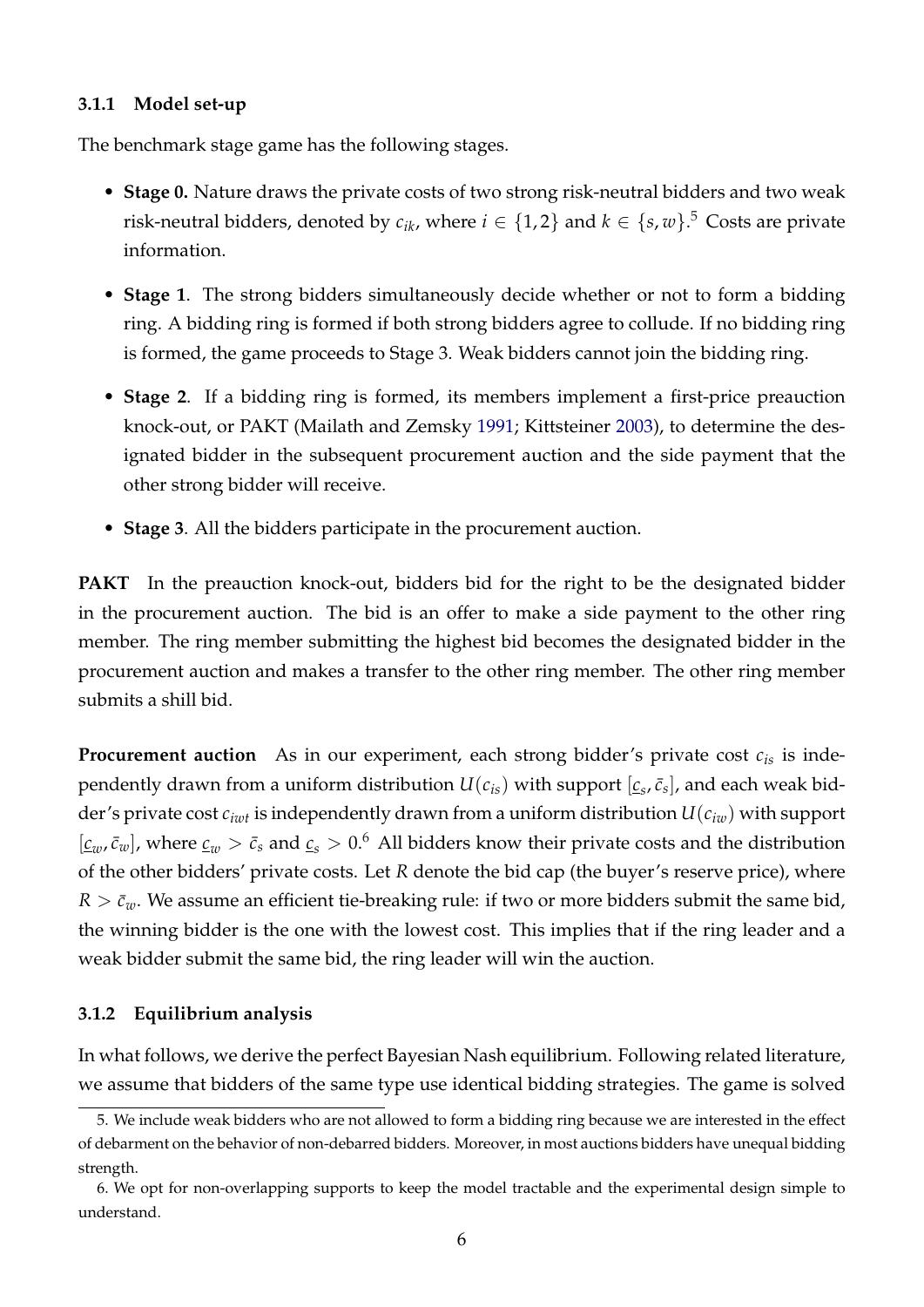#### 3.1.1 Model set-up

The benchmark stage game has the following stages.

- **Stage 0.** Nature draws the private costs of two strong risk-neutral bidders and two weak risk-neutral bidders, denoted by $c_{ik}$, where $i \in \{1,2\}$ and $k \in \{s,w\}$.[5] Costs are private information.
- **Stage 1**. The strong bidders simultaneously decide whether or not to form a bidding ring. A bidding ring is formed if both strong bidders agree to collude. If no bidding ring is formed, the game proceeds to Stage 3. Weak bidders cannot join the bidding ring.
- **Stage 2**. If a bidding ring is formed, its members implement a first-price preauction knock-out, or PAKT (Mailath and Zemsky 1991; Kittsteiner 2003), to determine the designated bidder in the subsequent procurement auction and the side payment that the other strong bidder will receive.
- **Stage 3**. All the bidders participate in the procurement auction.

**PAKT** In the preauction knock-out, bidders bid for the right to be the designated bidder in the procurement auction. The bid is an offer to make a side payment to the other ring member. The ring member submitting the highest bid becomes the designated bidder in the procurement auction and makes a transfer to the other ring member. The other ring member submits a shill bid.

**Procurement auction** As in our experiment, each strong bidder's private cost $c_{is}$ is independently drawn from a uniform distribution $U(c_{is})$ with support $[\underline{c}_s, \bar{c}_s]$, and each weak bidder's private cost $c_{iwt}$ is independently drawn from a uniform distribution $U(c_{iw})$ with support $[\underline{c}_w, \bar{c}_w]$, where $\underline{c}_w > \bar{c}_s$ and $\underline{c}_s > 0$.[6] All bidders know their private costs and the distribution of the other bidders' private costs. Let $R$ denote the bid cap (the buyer's reserve price), where $R > \bar{c}_w$. We assume an efficient tie-breaking rule: if two or more bidders submit the same bid, the winning bidder is the one with the lowest cost. This implies that if the ring leader and a weak bidder submit the same bid, the ring leader will win the auction.

#### 3.1.2 Equilibrium analysis

In what follows, we derive the perfect Bayesian Nash equilibrium. Following related literature, we assume that bidders of the same type use identical bidding strategies. The game is solved

---

5. We include weak bidders who are not allowed to form a bidding ring because we are interested in the effect of debarment on the behavior of non-debarred bidders. Moreover, in most auctions bidders have unequal bidding strength.

6. We opt for non-overlapping supports to keep the model tractable and the experimental design simple to understand.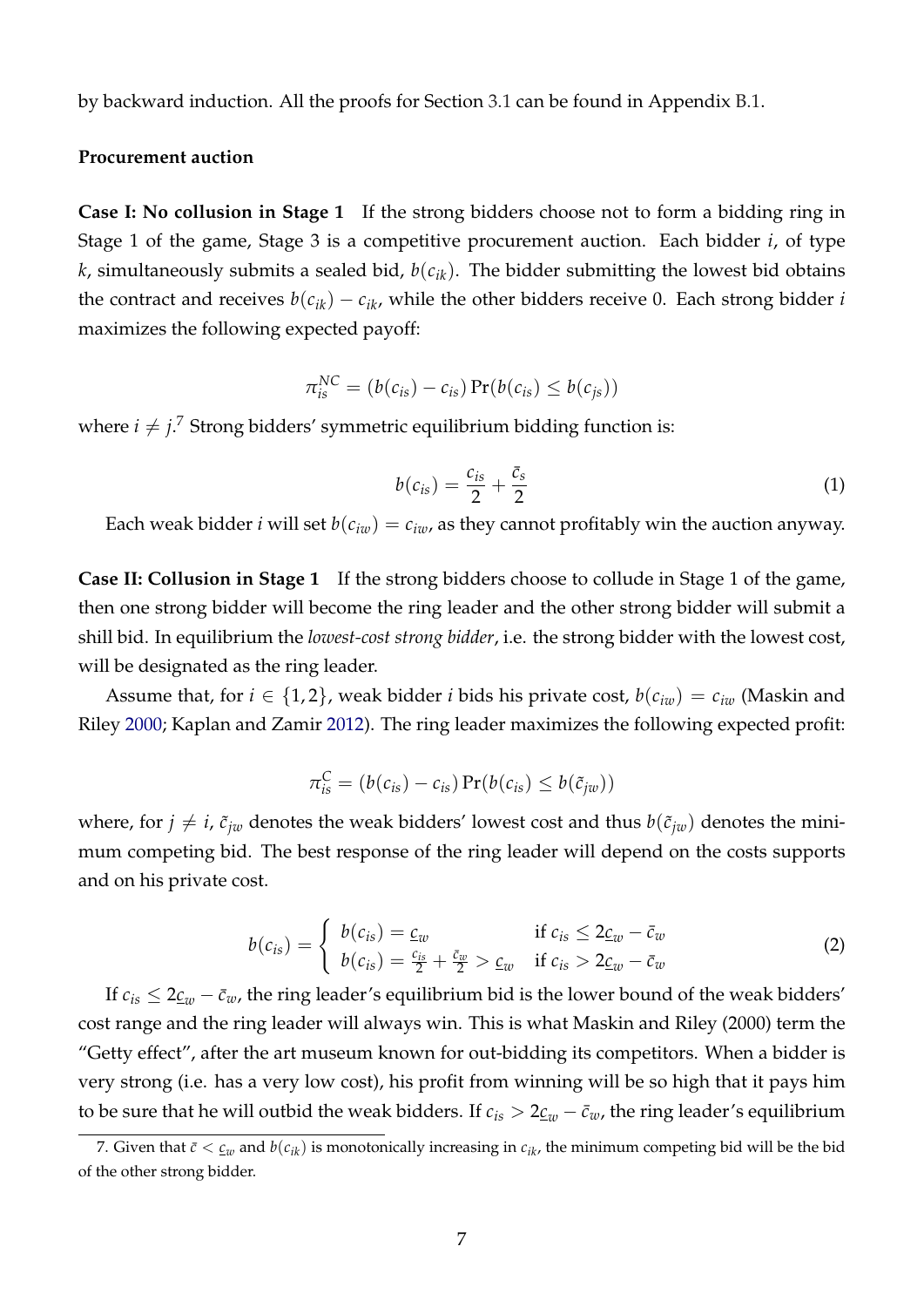by backward induction. All the proofs for Section 3.1 can be found in Appendix B.1.

#### Procurement auction

**Case I: No collusion in Stage 1** If the strong bidders choose not to form a bidding ring in Stage 1 of the game, Stage 3 is a competitive procurement auction. Each bidder $i$, of type $k$, simultaneously submits a sealed bid, $b(c_{ik})$. The bidder submitting the lowest bid obtains the contract and receives $b(c_{ik}) - c_{ik}$, while the other bidders receive 0. Each strong bidder $i$ maximizes the following expected payoff:

$$\pi_{is}^{NC} = (b(c_{is}) - c_{is}) \Pr(b(c_{is}) \leq b(c_{js}))$$

where $i \neq j$.[7] Strong bidders' symmetric equilibrium bidding function is:

$$b(c_{is}) = \frac{c_{is}}{2} + \frac{\bar{c}_s}{2} \tag{1}$$

Each weak bidder $i$ will set $b(c_{iw}) = c_{iw}$, as they cannot profitably win the auction anyway.

**Case II: Collusion in Stage 1** If the strong bidders choose to collude in Stage 1 of the game, then one strong bidder will become the ring leader and the other strong bidder will submit a shill bid. In equilibrium the *lowest-cost strong bidder*, i.e. the strong bidder with the lowest cost, will be designated as the ring leader.

Assume that, for $i \in \{1, 2\}$, weak bidder $i$ bids his private cost, $b(c_{iw}) = c_{iw}$ (Maskin and Riley 2000; Kaplan and Zamir 2012). The ring leader maximizes the following expected profit:

$$\pi_{is}^{C} = (b(c_{is}) - c_{is}) \Pr(b(c_{is}) \leq b(\tilde{c}_{jw}))$$

where, for $j \neq i$, $\tilde{c}_{jw}$ denotes the weak bidders' lowest cost and thus $b(\tilde{c}_{jw})$ denotes the minimum competing bid. The best response of the ring leader will depend on the costs supports and on his private cost.

$$b(c_{is}) = \begin{cases} b(c_{is}) = \underline{c}_w & \text{if } c_{is} \leq 2\underline{c}_w - \bar{c}_w \\ b(c_{is}) = \frac{c_{is}}{2} + \frac{\bar{c}_w}{2} > \underline{c}_w & \text{if } c_{is} > 2\underline{c}_w - \bar{c}_w \end{cases} \tag{2}$$

If $c_{is} \leq 2\underline{c}_w - \bar{c}_w$, the ring leader's equilibrium bid is the lower bound of the weak bidders' cost range and the ring leader will always win. This is what Maskin and Riley (2000) term the "Getty effect", after the art museum known for out-bidding its competitors. When a bidder is very strong (i.e. has a very low cost), his profit from winning will be so high that it pays him to be sure that he will outbid the weak bidders. If $c_{is} > 2\underline{c}_w - \bar{c}_w$, the ring leader's equilibrium

[7] Given that $\bar{c} < \underline{c}_w$ and $b(c_{ik})$ is monotonically increasing in $c_{ik}$, the minimum competing bid will be the bid of the other strong bidder.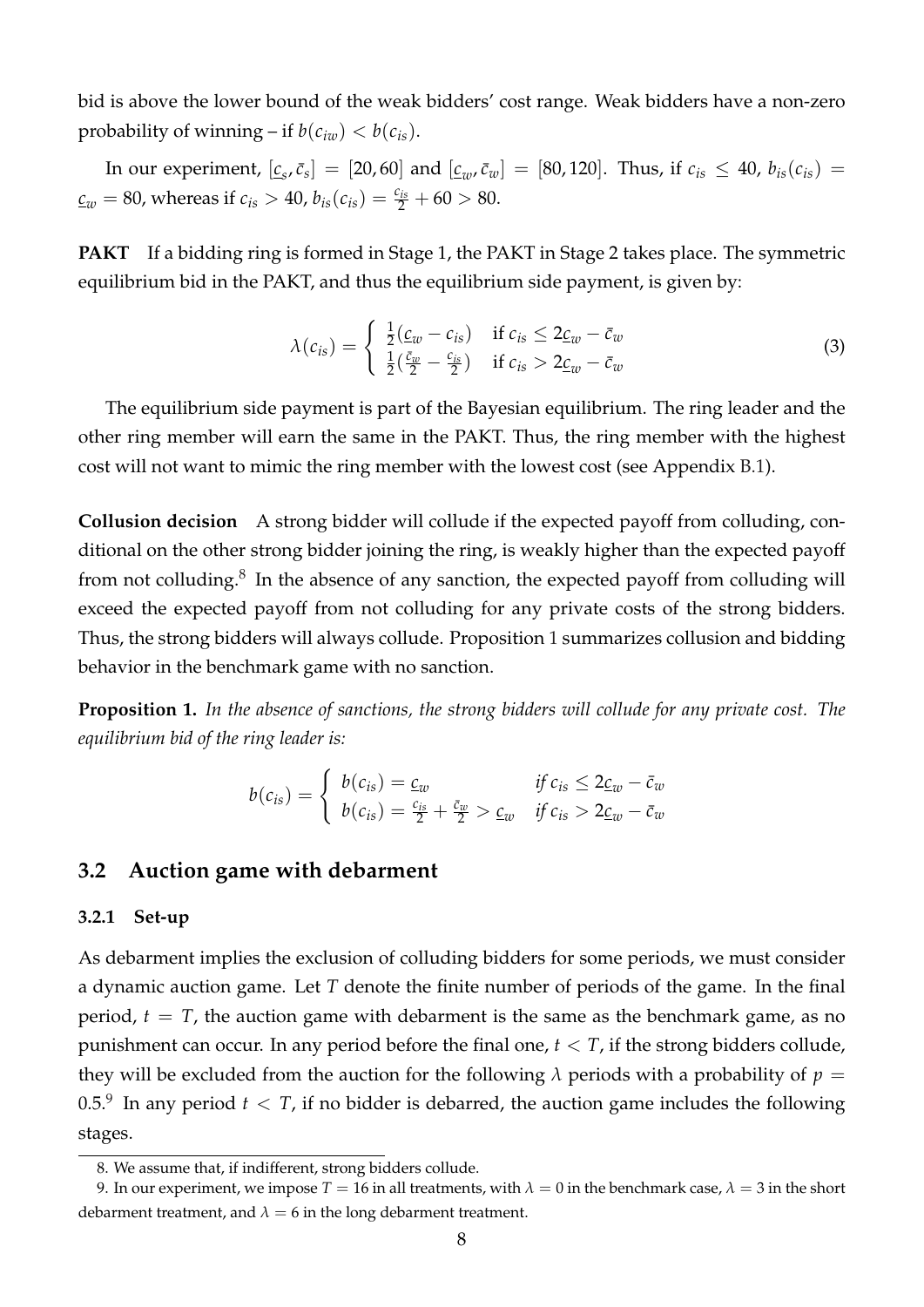bid is above the lower bound of the weak bidders' cost range. Weak bidders have a non-zero probability of winning – if $b(c_{iw}) < b(c_{is})$.

In our experiment, $[\underline{c}_s, \bar{c}_s] = [20, 60]$ and $[\underline{c}_w, \bar{c}_w] = [80, 120]$. Thus, if $c_{is} \leq 40$, $b_{is}(c_{is}) = \underline{c}_w = 80$, whereas if $c_{is} > 40$, $b_{is}(c_{is}) = \frac{c_{is}}{2} + 60 > 80$.

**PAKT** If a bidding ring is formed in Stage 1, the PAKT in Stage 2 takes place. The symmetric equilibrium bid in the PAKT, and thus the equilibrium side payment, is given by:

$$\lambda(c_{is}) = \begin{cases} \frac{1}{2}(\underline{c}_w - c_{is}) & \text{if } c_{is} \leq 2\underline{c}_w - \bar{c}_w \\ \frac{1}{2}(\frac{\bar{c}_w}{2} - \frac{c_{is}}{2}) & \text{if } c_{is} > 2\underline{c}_w - \bar{c}_w \end{cases} \tag{3}$$

The equilibrium side payment is part of the Bayesian equilibrium. The ring leader and the other ring member will earn the same in the PAKT. Thus, the ring member with the highest cost will not want to mimic the ring member with the lowest cost (see Appendix B.1).

**Collusion decision** A strong bidder will collude if the expected payoff from colluding, conditional on the other strong bidder joining the ring, is weakly higher than the expected payoff from not colluding.[8] In the absence of any sanction, the expected payoff from colluding will exceed the expected payoff from not colluding for any private costs of the strong bidders. Thus, the strong bidders will always collude. Proposition 1 summarizes collusion and bidding behavior in the benchmark game with no sanction.

**Proposition 1.** *In the absence of sanctions, the strong bidders will collude for any private cost. The equilibrium bid of the ring leader is:*

$$b(c_{is}) = \begin{cases} b(c_{is}) = \underline{c}_w & \text{if } c_{is} \leq 2\underline{c}_w - \bar{c}_w \\ b(c_{is}) = \frac{c_{is}}{2} + \frac{\bar{c}_w}{2} > \underline{c}_w & \text{if } c_{is} > 2\underline{c}_w - \bar{c}_w \end{cases}$$

## 3.2 Auction game with debarment

### 3.2.1 Set-up

As debarment implies the exclusion of colluding bidders for some periods, we must consider a dynamic auction game. Let $T$ denote the finite number of periods of the game. In the final period, $t = T$, the auction game with debarment is the same as the benchmark game, as no punishment can occur. In any period before the final one, $t < T$, if the strong bidders collude, they will be excluded from the auction for the following $\lambda$ periods with a probability of $p = 0.5$.[9] In any period $t < T$, if no bidder is debarred, the auction game includes the following stages.

8. We assume that, if indifferent, strong bidders collude.

9. In our experiment, we impose $T = 16$ in all treatments, with $\lambda = 0$ in the benchmark case, $\lambda = 3$ in the short debarment treatment, and $\lambda = 6$ in the long debarment treatment.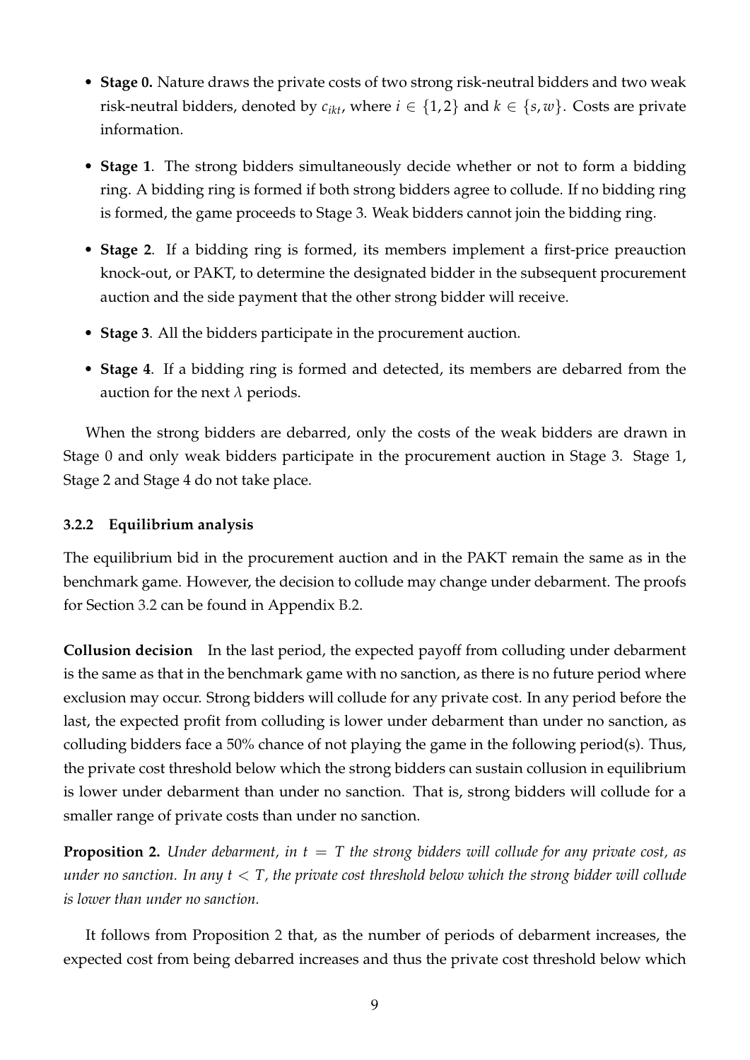- **Stage 0.** Nature draws the private costs of two strong risk-neutral bidders and two weak risk-neutral bidders, denoted by $c_{ikt}$, where $i \in \{1, 2\}$ and $k \in \{s, w\}$. Costs are private information.
- **Stage 1**. The strong bidders simultaneously decide whether or not to form a bidding ring. A bidding ring is formed if both strong bidders agree to collude. If no bidding ring is formed, the game proceeds to Stage 3. Weak bidders cannot join the bidding ring.
- **Stage 2**. If a bidding ring is formed, its members implement a first-price preauction knock-out, or PAKT, to determine the designated bidder in the subsequent procurement auction and the side payment that the other strong bidder will receive.
- **Stage 3**. All the bidders participate in the procurement auction.
- **Stage 4**. If a bidding ring is formed and detected, its members are debarred from the auction for the next $\lambda$ periods.

When the strong bidders are debarred, only the costs of the weak bidders are drawn in Stage 0 and only weak bidders participate in the procurement auction in Stage 3. Stage 1, Stage 2 and Stage 4 do not take place.

#### 3.2.2 Equilibrium analysis

The equilibrium bid in the procurement auction and in the PAKT remain the same as in the benchmark game. However, the decision to collude may change under debarment. The proofs for Section 3.2 can be found in Appendix B.2.

**Collusion decision** In the last period, the expected payoff from colluding under debarment is the same as that in the benchmark game with no sanction, as there is no future period where exclusion may occur. Strong bidders will collude for any private cost. In any period before the last, the expected profit from colluding is lower under debarment than under no sanction, as colluding bidders face a 50% chance of not playing the game in the following period(s). Thus, the private cost threshold below which the strong bidders can sustain collusion in equilibrium is lower under debarment than under no sanction. That is, strong bidders will collude for a smaller range of private costs than under no sanction.

**Proposition 2.** *Under debarment, in $t = T$ the strong bidders will collude for any private cost, as under no sanction. In any $t < T$, the private cost threshold below which the strong bidder will collude is lower than under no sanction.*

It follows from Proposition 2 that, as the number of periods of debarment increases, the expected cost from being debarred increases and thus the private cost threshold below which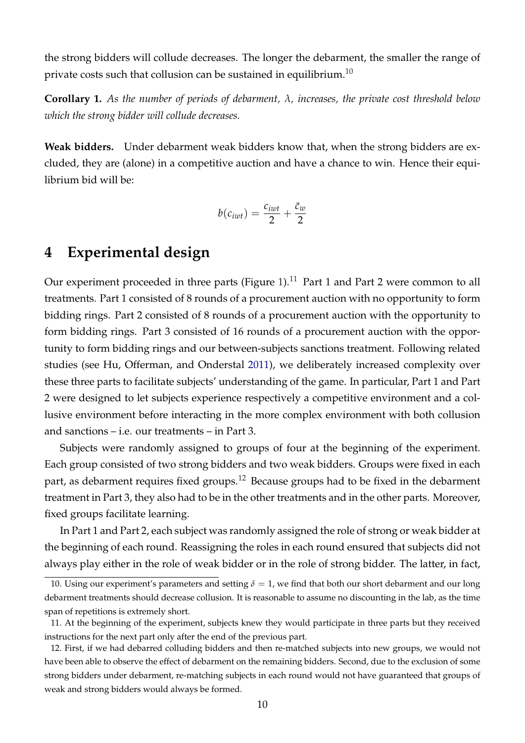the strong bidders will collude decreases. The longer the debarment, the smaller the range of private costs such that collusion can be sustained in equilibrium.[10]

**Corollary 1.** *As the number of periods of debarment, $\lambda$, increases, the private cost threshold below which the strong bidder will collude decreases.*

**Weak bidders.** Under debarment weak bidders know that, when the strong bidders are excluded, they are (alone) in a competitive auction and have a chance to win. Hence their equilibrium bid will be:

$$b(c_{iwt}) = \frac{c_{iwt}}{2} + \frac{\bar{c}_w}{2}$$

# 4 Experimental design

Our experiment proceeded in three parts (Figure 1).[11] Part 1 and Part 2 were common to all treatments. Part 1 consisted of 8 rounds of a procurement auction with no opportunity to form bidding rings. Part 2 consisted of 8 rounds of a procurement auction with the opportunity to form bidding rings. Part 3 consisted of 16 rounds of a procurement auction with the opportunity to form bidding rings and our between-subjects sanctions treatment. Following related studies (see Hu, Offerman, and Onderstal 2011), we deliberately increased complexity over these three parts to facilitate subjects' understanding of the game. In particular, Part 1 and Part 2 were designed to let subjects experience respectively a competitive environment and a collusive environment before interacting in the more complex environment with both collusion and sanctions – i.e. our treatments – in Part 3.

Subjects were randomly assigned to groups of four at the beginning of the experiment. Each group consisted of two strong bidders and two weak bidders. Groups were fixed in each part, as debarment requires fixed groups.[12] Because groups had to be fixed in the debarment treatment in Part 3, they also had to be in the other treatments and in the other parts. Moreover, fixed groups facilitate learning.

In Part 1 and Part 2, each subject was randomly assigned the role of strong or weak bidder at the beginning of each round. Reassigning the roles in each round ensured that subjects did not always play either in the role of weak bidder or in the role of strong bidder. The latter, in fact,

10. Using our experiment's parameters and setting $\delta = 1$, we find that both our short debarment and our long debarment treatments should decrease collusion. It is reasonable to assume no discounting in the lab, as the time span of repetitions is extremely short.

11. At the beginning of the experiment, subjects knew they would participate in three parts but they received instructions for the next part only after the end of the previous part.

12. First, if we had debarred colluding bidders and then re-matched subjects into new groups, we would not have been able to observe the effect of debarment on the remaining bidders. Second, due to the exclusion of some strong bidders under debarment, re-matching subjects in each round would not have guaranteed that groups of weak and strong bidders would always be formed.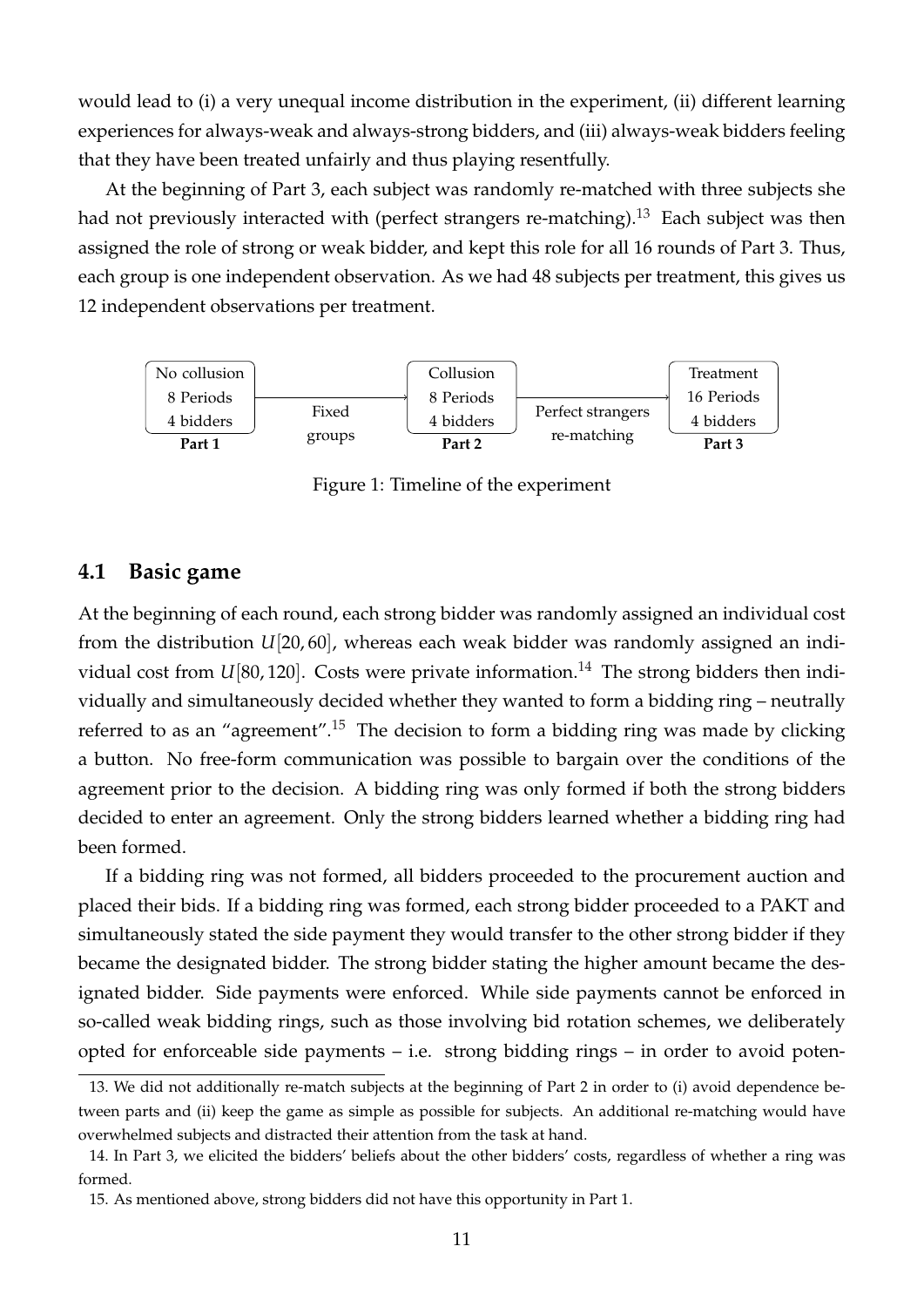would lead to (i) a very unequal income distribution in the experiment, (ii) different learning experiences for always-weak and always-strong bidders, and (iii) always-weak bidders feeling that they have been treated unfairly and thus playing resentfully.

At the beginning of Part 3, each subject was randomly re-matched with three subjects she had not previously interacted with (perfect strangers re-matching).[13] Each subject was then assigned the role of strong or weak bidder, and kept this role for all 16 rounds of Part 3. Thus, each group is one independent observation. As we had 48 subjects per treatment, this gives us 12 independent observations per treatment.

| Part 1 | | Part 2 | | Part 3 |
|---|---|---|---|---|
| No collusion<br>8 Periods<br>4 bidders | → Fixed groups → | Collusion<br>8 Periods<br>4 bidders | → Perfect strangers re-matching → | Treatment<br>16 Periods<br>4 bidders |

Figure 1: Timeline of the experiment

## 4.1 Basic game

At the beginning of each round, each strong bidder was randomly assigned an individual cost from the distribution $U[20, 60]$, whereas each weak bidder was randomly assigned an individual cost from $U[80, 120]$. Costs were private information.[14] The strong bidders then individually and simultaneously decided whether they wanted to form a bidding ring – neutrally referred to as an "agreement".[15] The decision to form a bidding ring was made by clicking a button. No free-form communication was possible to bargain over the conditions of the agreement prior to the decision. A bidding ring was only formed if both the strong bidders decided to enter an agreement. Only the strong bidders learned whether a bidding ring had been formed.

If a bidding ring was not formed, all bidders proceeded to the procurement auction and placed their bids. If a bidding ring was formed, each strong bidder proceeded to a PAKT and simultaneously stated the side payment they would transfer to the other strong bidder if they became the designated bidder. The strong bidder stating the higher amount became the designated bidder. Side payments were enforced. While side payments cannot be enforced in so-called weak bidding rings, such as those involving bid rotation schemes, we deliberately opted for enforceable side payments – i.e. strong bidding rings – in order to avoid poten-

13. We did not additionally re-match subjects at the beginning of Part 2 in order to (i) avoid dependence between parts and (ii) keep the game as simple as possible for subjects. An additional re-matching would have overwhelmed subjects and distracted their attention from the task at hand.

14. In Part 3, we elicited the bidders' beliefs about the other bidders' costs, regardless of whether a ring was formed.

15. As mentioned above, strong bidders did not have this opportunity in Part 1.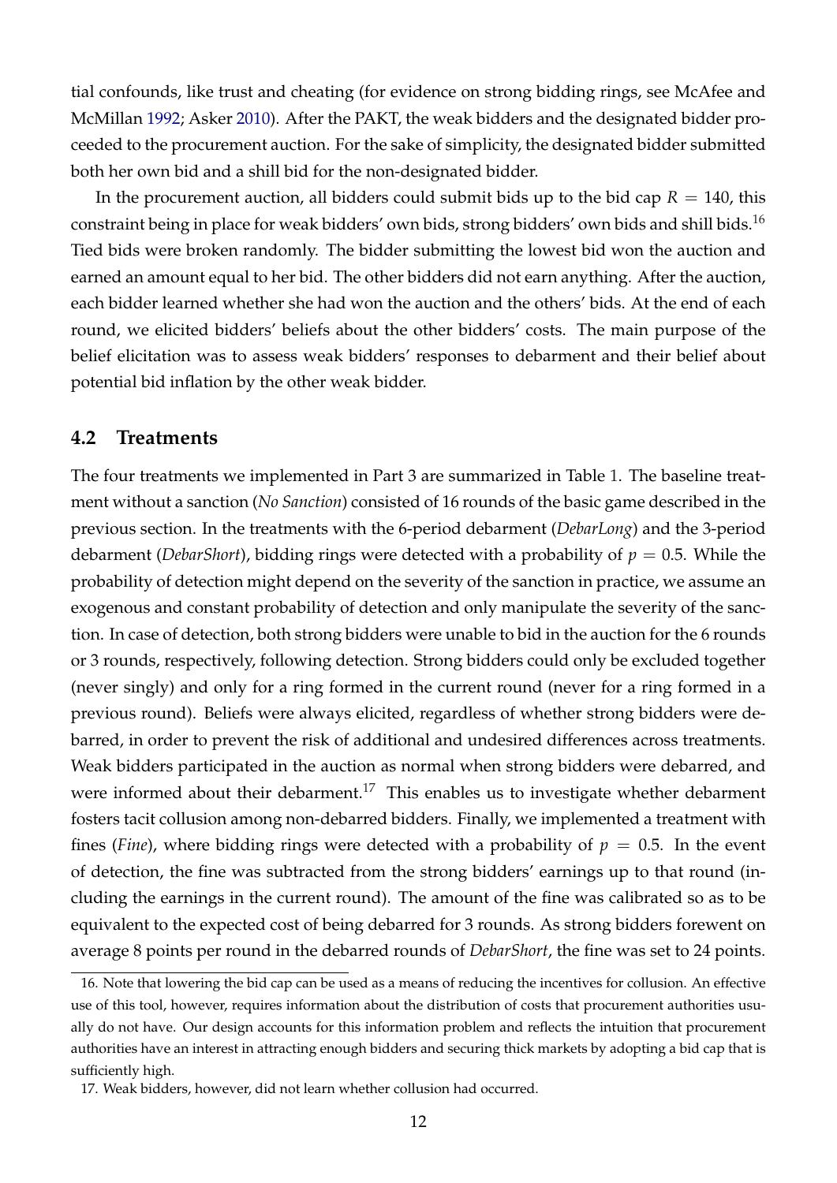tial confounds, like trust and cheating (for evidence on strong bidding rings, see McAfee and McMillan 1992; Asker 2010). After the PAKT, the weak bidders and the designated bidder proceeded to the procurement auction. For the sake of simplicity, the designated bidder submitted both her own bid and a shill bid for the non-designated bidder.

In the procurement auction, all bidders could submit bids up to the bid cap $R = 140$, this constraint being in place for weak bidders' own bids, strong bidders' own bids and shill bids.[16] Tied bids were broken randomly. The bidder submitting the lowest bid won the auction and earned an amount equal to her bid. The other bidders did not earn anything. After the auction, each bidder learned whether she had won the auction and the others' bids. At the end of each round, we elicited bidders' beliefs about the other bidders' costs. The main purpose of the belief elicitation was to assess weak bidders' responses to debarment and their belief about potential bid inflation by the other weak bidder.

## 4.2 Treatments

The four treatments we implemented in Part 3 are summarized in Table 1. The baseline treatment without a sanction (*No Sanction*) consisted of 16 rounds of the basic game described in the previous section. In the treatments with the 6-period debarment (*DebarLong*) and the 3-period debarment (*DebarShort*), bidding rings were detected with a probability of $p = 0.5$. While the probability of detection might depend on the severity of the sanction in practice, we assume an exogenous and constant probability of detection and only manipulate the severity of the sanction. In case of detection, both strong bidders were unable to bid in the auction for the 6 rounds or 3 rounds, respectively, following detection. Strong bidders could only be excluded together (never singly) and only for a ring formed in the current round (never for a ring formed in a previous round). Beliefs were always elicited, regardless of whether strong bidders were debarred, in order to prevent the risk of additional and undesired differences across treatments. Weak bidders participated in the auction as normal when strong bidders were debarred, and were informed about their debarment.[17] This enables us to investigate whether debarment fosters tacit collusion among non-debarred bidders. Finally, we implemented a treatment with fines (*Fine*), where bidding rings were detected with a probability of $p = 0.5$. In the event of detection, the fine was subtracted from the strong bidders' earnings up to that round (including the earnings in the current round). The amount of the fine was calibrated so as to be equivalent to the expected cost of being debarred for 3 rounds. As strong bidders forewent on average 8 points per round in the debarred rounds of *DebarShort*, the fine was set to 24 points.

16. Note that lowering the bid cap can be used as a means of reducing the incentives for collusion. An effective use of this tool, however, requires information about the distribution of costs that procurement authorities usually do not have. Our design accounts for this information problem and reflects the intuition that procurement authorities have an interest in attracting enough bidders and securing thick markets by adopting a bid cap that is sufficiently high.

17. Weak bidders, however, did not learn whether collusion had occurred.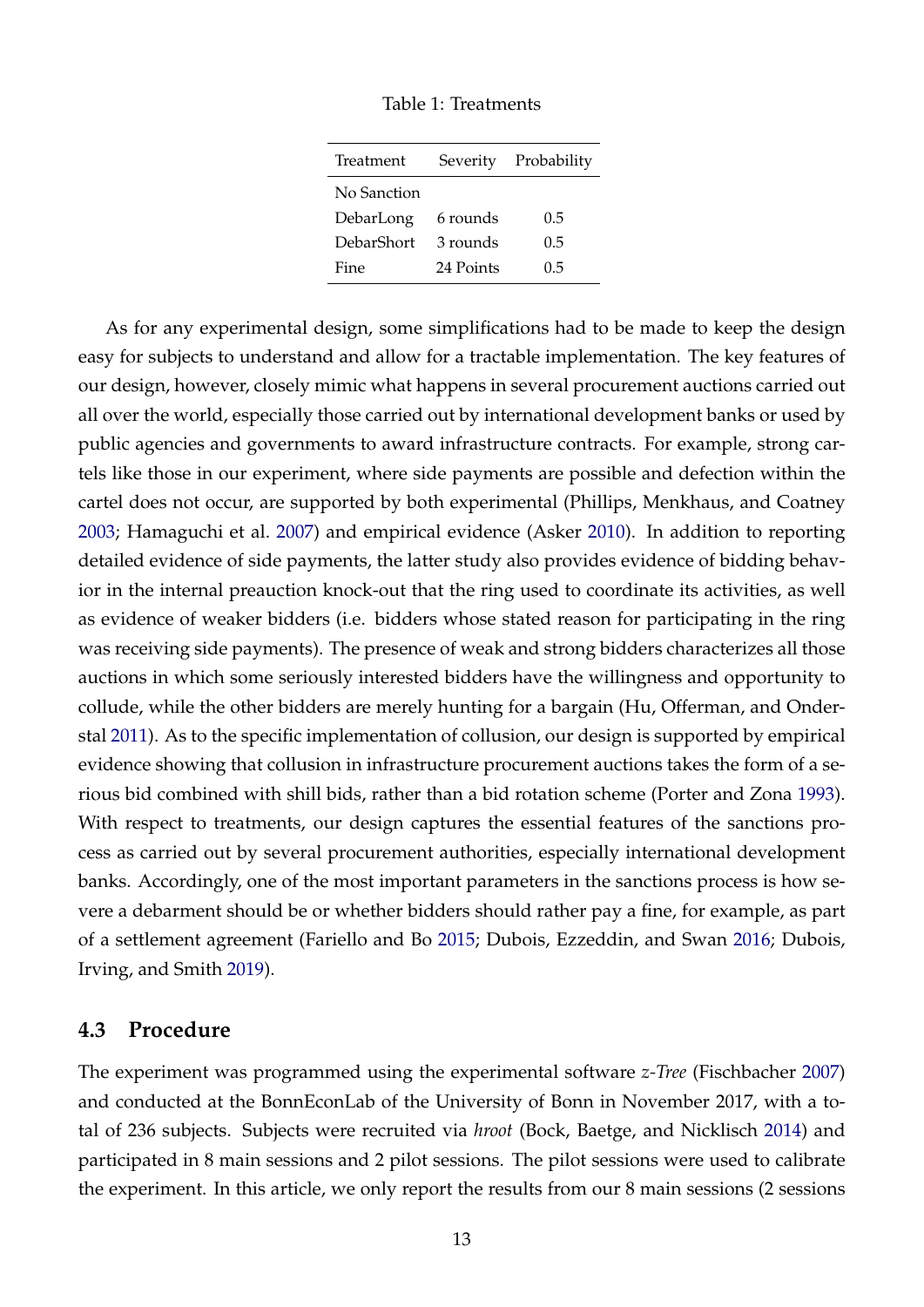Table 1: Treatments

| Treatment | Severity | Probability |
|---|---|---|
| No Sanction | | |
| DebarLong | 6 rounds | 0.5 |
| DebarShort | 3 rounds | 0.5 |
| Fine | 24 Points | 0.5 |

As for any experimental design, some simplifications had to be made to keep the design easy for subjects to understand and allow for a tractable implementation. The key features of our design, however, closely mimic what happens in several procurement auctions carried out all over the world, especially those carried out by international development banks or used by public agencies and governments to award infrastructure contracts. For example, strong cartels like those in our experiment, where side payments are possible and defection within the cartel does not occur, are supported by both experimental (Phillips, Menkhaus, and Coatney 2003; Hamaguchi et al. 2007) and empirical evidence (Asker 2010). In addition to reporting detailed evidence of side payments, the latter study also provides evidence of bidding behavior in the internal preauction knock-out that the ring used to coordinate its activities, as well as evidence of weaker bidders (i.e. bidders whose stated reason for participating in the ring was receiving side payments). The presence of weak and strong bidders characterizes all those auctions in which some seriously interested bidders have the willingness and opportunity to collude, while the other bidders are merely hunting for a bargain (Hu, Offerman, and Onderstal 2011). As to the specific implementation of collusion, our design is supported by empirical evidence showing that collusion in infrastructure procurement auctions takes the form of a serious bid combined with shill bids, rather than a bid rotation scheme (Porter and Zona 1993). With respect to treatments, our design captures the essential features of the sanctions process as carried out by several procurement authorities, especially international development banks. Accordingly, one of the most important parameters in the sanctions process is how severe a debarment should be or whether bidders should rather pay a fine, for example, as part of a settlement agreement (Fariello and Bo 2015; Dubois, Ezzeddin, and Swan 2016; Dubois, Irving, and Smith 2019).

### 4.3 Procedure

The experiment was programmed using the experimental software *z-Tree* (Fischbacher 2007) and conducted at the BonnEconLab of the University of Bonn in November 2017, with a total of 236 subjects. Subjects were recruited via *hroot* (Bock, Baetge, and Nicklisch 2014) and participated in 8 main sessions and 2 pilot sessions. The pilot sessions were used to calibrate the experiment. In this article, we only report the results from our 8 main sessions (2 sessions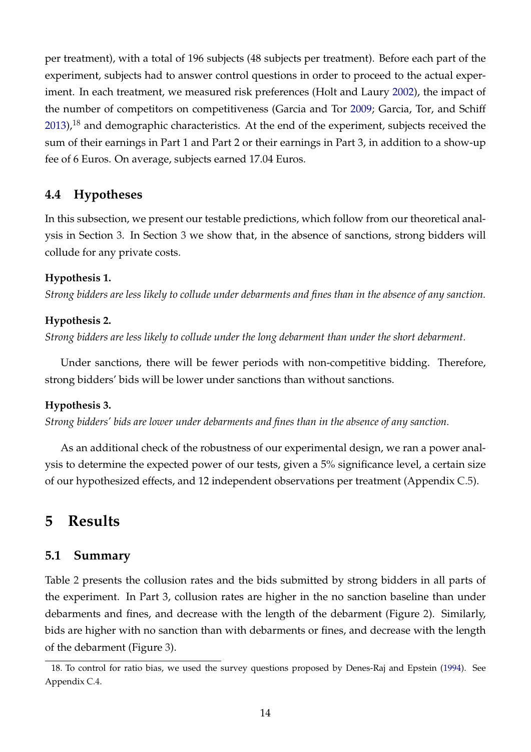per treatment), with a total of 196 subjects (48 subjects per treatment). Before each part of the experiment, subjects had to answer control questions in order to proceed to the actual experiment. In each treatment, we measured risk preferences (Holt and Laury 2002), the impact of the number of competitors on competitiveness (Garcia and Tor 2009; Garcia, Tor, and Schiff 2013),[18] and demographic characteristics. At the end of the experiment, subjects received the sum of their earnings in Part 1 and Part 2 or their earnings in Part 3, in addition to a show-up fee of 6 Euros. On average, subjects earned 17.04 Euros.

## 4.4 Hypotheses

In this subsection, we present our testable predictions, which follow from our theoretical analysis in Section 3. In Section 3 we show that, in the absence of sanctions, strong bidders will collude for any private costs.

**Hypothesis 1.**
*Strong bidders are less likely to collude under debarments and fines than in the absence of any sanction.*

**Hypothesis 2.**
*Strong bidders are less likely to collude under the long debarment than under the short debarment.*

Under sanctions, there will be fewer periods with non-competitive bidding. Therefore, strong bidders' bids will be lower under sanctions than without sanctions.

**Hypothesis 3.**
*Strong bidders' bids are lower under debarments and fines than in the absence of any sanction.*

As an additional check of the robustness of our experimental design, we ran a power analysis to determine the expected power of our tests, given a 5% significance level, a certain size of our hypothesized effects, and 12 independent observations per treatment (Appendix C.5).

# 5 Results

## 5.1 Summary

Table 2 presents the collusion rates and the bids submitted by strong bidders in all parts of the experiment. In Part 3, collusion rates are higher in the no sanction baseline than under debarments and fines, and decrease with the length of the debarment (Figure 2). Similarly, bids are higher with no sanction than with debarments or fines, and decrease with the length of the debarment (Figure 3).

---

18. To control for ratio bias, we used the survey questions proposed by Denes-Raj and Epstein (1994). See Appendix C.4.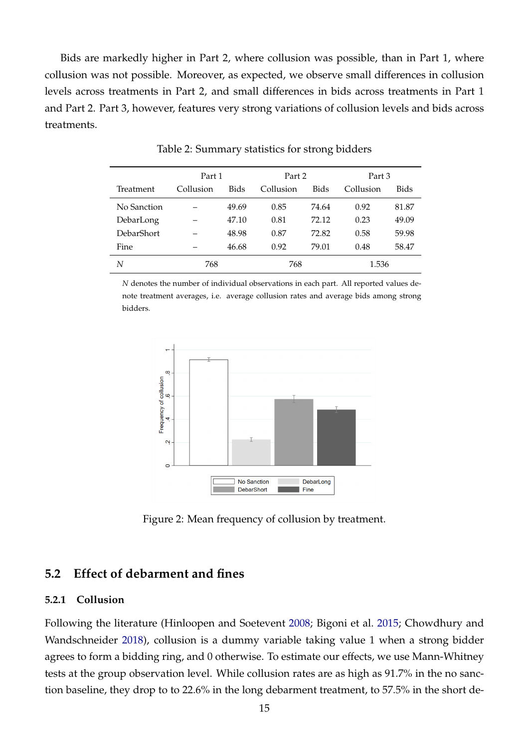Bids are markedly higher in Part 2, where collusion was possible, than in Part 1, where collusion was not possible. Moreover, as expected, we observe small differences in collusion levels across treatments in Part 2, and small differences in bids across treatments in Part 1 and Part 2. Part 3, however, features very strong variations of collusion levels and bids across treatments.

Table 2: Summary statistics for strong bidders

| | Part 1 | | Part 2 | | Part 3 | |
|---|---|---|---|---|---|---|
| Treatment | Collusion | Bids | Collusion | Bids | Collusion | Bids |
| No Sanction | – | 49.69 | 0.85 | 74.64 | 0.92 | 81.87 |
| DebarLong | – | 47.10 | 0.81 | 72.12 | 0.23 | 49.09 |
| DebarShort | – | 48.98 | 0.87 | 72.82 | 0.58 | 59.98 |
| Fine | – | 46.68 | 0.92 | 79.01 | 0.48 | 58.47 |
| $N$ | 768 | | 768 | | 1.536 | |

$N$ denotes the number of individual observations in each part. All reported values denote treatment averages, i.e. average collusion rates and average bids among strong bidders.

Figure 2: Mean frequency of collusion by treatment.

## 5.2 Effect of debarment and fines

### 5.2.1 Collusion

Following the literature (Hinloopen and Soetevent 2008; Bigoni et al. 2015; Chowdhury and Wandschneider 2018), collusion is a dummy variable taking value 1 when a strong bidder agrees to form a bidding ring, and 0 otherwise. To estimate our effects, we use Mann-Whitney tests at the group observation level. While collusion rates are as high as 91.7% in the no sanction baseline, they drop to to 22.6% in the long debarment treatment, to 57.5% in the short de-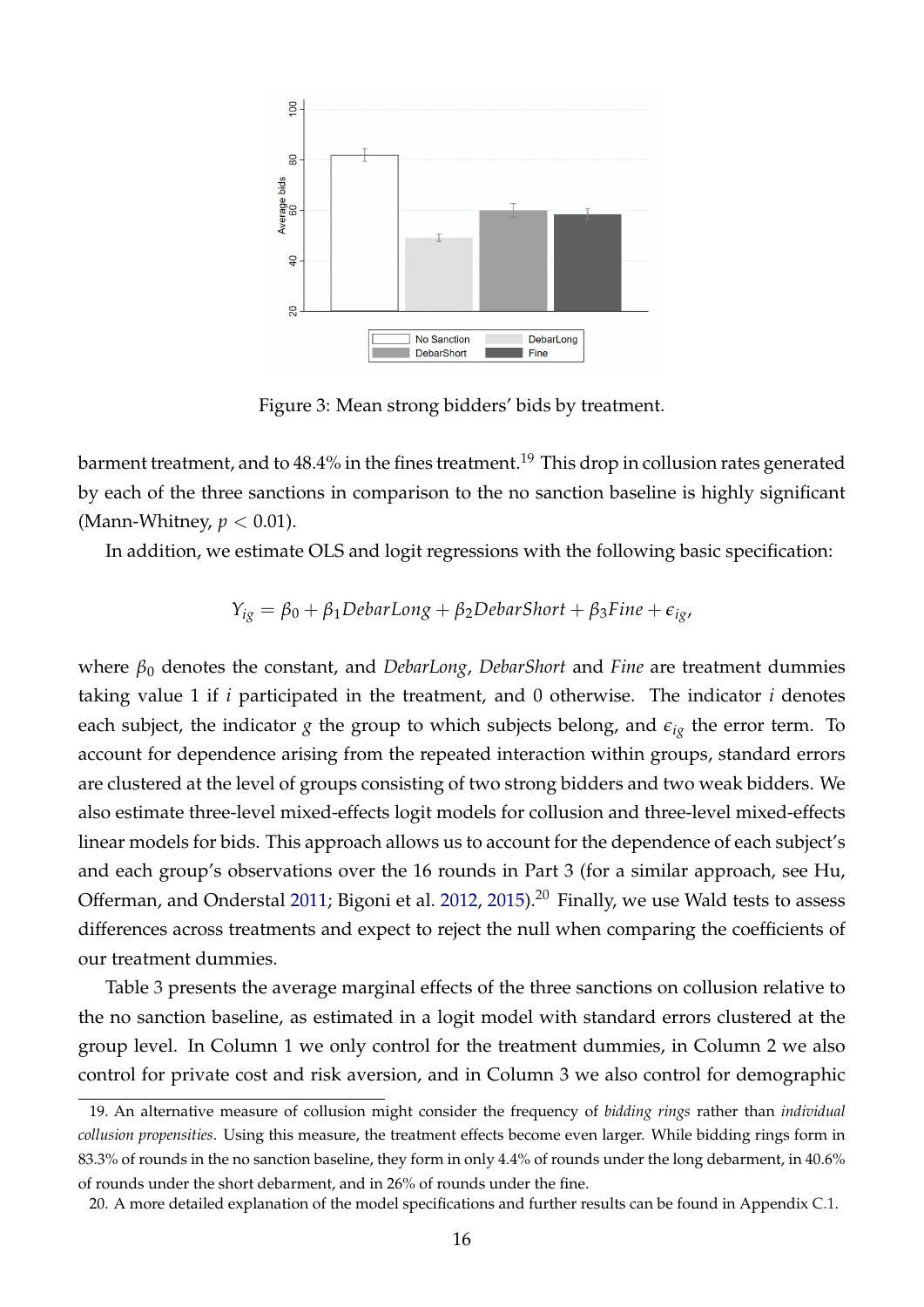Figure 3: Mean strong bidders' bids by treatment.

barment treatment, and to 48.4% in the fines treatment.[19] This drop in collusion rates generated by each of the three sanctions in comparison to the no sanction baseline is highly significant (Mann-Whitney, $p < 0.01$).

In addition, we estimate OLS and logit regressions with the following basic specification:

$$Y_{ig} = \beta_0 + \beta_1 DebarLong + \beta_2 DebarShort + \beta_3 Fine + \epsilon_{ig},$$

where $\beta_0$ denotes the constant, and *DebarLong*, *DebarShort* and *Fine* are treatment dummies taking value 1 if $i$ participated in the treatment, and 0 otherwise. The indicator $i$ denotes each subject, the indicator $g$ the group to which subjects belong, and $\epsilon_{ig}$ the error term. To account for dependence arising from the repeated interaction within groups, standard errors are clustered at the level of groups consisting of two strong bidders and two weak bidders. We also estimate three-level mixed-effects logit models for collusion and three-level mixed-effects linear models for bids. This approach allows us to account for the dependence of each subject's and each group's observations over the 16 rounds in Part 3 (for a similar approach, see Hu, Offerman, and Onderstal 2011; Bigoni et al. 2012, 2015).[20] Finally, we use Wald tests to assess differences across treatments and expect to reject the null when comparing the coefficients of our treatment dummies.

Table 3 presents the average marginal effects of the three sanctions on collusion relative to the no sanction baseline, as estimated in a logit model with standard errors clustered at the group level. In Column 1 we only control for the treatment dummies, in Column 2 we also control for private cost and risk aversion, and in Column 3 we also control for demographic

19. An alternative measure of collusion might consider the frequency of *bidding rings* rather than *individual collusion propensities*. Using this measure, the treatment effects become even larger. While bidding rings form in 83.3% of rounds in the no sanction baseline, they form in only 4.4% of rounds under the long debarment, in 40.6% of rounds under the short debarment, and in 26% of rounds under the fine.

20. A more detailed explanation of the model specifications and further results can be found in Appendix C.1.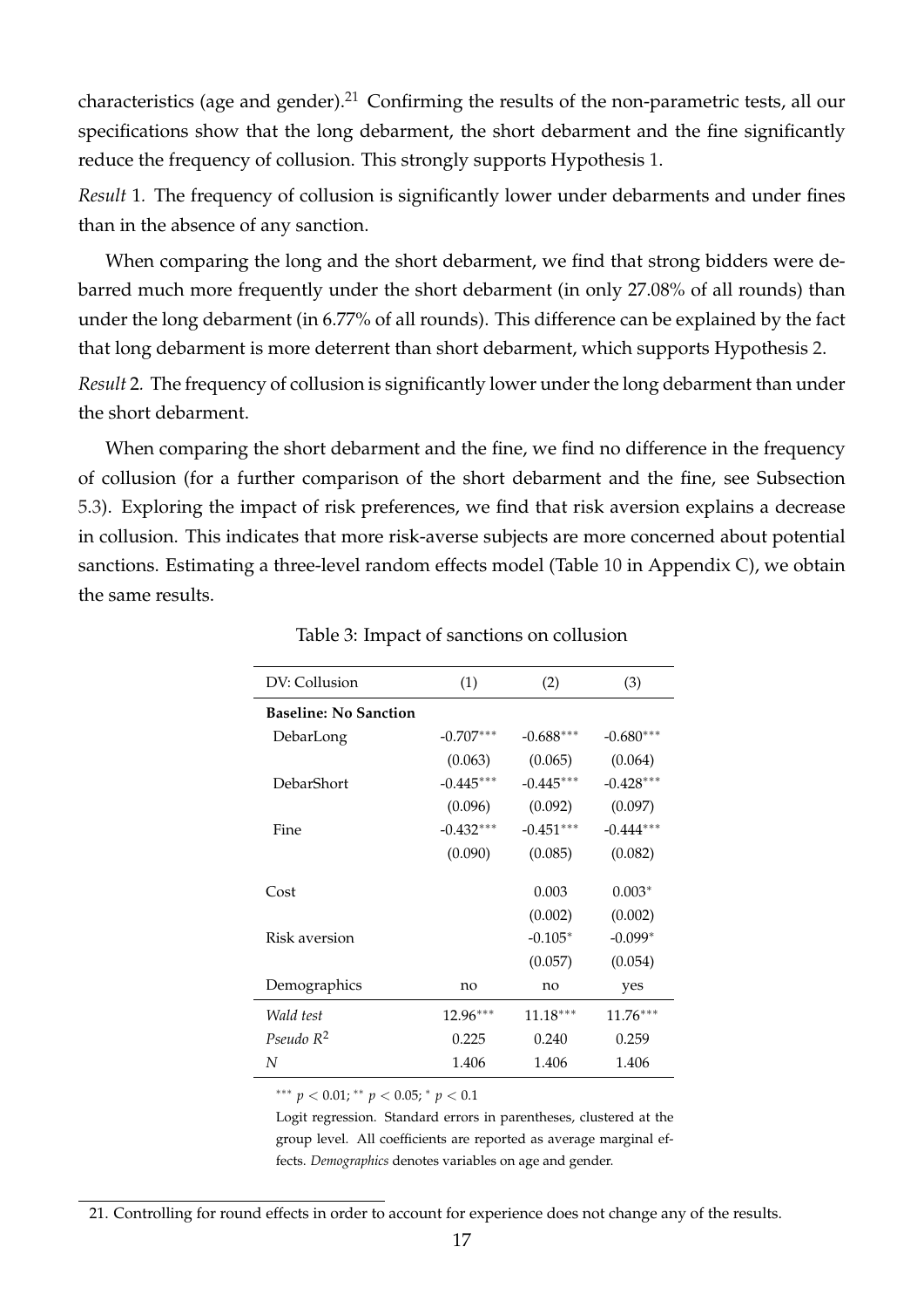characteristics (age and gender).[21] Confirming the results of the non-parametric tests, all our specifications show that the long debarment, the short debarment and the fine significantly reduce the frequency of collusion. This strongly supports Hypothesis 1.

*Result* 1. The frequency of collusion is significantly lower under debarments and under fines than in the absence of any sanction.

When comparing the long and the short debarment, we find that strong bidders were debarred much more frequently under the short debarment (in only 27.08% of all rounds) than under the long debarment (in 6.77% of all rounds). This difference can be explained by the fact that long debarment is more deterrent than short debarment, which supports Hypothesis 2.

*Result* 2. The frequency of collusion is significantly lower under the long debarment than under the short debarment.

When comparing the short debarment and the fine, we find no difference in the frequency of collusion (for a further comparison of the short debarment and the fine, see Subsection 5.3). Exploring the impact of risk preferences, we find that risk aversion explains a decrease in collusion. This indicates that more risk-averse subjects are more concerned about potential sanctions. Estimating a three-level random effects model (Table 10 in Appendix C), we obtain the same results.

Table 3: Impact of sanctions on collusion

| DV: Collusion | (1) | (2) | (3) |
|---|---|---|---|
| **Baseline: No Sanction** | | | |
| DebarLong | $-0.707^{***}$ | $-0.688^{***}$ | $-0.680^{***}$ |
| | (0.063) | (0.065) | (0.064) |
| DebarShort | $-0.445^{***}$ | $-0.445^{***}$ | $-0.428^{***}$ |
| | (0.096) | (0.092) | (0.097) |
| Fine | $-0.432^{***}$ | $-0.451^{***}$ | $-0.444^{***}$ |
| | (0.090) | (0.085) | (0.082) |
| Cost | | 0.003 | $0.003^{*}$ |
| | | (0.002) | (0.002) |
| Risk aversion | | $-0.105^{*}$ | $-0.099^{*}$ |
| | | (0.057) | (0.054) |
| Demographics | no | no | yes |
| *Wald test* | $12.96^{***}$ | $11.18^{***}$ | $11.76^{***}$ |
| *Pseudo* $R^2$ | 0.225 | 0.240 | 0.259 |
| $N$ | 1.406 | 1.406 | 1.406 |

$^{***}$ $p < 0.01$; $^{**}$ $p < 0.05$; $^{*}$ $p < 0.1$

Logit regression. Standard errors in parentheses, clustered at the group level. All coefficients are reported as average marginal effects. *Demographics* denotes variables on age and gender.

21. Controlling for round effects in order to account for experience does not change any of the results.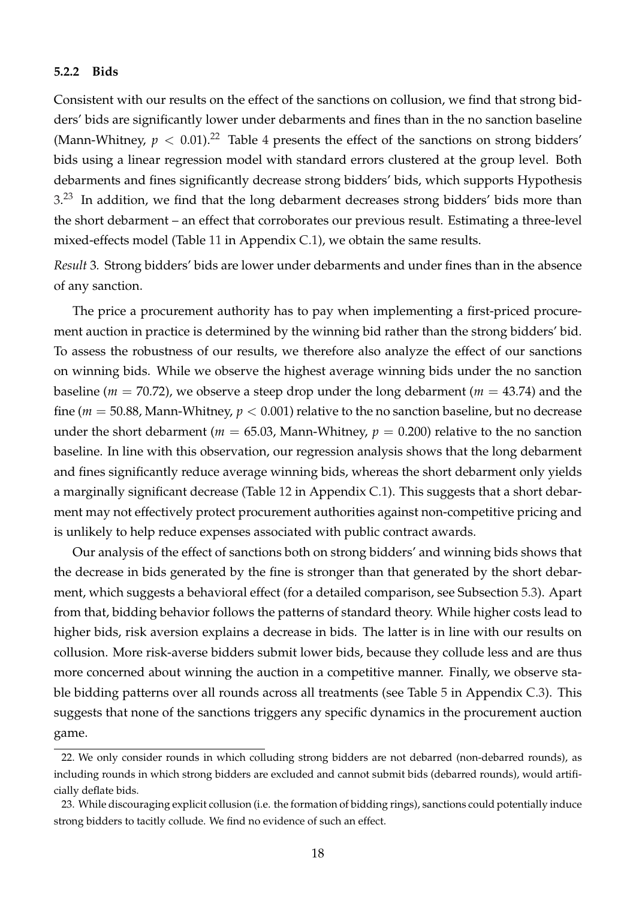#### 5.2.2 Bids

Consistent with our results on the effect of the sanctions on collusion, we find that strong bidders' bids are significantly lower under debarments and fines than in the no sanction baseline (Mann-Whitney, $p < 0.01$).[22] Table 4 presents the effect of the sanctions on strong bidders' bids using a linear regression model with standard errors clustered at the group level. Both debarments and fines significantly decrease strong bidders' bids, which supports Hypothesis 3.[23] In addition, we find that the long debarment decreases strong bidders' bids more than the short debarment – an effect that corroborates our previous result. Estimating a three-level mixed-effects model (Table 11 in Appendix C.1), we obtain the same results.

*Result* 3. Strong bidders' bids are lower under debarments and under fines than in the absence of any sanction.

The price a procurement authority has to pay when implementing a first-priced procurement auction in practice is determined by the winning bid rather than the strong bidders' bid. To assess the robustness of our results, we therefore also analyze the effect of our sanctions on winning bids. While we observe the highest average winning bids under the no sanction baseline ($m = 70.72$), we observe a steep drop under the long debarment ($m = 43.74$) and the fine ($m = 50.88$, Mann-Whitney, $p < 0.001$) relative to the no sanction baseline, but no decrease under the short debarment ($m = 65.03$, Mann-Whitney, $p = 0.200$) relative to the no sanction baseline. In line with this observation, our regression analysis shows that the long debarment and fines significantly reduce average winning bids, whereas the short debarment only yields a marginally significant decrease (Table 12 in Appendix C.1). This suggests that a short debarment may not effectively protect procurement authorities against non-competitive pricing and is unlikely to help reduce expenses associated with public contract awards.

Our analysis of the effect of sanctions both on strong bidders' and winning bids shows that the decrease in bids generated by the fine is stronger than that generated by the short debarment, which suggests a behavioral effect (for a detailed comparison, see Subsection 5.3). Apart from that, bidding behavior follows the patterns of standard theory. While higher costs lead to higher bids, risk aversion explains a decrease in bids. The latter is in line with our results on collusion. More risk-averse bidders submit lower bids, because they collude less and are thus more concerned about winning the auction in a competitive manner. Finally, we observe stable bidding patterns over all rounds across all treatments (see Table 5 in Appendix C.3). This suggests that none of the sanctions triggers any specific dynamics in the procurement auction game.

---

22. We only consider rounds in which colluding strong bidders are not debarred (non-debarred rounds), as including rounds in which strong bidders are excluded and cannot submit bids (debarred rounds), would artificially deflate bids.

23. While discouraging explicit collusion (i.e. the formation of bidding rings), sanctions could potentially induce strong bidders to tacitly collude. We find no evidence of such an effect.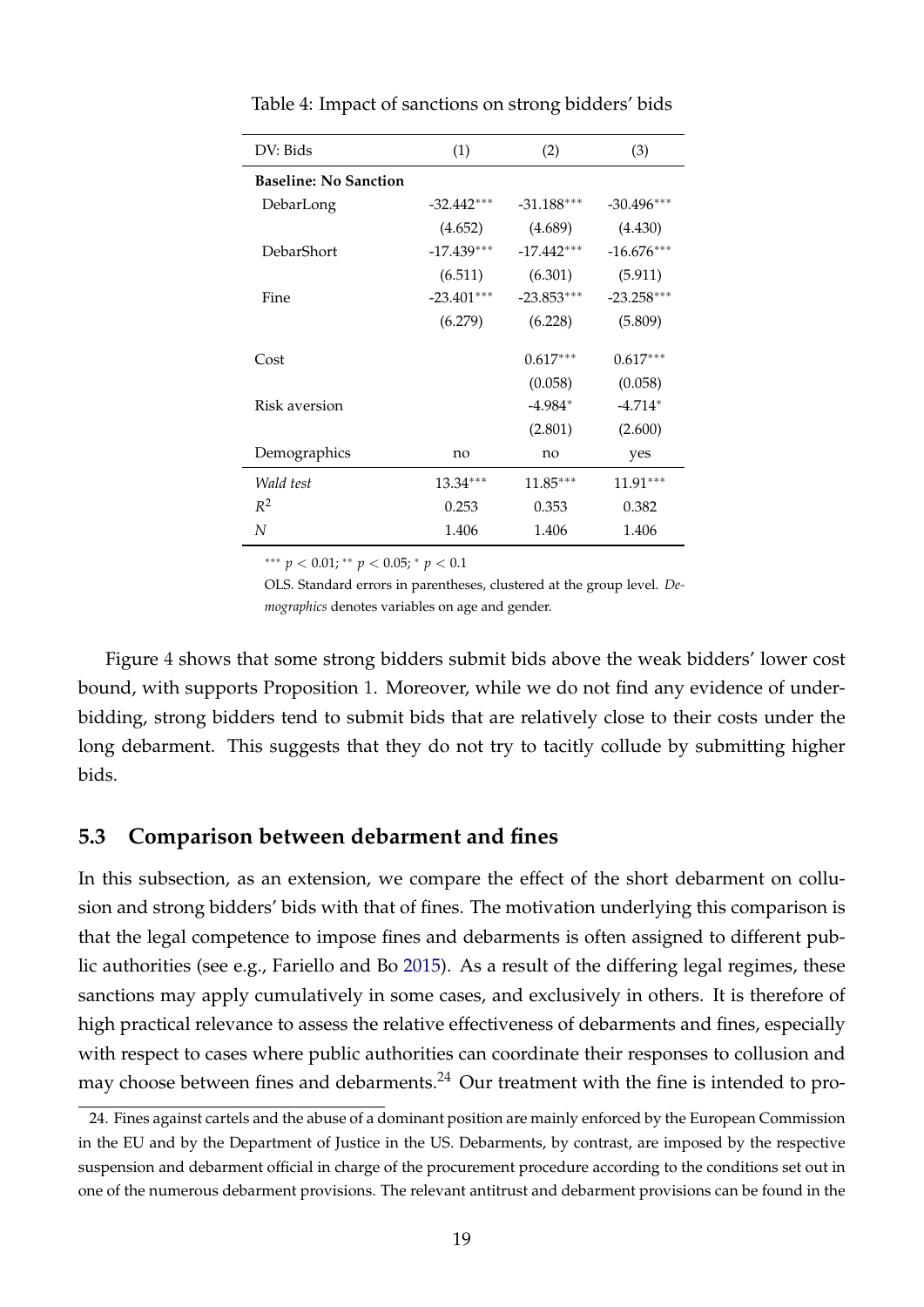Table 4: Impact of sanctions on strong bidders' bids

| DV: Bids | (1) | (2) | (3) |
|---|---|---|---|
| **Baseline: No Sanction** | | | |
| DebarLong | -32.442*** | -31.188*** | -30.496*** |
| | (4.652) | (4.689) | (4.430) |
| DebarShort | -17.439*** | -17.442*** | -16.676*** |
| | (6.511) | (6.301) | (5.911) |
| Fine | -23.401*** | -23.853*** | -23.258*** |
| | (6.279) | (6.228) | (5.809) |
| Cost | | 0.617*** | 0.617*** |
| | | (0.058) | (0.058) |
| Risk aversion | | -4.984* | -4.714* |
| | | (2.801) | (2.600) |
| Demographics | no | no | yes |
| *Wald test* | 13.34*** | 11.85*** | 11.91*** |
| $R^2$ | 0.253 | 0.353 | 0.382 |
| $N$ | 1.406 | 1.406 | 1.406 |

*** $p < 0.01$; ** $p < 0.05$; * $p < 0.1$

OLS. Standard errors in parentheses, clustered at the group level. *Demographics* denotes variables on age and gender.

Figure 4 shows that some strong bidders submit bids above the weak bidders' lower cost bound, with supports Proposition 1. Moreover, while we do not find any evidence of underbidding, strong bidders tend to submit bids that are relatively close to their costs under the long debarment. This suggests that they do not try to tacitly collude by submitting higher bids.

## 5.3 Comparison between debarment and fines

In this subsection, as an extension, we compare the effect of the short debarment on collusion and strong bidders' bids with that of fines. The motivation underlying this comparison is that the legal competence to impose fines and debarments is often assigned to different public authorities (see e.g., Fariello and Bo 2015). As a result of the differing legal regimes, these sanctions may apply cumulatively in some cases, and exclusively in others. It is therefore of high practical relevance to assess the relative effectiveness of debarments and fines, especially with respect to cases where public authorities can coordinate their responses to collusion and may choose between fines and debarments.[24] Our treatment with the fine is intended to pro-

[24] Fines against cartels and the abuse of a dominant position are mainly enforced by the European Commission in the EU and by the Department of Justice in the US. Debarments, by contrast, are imposed by the respective suspension and debarment official in charge of the procurement procedure according to the conditions set out in one of the numerous debarment provisions. The relevant antitrust and debarment provisions can be found in the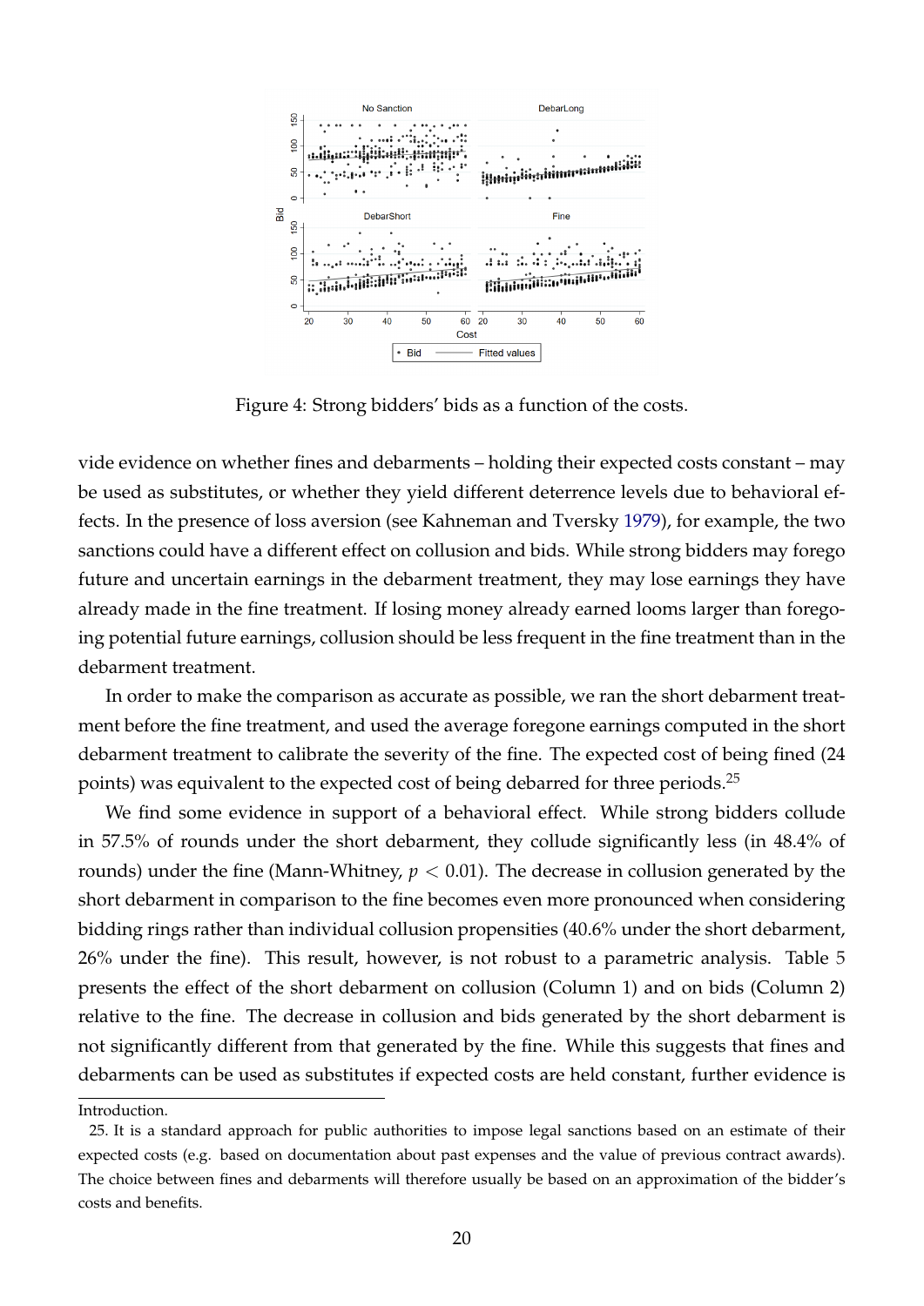Figure 4: Strong bidders' bids as a function of the costs.

vide evidence on whether fines and debarments – holding their expected costs constant – may be used as substitutes, or whether they yield different deterrence levels due to behavioral effects. In the presence of loss aversion (see Kahneman and Tversky 1979), for example, the two sanctions could have a different effect on collusion and bids. While strong bidders may forego future and uncertain earnings in the debarment treatment, they may lose earnings they have already made in the fine treatment. If losing money already earned looms larger than foregoing potential future earnings, collusion should be less frequent in the fine treatment than in the debarment treatment.

In order to make the comparison as accurate as possible, we ran the short debarment treatment before the fine treatment, and used the average foregone earnings computed in the short debarment treatment to calibrate the severity of the fine. The expected cost of being fined (24 points) was equivalent to the expected cost of being debarred for three periods.[25]

We find some evidence in support of a behavioral effect. While strong bidders collude in 57.5% of rounds under the short debarment, they collude significantly less (in 48.4% of rounds) under the fine (Mann-Whitney, $p < 0.01$). The decrease in collusion generated by the short debarment in comparison to the fine becomes even more pronounced when considering bidding rings rather than individual collusion propensities (40.6% under the short debarment, 26% under the fine). This result, however, is not robust to a parametric analysis. Table 5 presents the effect of the short debarment on collusion (Column 1) and on bids (Column 2) relative to the fine. The decrease in collusion and bids generated by the short debarment is not significantly different from that generated by the fine. While this suggests that fines and debarments can be used as substitutes if expected costs are held constant, further evidence is

Introduction.

25. It is a standard approach for public authorities to impose legal sanctions based on an estimate of their expected costs (e.g. based on documentation about past expenses and the value of previous contract awards). The choice between fines and debarments will therefore usually be based on an approximation of the bidder's costs and benefits.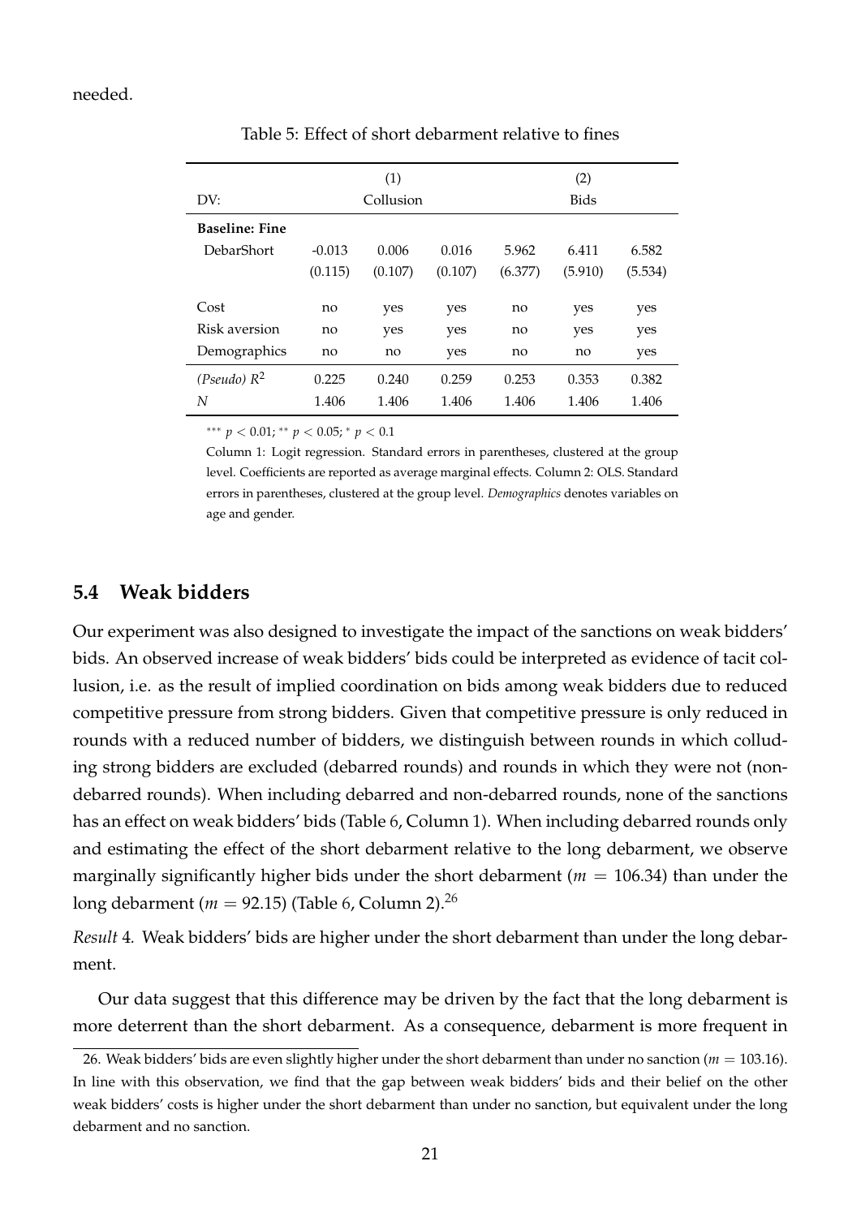needed.

Table 5: Effect of short debarment relative to fines

| | (1) | | | (2) | | |
|---|---|---|---|---|---|---|
| DV: | Collusion | | | Bids | | |
| **Baseline: Fine** | | | | | | |
| DebarShort | -0.013 | 0.006 | 0.016 | 5.962 | 6.411 | 6.582 |
| | (0.115) | (0.107) | (0.107) | (6.377) | (5.910) | (5.534) |
| Cost | no | yes | yes | no | yes | yes |
| Risk aversion | no | yes | yes | no | yes | yes |
| Demographics | no | no | yes | no | no | yes |
| *(Pseudo)* $R^2$ | 0.225 | 0.240 | 0.259 | 0.253 | 0.353 | 0.382 |
| $N$ | 1.406 | 1.406 | 1.406 | 1.406 | 1.406 | 1.406 |

$^{***}$ $p < 0.01$; $^{**}$ $p < 0.05$; $^{*}$ $p < 0.1$

Column 1: Logit regression. Standard errors in parentheses, clustered at the group level. Coefficients are reported as average marginal effects. Column 2: OLS. Standard errors in parentheses, clustered at the group level. *Demographics* denotes variables on age and gender.

## 5.4 Weak bidders

Our experiment was also designed to investigate the impact of the sanctions on weak bidders' bids. An observed increase of weak bidders' bids could be interpreted as evidence of tacit collusion, i.e. as the result of implied coordination on bids among weak bidders due to reduced competitive pressure from strong bidders. Given that competitive pressure is only reduced in rounds with a reduced number of bidders, we distinguish between rounds in which colluding strong bidders are excluded (debarred rounds) and rounds in which they were not (non-debarred rounds). When including debarred and non-debarred rounds, none of the sanctions has an effect on weak bidders' bids (Table 6, Column 1). When including debarred rounds only and estimating the effect of the short debarment relative to the long debarment, we observe marginally significantly higher bids under the short debarment ($m = 106.34$) than under the long debarment ($m = 92.15$) (Table 6, Column 2).[26]

*Result* 4*.* Weak bidders' bids are higher under the short debarment than under the long debarment.

Our data suggest that this difference may be driven by the fact that the long debarment is more deterrent than the short debarment. As a consequence, debarment is more frequent in

26. Weak bidders' bids are even slightly higher under the short debarment than under no sanction ($m = 103.16$). In line with this observation, we find that the gap between weak bidders' bids and their belief on the other weak bidders' costs is higher under the short debarment than under no sanction, but equivalent under the long debarment and no sanction.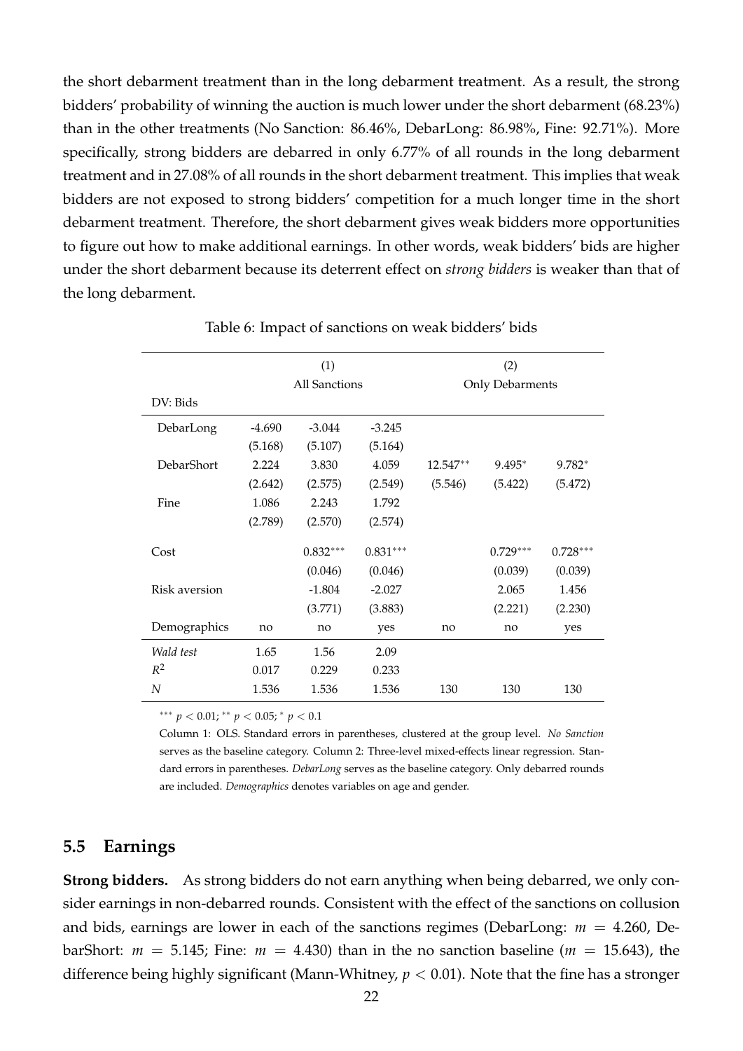the short debarment treatment than in the long debarment treatment. As a result, the strong bidders' probability of winning the auction is much lower under the short debarment (68.23%) than in the other treatments (No Sanction: 86.46%, DebarLong: 86.98%, Fine: 92.71%). More specifically, strong bidders are debarred in only 6.77% of all rounds in the long debarment treatment and in 27.08% of all rounds in the short debarment treatment. This implies that weak bidders are not exposed to strong bidders' competition for a much longer time in the short debarment treatment. Therefore, the short debarment gives weak bidders more opportunities to figure out how to make additional earnings. In other words, weak bidders' bids are higher under the short debarment because its deterrent effect on *strong bidders* is weaker than that of the long debarment.

Table 6: Impact of sanctions on weak bidders' bids

| | (1) | | | (2) | | |
|---|---|---|---|---|---|---|
| | All Sanctions | | | Only Debarments | | |
| DV: Bids | | | | | | |
| DebarLong | -4.690 | -3.044 | -3.245 | | | |
| | (5.168) | (5.107) | (5.164) | | | |
| DebarShort | 2.224 | 3.830 | 4.059 | 12.547** | 9.495* | 9.782* |
| | (2.642) | (2.575) | (2.549) | (5.546) | (5.422) | (5.472) |
| Fine | 1.086 | 2.243 | 1.792 | | | |
| | (2.789) | (2.570) | (2.574) | | | |
| Cost | | 0.832*** | 0.831*** | | 0.729*** | 0.728*** |
| | | (0.046) | (0.046) | | (0.039) | (0.039) |
| Risk aversion | | -1.804 | -2.027 | | 2.065 | 1.456 |
| | | (3.771) | (3.883) | | (2.221) | (2.230) |
| Demographics | no | no | yes | no | no | yes |
| *Wald test* | 1.65 | 1.56 | 2.09 | | | |
| $R^2$ | 0.017 | 0.229 | 0.233 | | | |
| $N$ | 1.536 | 1.536 | 1.536 | 130 | 130 | 130 |

*** $p < 0.01$; ** $p < 0.05$; * $p < 0.1$

Column 1: OLS. Standard errors in parentheses, clustered at the group level. *No Sanction* serves as the baseline category. Column 2: Three-level mixed-effects linear regression. Standard errors in parentheses. *DebarLong* serves as the baseline category. Only debarred rounds are included. *Demographics* denotes variables on age and gender.

## 5.5 Earnings

**Strong bidders.** As strong bidders do not earn anything when being debarred, we only consider earnings in non-debarred rounds. Consistent with the effect of the sanctions on collusion and bids, earnings are lower in each of the sanctions regimes (DebarLong: $m = 4.260$, DebarShort: $m = 5.145$; Fine: $m = 4.430$) than in the no sanction baseline ($m = 15.643$), the difference being highly significant (Mann-Whitney, $p < 0.01$). Note that the fine has a stronger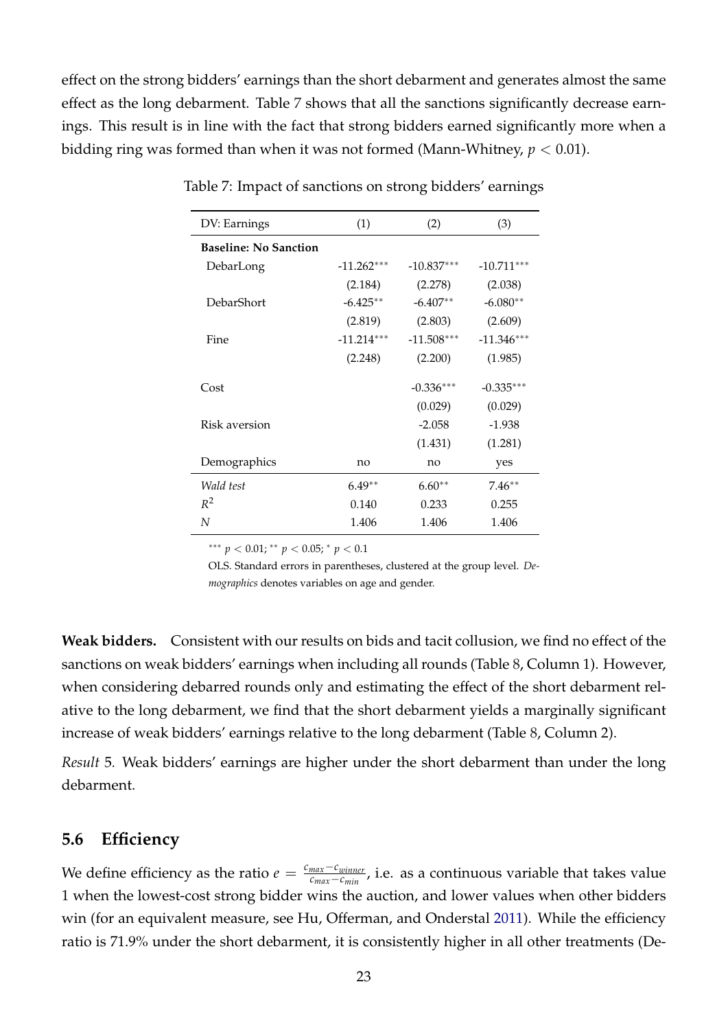effect on the strong bidders' earnings than the short debarment and generates almost the same effect as the long debarment. Table 7 shows that all the sanctions significantly decrease earnings. This result is in line with the fact that strong bidders earned significantly more when a bidding ring was formed than when it was not formed (Mann-Whitney, $p < 0.01$).

Table 7: Impact of sanctions on strong bidders' earnings

| DV: Earnings | (1) | (2) | (3) |
|---|---|---|---|
| **Baseline: No Sanction** | | | |
| DebarLong | -11.262*** | -10.837*** | -10.711*** |
| | (2.184) | (2.278) | (2.038) |
| DebarShort | -6.425** | -6.407** | -6.080** |
| | (2.819) | (2.803) | (2.609) |
| Fine | -11.214*** | -11.508*** | -11.346*** |
| | (2.248) | (2.200) | (1.985) |
| Cost | | -0.336*** | -0.335*** |
| | | (0.029) | (0.029) |
| Risk aversion | | -2.058 | -1.938 |
| | | (1.431) | (1.281) |
| Demographics | no | no | yes |
| *Wald test* | 6.49** | 6.60** | 7.46** |
| $R^2$ | 0.140 | 0.233 | 0.255 |
| *N* | 1.406 | 1.406 | 1.406 |

*** $p < 0.01$; ** $p < 0.05$; * $p < 0.1$

OLS. Standard errors in parentheses, clustered at the group level. *Demographics* denotes variables on age and gender.

**Weak bidders.** Consistent with our results on bids and tacit collusion, we find no effect of the sanctions on weak bidders' earnings when including all rounds (Table 8, Column 1). However, when considering debarred rounds only and estimating the effect of the short debarment relative to the long debarment, we find that the short debarment yields a marginally significant increase of weak bidders' earnings relative to the long debarment (Table 8, Column 2).

*Result* 5. Weak bidders' earnings are higher under the short debarment than under the long debarment.

## 5.6 Efficiency

We define efficiency as the ratio $e = \frac{c_{max} - c_{winner}}{c_{max} - c_{min}}$, i.e. as a continuous variable that takes value 1 when the lowest-cost strong bidder wins the auction, and lower values when other bidders win (for an equivalent measure, see Hu, Offerman, and Onderstal 2011). While the efficiency ratio is 71.9% under the short debarment, it is consistently higher in all other treatments (De-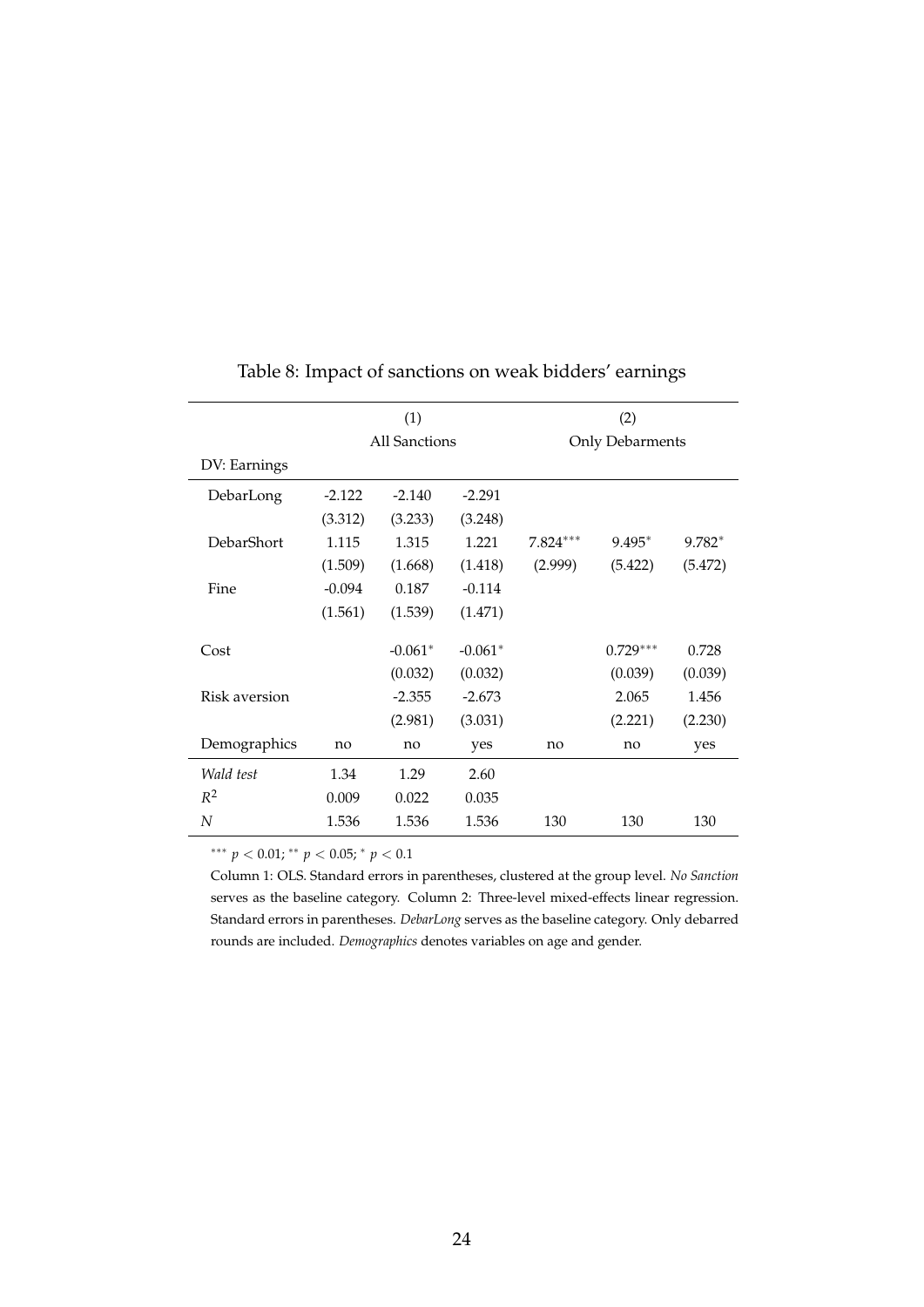Table 8: Impact of sanctions on weak bidders' earnings

| | (1) | | | (2) | | |
|---|---|---|---|---|---|---|
| | All Sanctions | | | Only Debarments | | |
| DV: Earnings | | | | | | |
| DebarLong | -2.122 | -2.140 | -2.291 | | | |
| | (3.312) | (3.233) | (3.248) | | | |
| DebarShort | 1.115 | 1.315 | 1.221 | $7.824^{***}$ | $9.495^{*}$ | $9.782^{*}$ |
| | (1.509) | (1.668) | (1.418) | (2.999) | (5.422) | (5.472) |
| Fine | -0.094 | 0.187 | -0.114 | | | |
| | (1.561) | (1.539) | (1.471) | | | |
| Cost | | $-0.061^{*}$ | $-0.061^{*}$ | | $0.729^{***}$ | 0.728 |
| | | (0.032) | (0.032) | | (0.039) | (0.039) |
| Risk aversion | | -2.355 | -2.673 | | 2.065 | 1.456 |
| | | (2.981) | (3.031) | | (2.221) | (2.230) |
| Demographics | no | no | yes | no | no | yes |
| *Wald test* | 1.34 | 1.29 | 2.60 | | | |
| $R^2$ | 0.009 | 0.022 | 0.035 | | | |
| $N$ | 1.536 | 1.536 | 1.536 | 130 | 130 | 130 |

$^{***}$ $p < 0.01$; $^{**}$ $p < 0.05$; $^{*}$ $p < 0.1$

Column 1: OLS. Standard errors in parentheses, clustered at the group level. *No Sanction* serves as the baseline category. Column 2: Three-level mixed-effects linear regression. Standard errors in parentheses. *DebarLong* serves as the baseline category. Only debarred rounds are included. *Demographics* denotes variables on age and gender.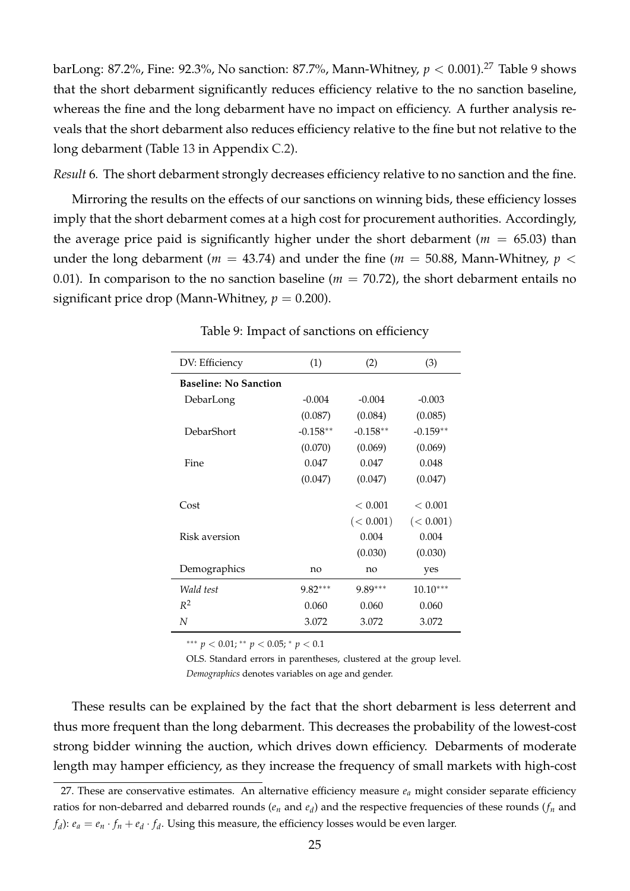barLong: 87.2%, Fine: 92.3%, No sanction: 87.7%, Mann-Whitney, $p < 0.001$).[27] Table 9 shows that the short debarment significantly reduces efficiency relative to the no sanction baseline, whereas the fine and the long debarment have no impact on efficiency. A further analysis reveals that the short debarment also reduces efficiency relative to the fine but not relative to the long debarment (Table 13 in Appendix C.2).

*Result* 6. The short debarment strongly decreases efficiency relative to no sanction and the fine.

Mirroring the results on the effects of our sanctions on winning bids, these efficiency losses imply that the short debarment comes at a high cost for procurement authorities. Accordingly, the average price paid is significantly higher under the short debarment ($m = 65.03$) than under the long debarment ($m = 43.74$) and under the fine ($m = 50.88$, Mann-Whitney, $p < 0.01$). In comparison to the no sanction baseline ($m = 70.72$), the short debarment entails no significant price drop (Mann-Whitney, $p = 0.200$).

Table 9: Impact of sanctions on efficiency

| DV: Efficiency | (1) | (2) | (3) |
|---|---|---|---|
| **Baseline: No Sanction** | | | |
| DebarLong | -0.004 | -0.004 | -0.003 |
| | (0.087) | (0.084) | (0.085) |
| DebarShort | $-0.158^{**}$ | $-0.158^{**}$ | $-0.159^{**}$ |
| | (0.070) | (0.069) | (0.069) |
| Fine | 0.047 | 0.047 | 0.048 |
| | (0.047) | (0.047) | (0.047) |
| Cost | | $< 0.001$ | $< 0.001$ |
| | | $(< 0.001)$ | $(< 0.001)$ |
| Risk aversion | | 0.004 | 0.004 |
| | | (0.030) | (0.030) |
| Demographics | no | no | yes |
| *Wald test* | $9.82^{***}$ | $9.89^{***}$ | $10.10^{***}$ |
| $R^2$ | 0.060 | 0.060 | 0.060 |
| $N$ | 3.072 | 3.072 | 3.072 |

$^{***}$ $p < 0.01$; $^{**}$ $p < 0.05$; $^{*}$ $p < 0.1$

OLS. Standard errors in parentheses, clustered at the group level. *Demographics* denotes variables on age and gender.

These results can be explained by the fact that the short debarment is less deterrent and thus more frequent than the long debarment. This decreases the probability of the lowest-cost strong bidder winning the auction, which drives down efficiency. Debarments of moderate length may hamper efficiency, as they increase the frequency of small markets with high-cost

27. These are conservative estimates. An alternative efficiency measure $e_a$ might consider separate efficiency ratios for non-debarred and debarred rounds ($e_n$ and $e_d$) and the respective frequencies of these rounds ($f_n$ and $f_d$): $e_a = e_n \cdot f_n + e_d \cdot f_d$. Using this measure, the efficiency losses would be even larger.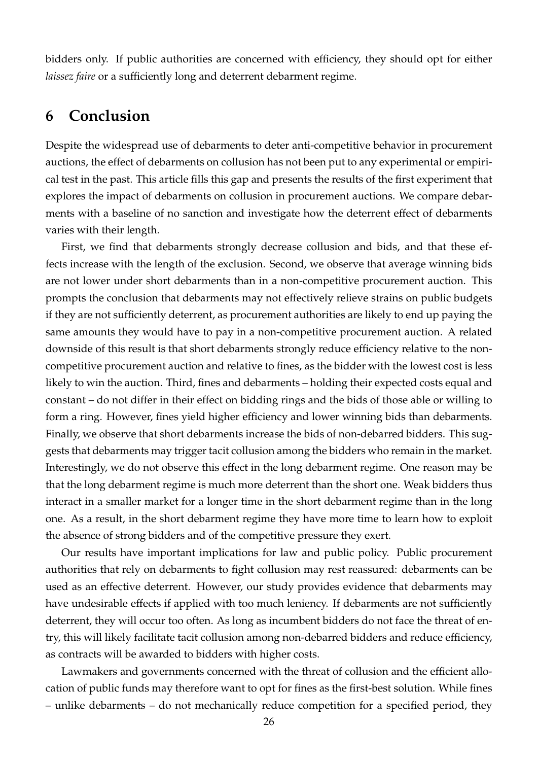bidders only. If public authorities are concerned with efficiency, they should opt for either *laissez faire* or a sufficiently long and deterrent debarment regime.

# 6 Conclusion

Despite the widespread use of debarments to deter anti-competitive behavior in procurement auctions, the effect of debarments on collusion has not been put to any experimental or empirical test in the past. This article fills this gap and presents the results of the first experiment that explores the impact of debarments on collusion in procurement auctions. We compare debarments with a baseline of no sanction and investigate how the deterrent effect of debarments varies with their length.

First, we find that debarments strongly decrease collusion and bids, and that these effects increase with the length of the exclusion. Second, we observe that average winning bids are not lower under short debarments than in a non-competitive procurement auction. This prompts the conclusion that debarments may not effectively relieve strains on public budgets if they are not sufficiently deterrent, as procurement authorities are likely to end up paying the same amounts they would have to pay in a non-competitive procurement auction. A related downside of this result is that short debarments strongly reduce efficiency relative to the non-competitive procurement auction and relative to fines, as the bidder with the lowest cost is less likely to win the auction. Third, fines and debarments – holding their expected costs equal and constant – do not differ in their effect on bidding rings and the bids of those able or willing to form a ring. However, fines yield higher efficiency and lower winning bids than debarments. Finally, we observe that short debarments increase the bids of non-debarred bidders. This suggests that debarments may trigger tacit collusion among the bidders who remain in the market. Interestingly, we do not observe this effect in the long debarment regime. One reason may be that the long debarment regime is much more deterrent than the short one. Weak bidders thus interact in a smaller market for a longer time in the short debarment regime than in the long one. As a result, in the short debarment regime they have more time to learn how to exploit the absence of strong bidders and of the competitive pressure they exert.

Our results have important implications for law and public policy. Public procurement authorities that rely on debarments to fight collusion may rest reassured: debarments can be used as an effective deterrent. However, our study provides evidence that debarments may have undesirable effects if applied with too much leniency. If debarments are not sufficiently deterrent, they will occur too often. As long as incumbent bidders do not face the threat of entry, this will likely facilitate tacit collusion among non-debarred bidders and reduce efficiency, as contracts will be awarded to bidders with higher costs.

Lawmakers and governments concerned with the threat of collusion and the efficient allocation of public funds may therefore want to opt for fines as the first-best solution. While fines – unlike debarments – do not mechanically reduce competition for a specified period, they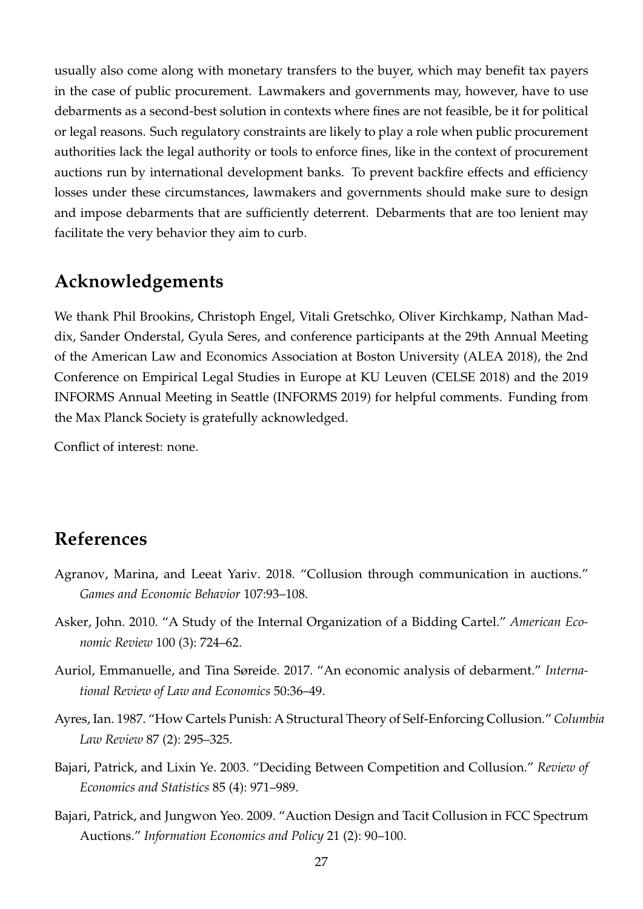usually also come along with monetary transfers to the buyer, which may benefit tax payers in the case of public procurement. Lawmakers and governments may, however, have to use debarments as a second-best solution in contexts where fines are not feasible, be it for political or legal reasons. Such regulatory constraints are likely to play a role when public procurement authorities lack the legal authority or tools to enforce fines, like in the context of procurement auctions run by international development banks. To prevent backfire effects and efficiency losses under these circumstances, lawmakers and governments should make sure to design and impose debarments that are sufficiently deterrent. Debarments that are too lenient may facilitate the very behavior they aim to curb.

## Acknowledgements

We thank Phil Brookins, Christoph Engel, Vitali Gretschko, Oliver Kirchkamp, Nathan Maddix, Sander Onderstal, Gyula Seres, and conference participants at the 29th Annual Meeting of the American Law and Economics Association at Boston University (ALEA 2018), the 2nd Conference on Empirical Legal Studies in Europe at KU Leuven (CELSE 2018) and the 2019 INFORMS Annual Meeting in Seattle (INFORMS 2019) for helpful comments. Funding from the Max Planck Society is gratefully acknowledged.

Conflict of interest: none.

## References

Agranov, Marina, and Leeat Yariv. 2018. "Collusion through communication in auctions." *Games and Economic Behavior* 107:93–108.

Asker, John. 2010. "A Study of the Internal Organization of a Bidding Cartel." *American Economic Review* 100 (3): 724–62.

Auriol, Emmanuelle, and Tina Søreide. 2017. "An economic analysis of debarment." *International Review of Law and Economics* 50:36–49.

Ayres, Ian. 1987. "How Cartels Punish: A Structural Theory of Self-Enforcing Collusion." *Columbia Law Review* 87 (2): 295–325.

Bajari, Patrick, and Lixin Ye. 2003. "Deciding Between Competition and Collusion." *Review of Economics and Statistics* 85 (4): 971–989.

Bajari, Patrick, and Jungwon Yeo. 2009. "Auction Design and Tacit Collusion in FCC Spectrum Auctions." *Information Economics and Policy* 21 (2): 90–100.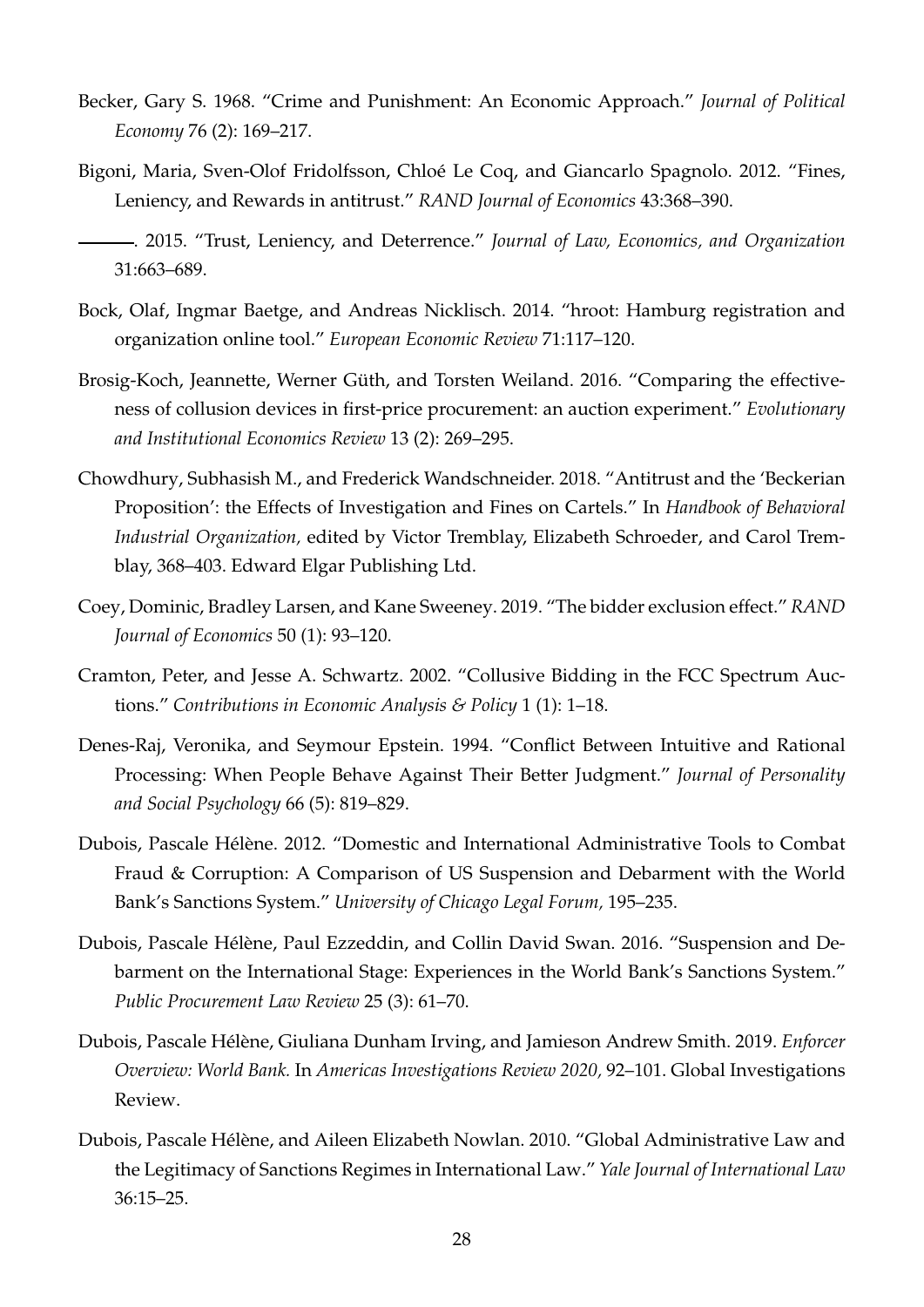Becker, Gary S. 1968. "Crime and Punishment: An Economic Approach." *Journal of Political Economy* 76 (2): 169–217.

Bigoni, Maria, Sven-Olof Fridolfsson, Chloé Le Coq, and Giancarlo Spagnolo. 2012. "Fines, Leniency, and Rewards in antitrust." *RAND Journal of Economics* 43:368–390.

———. 2015. "Trust, Leniency, and Deterrence." *Journal of Law, Economics, and Organization* 31:663–689.

Bock, Olaf, Ingmar Baetge, and Andreas Nicklisch. 2014. "hroot: Hamburg registration and organization online tool." *European Economic Review* 71:117–120.

Brosig-Koch, Jeannette, Werner Güth, and Torsten Weiland. 2016. "Comparing the effectiveness of collusion devices in first-price procurement: an auction experiment." *Evolutionary and Institutional Economics Review* 13 (2): 269–295.

Chowdhury, Subhasish M., and Frederick Wandschneider. 2018. "Antitrust and the 'Beckerian Proposition': the Effects of Investigation and Fines on Cartels." In *Handbook of Behavioral Industrial Organization,* edited by Victor Tremblay, Elizabeth Schroeder, and Carol Tremblay, 368–403. Edward Elgar Publishing Ltd.

Coey, Dominic, Bradley Larsen, and Kane Sweeney. 2019. "The bidder exclusion effect." *RAND Journal of Economics* 50 (1): 93–120.

Cramton, Peter, and Jesse A. Schwartz. 2002. "Collusive Bidding in the FCC Spectrum Auctions." *Contributions in Economic Analysis & Policy* 1 (1): 1–18.

Denes-Raj, Veronika, and Seymour Epstein. 1994. "Conflict Between Intuitive and Rational Processing: When People Behave Against Their Better Judgment." *Journal of Personality and Social Psychology* 66 (5): 819–829.

Dubois, Pascale Hélène. 2012. "Domestic and International Administrative Tools to Combat Fraud & Corruption: A Comparison of US Suspension and Debarment with the World Bank's Sanctions System." *University of Chicago Legal Forum,* 195–235.

Dubois, Pascale Hélène, Paul Ezzeddin, and Collin David Swan. 2016. "Suspension and Debarment on the International Stage: Experiences in the World Bank's Sanctions System." *Public Procurement Law Review* 25 (3): 61–70.

Dubois, Pascale Hélène, Giuliana Dunham Irving, and Jamieson Andrew Smith. 2019. *Enforcer Overview: World Bank.* In *Americas Investigations Review 2020,* 92–101. Global Investigations Review.

Dubois, Pascale Hélène, and Aileen Elizabeth Nowlan. 2010. "Global Administrative Law and the Legitimacy of Sanctions Regimes in International Law." *Yale Journal of International Law* 36:15–25.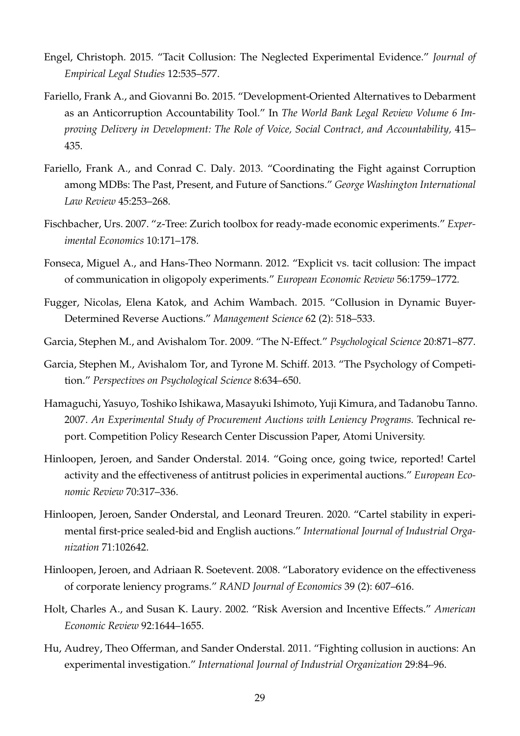Engel, Christoph. 2015. "Tacit Collusion: The Neglected Experimental Evidence." *Journal of Empirical Legal Studies* 12:535–577.

Fariello, Frank A., and Giovanni Bo. 2015. "Development-Oriented Alternatives to Debarment as an Anticorruption Accountability Tool." In *The World Bank Legal Review Volume 6 Improving Delivery in Development: The Role of Voice, Social Contract, and Accountability,* 415–435.

Fariello, Frank A., and Conrad C. Daly. 2013. "Coordinating the Fight against Corruption among MDBs: The Past, Present, and Future of Sanctions." *George Washington International Law Review* 45:253–268.

Fischbacher, Urs. 2007. "z-Tree: Zurich toolbox for ready-made economic experiments." *Experimental Economics* 10:171–178.

Fonseca, Miguel A., and Hans-Theo Normann. 2012. "Explicit vs. tacit collusion: The impact of communication in oligopoly experiments." *European Economic Review* 56:1759–1772.

Fugger, Nicolas, Elena Katok, and Achim Wambach. 2015. "Collusion in Dynamic Buyer-Determined Reverse Auctions." *Management Science* 62 (2): 518–533.

Garcia, Stephen M., and Avishalom Tor. 2009. "The N-Effect." *Psychological Science* 20:871–877.

Garcia, Stephen M., Avishalom Tor, and Tyrone M. Schiff. 2013. "The Psychology of Competition." *Perspectives on Psychological Science* 8:634–650.

Hamaguchi, Yasuyo, Toshiko Ishikawa, Masayuki Ishimoto, Yuji Kimura, and Tadanobu Tanno. 2007. *An Experimental Study of Procurement Auctions with Leniency Programs.* Technical report. Competition Policy Research Center Discussion Paper, Atomi University.

Hinloopen, Jeroen, and Sander Onderstal. 2014. "Going once, going twice, reported! Cartel activity and the effectiveness of antitrust policies in experimental auctions." *European Economic Review* 70:317–336.

Hinloopen, Jeroen, Sander Onderstal, and Leonard Treuren. 2020. "Cartel stability in experimental first-price sealed-bid and English auctions." *International Journal of Industrial Organization* 71:102642.

Hinloopen, Jeroen, and Adriaan R. Soetevent. 2008. "Laboratory evidence on the effectiveness of corporate leniency programs." *RAND Journal of Economics* 39 (2): 607–616.

Holt, Charles A., and Susan K. Laury. 2002. "Risk Aversion and Incentive Effects." *American Economic Review* 92:1644–1655.

Hu, Audrey, Theo Offerman, and Sander Onderstal. 2011. "Fighting collusion in auctions: An experimental investigation." *International Journal of Industrial Organization* 29:84–96.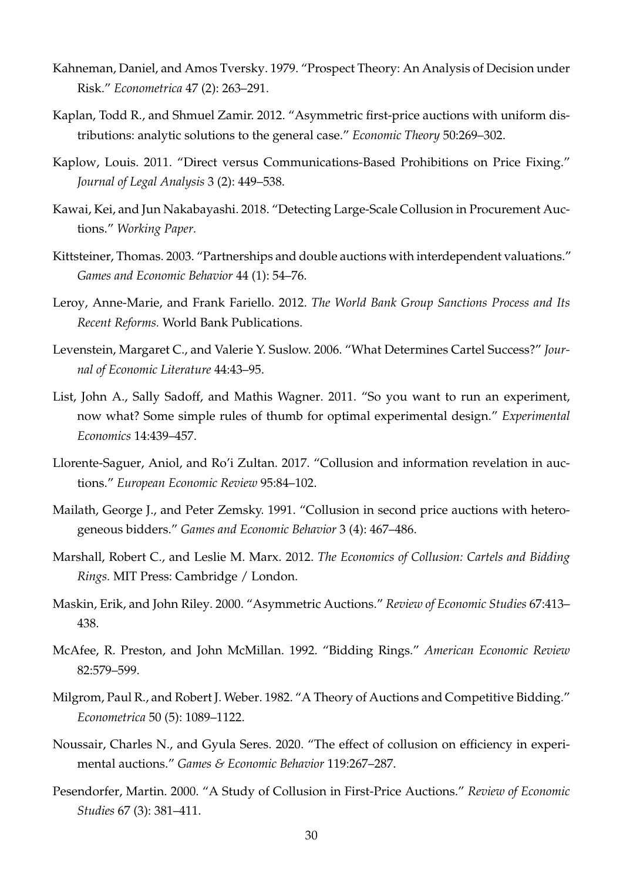Kahneman, Daniel, and Amos Tversky. 1979. "Prospect Theory: An Analysis of Decision under Risk." *Econometrica* 47 (2): 263–291.

Kaplan, Todd R., and Shmuel Zamir. 2012. "Asymmetric first-price auctions with uniform distributions: analytic solutions to the general case." *Economic Theory* 50:269–302.

Kaplow, Louis. 2011. "Direct versus Communications-Based Prohibitions on Price Fixing." *Journal of Legal Analysis* 3 (2): 449–538.

Kawai, Kei, and Jun Nakabayashi. 2018. "Detecting Large-Scale Collusion in Procurement Auctions." *Working Paper.*

Kittsteiner, Thomas. 2003. "Partnerships and double auctions with interdependent valuations." *Games and Economic Behavior* 44 (1): 54–76.

Leroy, Anne-Marie, and Frank Fariello. 2012. *The World Bank Group Sanctions Process and Its Recent Reforms.* World Bank Publications.

Levenstein, Margaret C., and Valerie Y. Suslow. 2006. "What Determines Cartel Success?" *Journal of Economic Literature* 44:43–95.

List, John A., Sally Sadoff, and Mathis Wagner. 2011. "So you want to run an experiment, now what? Some simple rules of thumb for optimal experimental design." *Experimental Economics* 14:439–457.

Llorente-Saguer, Aniol, and Ro'i Zultan. 2017. "Collusion and information revelation in auctions." *European Economic Review* 95:84–102.

Mailath, George J., and Peter Zemsky. 1991. "Collusion in second price auctions with heterogeneous bidders." *Games and Economic Behavior* 3 (4): 467–486.

Marshall, Robert C., and Leslie M. Marx. 2012. *The Economics of Collusion: Cartels and Bidding Rings.* MIT Press: Cambridge / London.

Maskin, Erik, and John Riley. 2000. "Asymmetric Auctions." *Review of Economic Studies* 67:413–438.

McAfee, R. Preston, and John McMillan. 1992. "Bidding Rings." *American Economic Review* 82:579–599.

Milgrom, Paul R., and Robert J. Weber. 1982. "A Theory of Auctions and Competitive Bidding." *Econometrica* 50 (5): 1089–1122.

Noussair, Charles N., and Gyula Seres. 2020. "The effect of collusion on efficiency in experimental auctions." *Games & Economic Behavior* 119:267–287.

Pesendorfer, Martin. 2000. "A Study of Collusion in First-Price Auctions." *Review of Economic Studies* 67 (3): 381–411.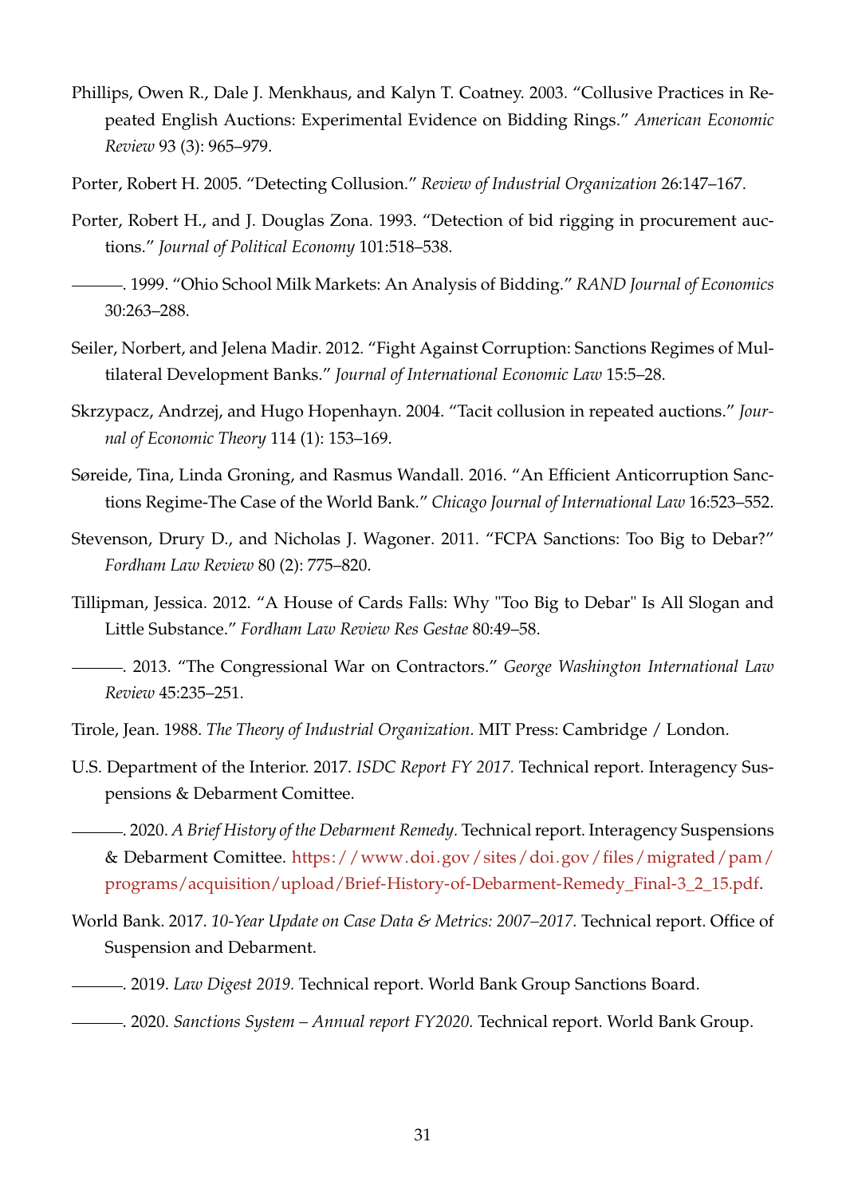Phillips, Owen R., Dale J. Menkhaus, and Kalyn T. Coatney. 2003. "Collusive Practices in Repeated English Auctions: Experimental Evidence on Bidding Rings." *American Economic Review* 93 (3): 965–979.

Porter, Robert H. 2005. "Detecting Collusion." *Review of Industrial Organization* 26:147–167.

Porter, Robert H., and J. Douglas Zona. 1993. "Detection of bid rigging in procurement auctions." *Journal of Political Economy* 101:518–538.

———. 1999. "Ohio School Milk Markets: An Analysis of Bidding." *RAND Journal of Economics* 30:263–288.

Seiler, Norbert, and Jelena Madir. 2012. "Fight Against Corruption: Sanctions Regimes of Multilateral Development Banks." *Journal of International Economic Law* 15:5–28.

Skrzypacz, Andrzej, and Hugo Hopenhayn. 2004. "Tacit collusion in repeated auctions." *Journal of Economic Theory* 114 (1): 153–169.

Søreide, Tina, Linda Groning, and Rasmus Wandall. 2016. "An Efficient Anticorruption Sanctions Regime-The Case of the World Bank." *Chicago Journal of International Law* 16:523–552.

Stevenson, Drury D., and Nicholas J. Wagoner. 2011. "FCPA Sanctions: Too Big to Debar?" *Fordham Law Review* 80 (2): 775–820.

Tillipman, Jessica. 2012. "A House of Cards Falls: Why "Too Big to Debar" Is All Slogan and Little Substance." *Fordham Law Review Res Gestae* 80:49–58.

———. 2013. "The Congressional War on Contractors." *George Washington International Law Review* 45:235–251.

Tirole, Jean. 1988. *The Theory of Industrial Organization.* MIT Press: Cambridge / London.

U.S. Department of the Interior. 2017. *ISDC Report FY 2017.* Technical report. Interagency Suspensions & Debarment Comittee.

———. 2020. *A Brief History of the Debarment Remedy.* Technical report. Interagency Suspensions & Debarment Comittee. https://www.doi.gov/sites/doi.gov/files/migrated/pam/programs/acquisition/upload/Brief-History-of-Debarment-Remedy_Final-3_2_15.pdf.

World Bank. 2017. *10-Year Update on Case Data & Metrics: 2007–2017.* Technical report. Office of Suspension and Debarment.

———. 2019. *Law Digest 2019.* Technical report. World Bank Group Sanctions Board.

———. 2020. *Sanctions System – Annual report FY2020.* Technical report. World Bank Group.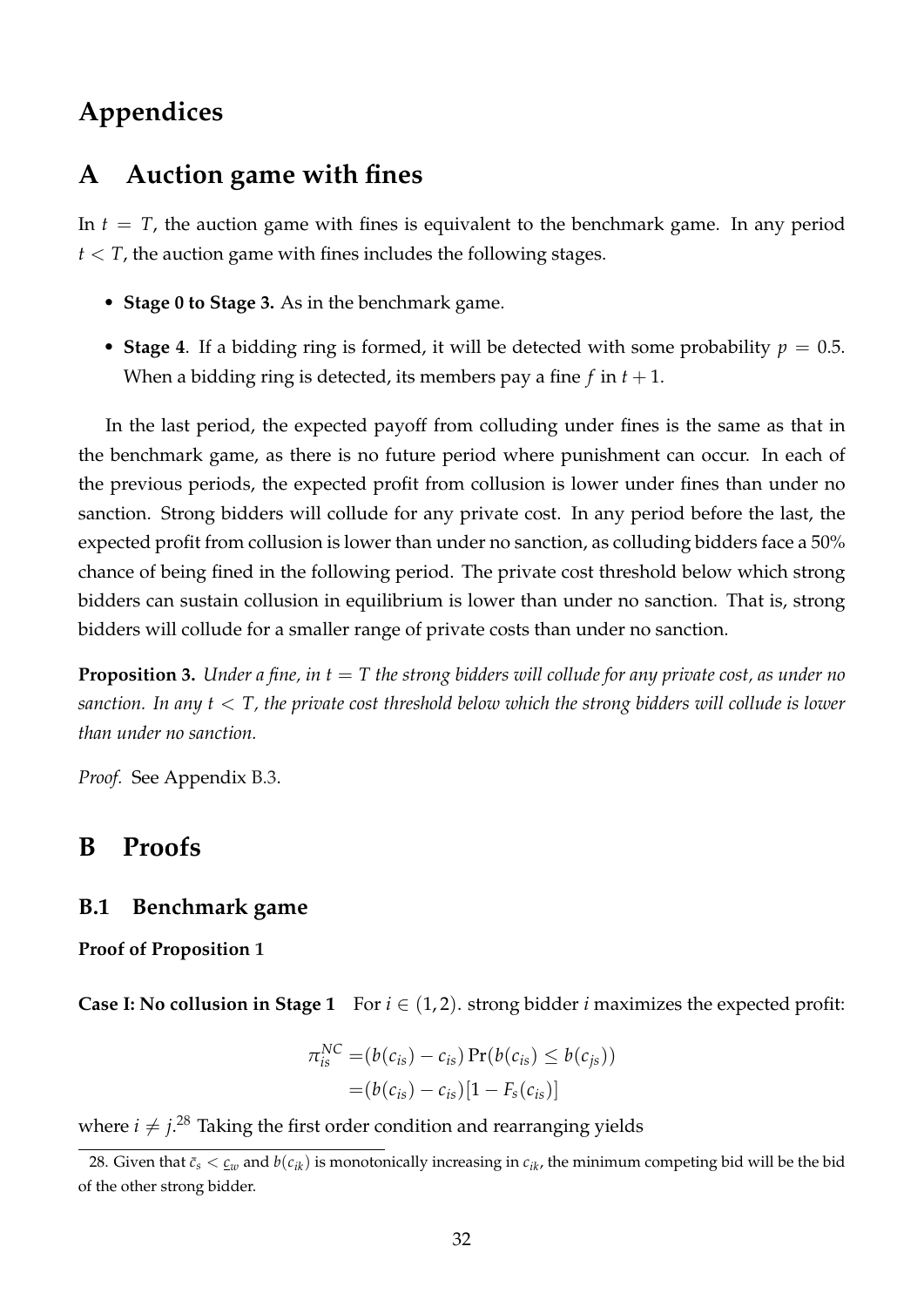# Appendices

# A Auction game with fines

In $t = T$, the auction game with fines is equivalent to the benchmark game. In any period $t < T$, the auction game with fines includes the following stages.

- **Stage 0 to Stage 3.** As in the benchmark game.
- **Stage 4**. If a bidding ring is formed, it will be detected with some probability $p = 0.5$. When a bidding ring is detected, its members pay a fine $f$ in $t + 1$.

In the last period, the expected payoff from colluding under fines is the same as that in the benchmark game, as there is no future period where punishment can occur. In each of the previous periods, the expected profit from collusion is lower under fines than under no sanction. Strong bidders will collude for any private cost. In any period before the last, the expected profit from collusion is lower than under no sanction, as colluding bidders face a 50% chance of being fined in the following period. The private cost threshold below which strong bidders can sustain collusion in equilibrium is lower than under no sanction. That is, strong bidders will collude for a smaller range of private costs than under no sanction.

**Proposition 3.** *Under a fine, in $t = T$ the strong bidders will collude for any private cost, as under no sanction. In any $t < T$, the private cost threshold below which the strong bidders will collude is lower than under no sanction.*

*Proof.* See Appendix B.3.

# B Proofs

## B.1 Benchmark game

**Proof of Proposition 1**

**Case I: No collusion in Stage 1** For $i \in (1, 2)$. strong bidder $i$ maximizes the expected profit:

$$
\begin{aligned}
\pi_{is}^{NC} =& (b(c_{is}) - c_{is}) \Pr(b(c_{is}) \leq b(c_{js})) \\
=& (b(c_{is}) - c_{is})[1 - F_s(c_{is})]
\end{aligned}
$$

where $i \neq j$.[28] Taking the first order condition and rearranging yields

28. Given that $\bar{c}_s < \underline{c}_w$ and $b(c_{ik})$ is monotonically increasing in $c_{ik}$, the minimum competing bid will be the bid of the other strong bidder.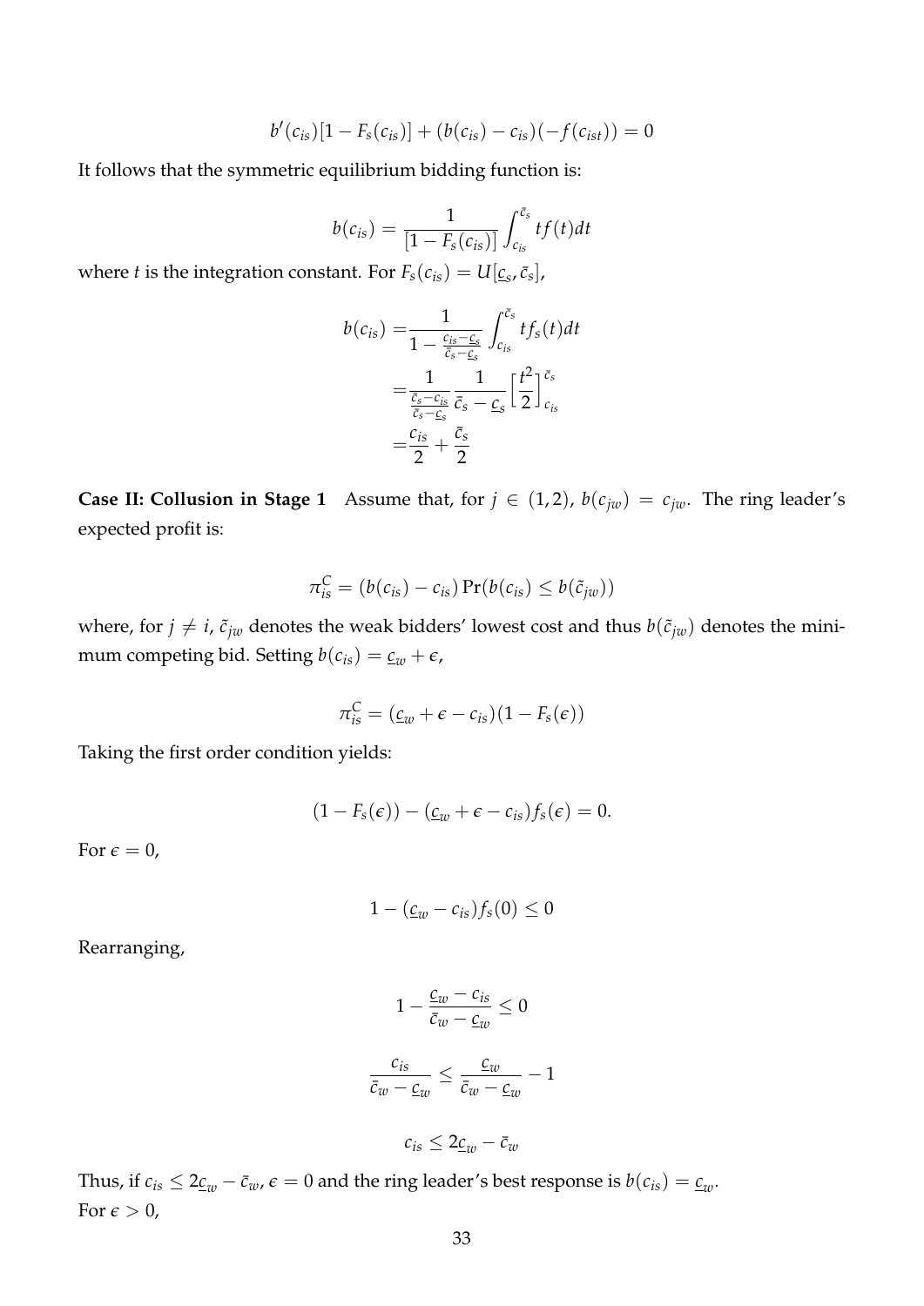$$b'(c_{is})[1 - F_s(c_{is})] + (b(c_{is}) - c_{is})(-f(c_{ist})) = 0$$

It follows that the symmetric equilibrium bidding function is:

$$b(c_{is}) = \frac{1}{[1 - F_s(c_{is})]} \int_{c_{is}}^{\bar{c}_s} tf(t)dt$$

where $t$ is the integration constant. For $F_s(c_{is}) = U[\underline{c}_s, \bar{c}_s]$,

$$\begin{aligned} b(c_{is}) =& \frac{1}{1 - \frac{c_{is} - \underline{c}_s}{\bar{c}_s - \underline{c}_s}} \int_{c_{is}}^{\bar{c}_s} tf_s(t)dt \\ =& \frac{1}{\frac{\bar{c}_s - c_{is}}{\bar{c}_s - \underline{c}_s}} \frac{1}{\bar{c}_s - \underline{c}_s} \left[\frac{t^2}{2}\right]_{c_{is}}^{\bar{c}_s} \\ =& \frac{c_{is}}{2} + \frac{\bar{c}_s}{2} \end{aligned}$$

**Case II: Collusion in Stage 1** Assume that, for $j \in (1, 2)$, $b(c_{jw}) = c_{jw}$. The ring leader's expected profit is:

$$\pi_{is}^C = (b(c_{is}) - c_{is}) \Pr(b(c_{is}) \leq b(\tilde{c}_{jw}))$$

where, for $j \neq i$, $\tilde{c}_{jw}$ denotes the weak bidders' lowest cost and thus $b(\tilde{c}_{jw})$ denotes the minimum competing bid. Setting $b(c_{is}) = \underline{c}_w + \epsilon$,

$$\pi_{is}^C = (\underline{c}_w + \epsilon - c_{is})(1 - F_s(\epsilon))$$

Taking the first order condition yields:

$$(1 - F_s(\epsilon)) - (\underline{c}_w + \epsilon - c_{is})f_s(\epsilon) = 0.$$

For $\epsilon = 0$,

$$1 - (\underline{c}_w - c_{is})f_s(0) \leq 0$$

Rearranging,

$$1 - \frac{\underline{c}_w - c_{is}}{\bar{c}_w - \underline{c}_w} \leq 0$$

$$\frac{c_{is}}{\bar{c}_w - \underline{c}_w} \leq \frac{\underline{c}_w}{\bar{c}_w - \underline{c}_w} - 1$$

$$c_{is} \leq 2\underline{c}_w - \bar{c}_w$$

Thus, if $c_{is} \leq 2\underline{c}_w - \bar{c}_w$, $\epsilon = 0$ and the ring leader's best response is $b(c_{is}) = \underline{c}_w$.
For $\epsilon > 0$,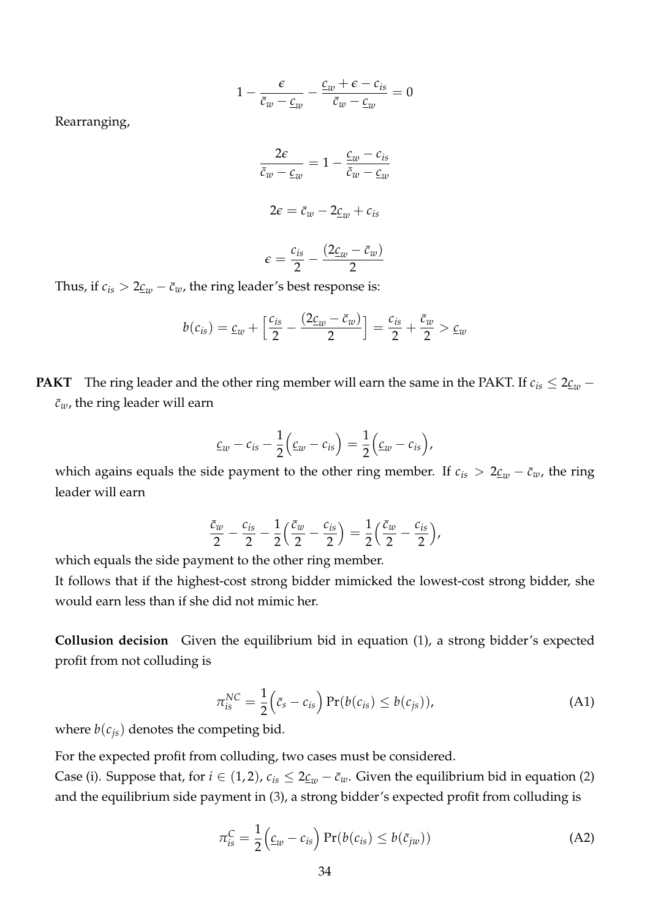$$1 - \frac{\epsilon}{\bar{c}_w - \underline{c}_w} - \frac{\underline{c}_w + \epsilon - c_{is}}{\bar{c}_w - \underline{c}_w} = 0$$

Rearranging,

$$\frac{2\epsilon}{\bar{c}_w - \underline{c}_w} = 1 - \frac{\underline{c}_w - c_{is}}{\bar{c}_w - \underline{c}_w}$$

$$2\epsilon = \bar{c}_w - 2\underline{c}_w + c_{is}$$

$$\epsilon = \frac{c_{is}}{2} - \frac{(2\underline{c}_w - \bar{c}_w)}{2}$$

Thus, if $c_{is} > 2\underline{c}_w - \bar{c}_w$, the ring leader's best response is:

$$b(c_{is}) = \underline{c}_w + \Big[\frac{c_{is}}{2} - \frac{(2\underline{c}_w - \bar{c}_w)}{2}\Big] = \frac{c_{is}}{2} + \frac{\bar{c}_w}{2} > \underline{c}_w$$

**PAKT** The ring leader and the other ring member will earn the same in the PAKT. If $c_{is} \leq 2\underline{c}_w - \bar{c}_w$, the ring leader will earn

$$\underline{c}_w - c_{is} - \frac{1}{2}\Big(\underline{c}_w - c_{is}\Big) = \frac{1}{2}\Big(\underline{c}_w - c_{is}\Big),$$

which agains equals the side payment to the other ring member. If $c_{is} > 2\underline{c}_w - \bar{c}_w$, the ring leader will earn

$$\frac{\bar{c}_w}{2} - \frac{c_{is}}{2} - \frac{1}{2}\Big(\frac{\bar{c}_w}{2} - \frac{c_{is}}{2}\Big) = \frac{1}{2}\Big(\frac{\bar{c}_w}{2} - \frac{c_{is}}{2}\Big),$$

which equals the side payment to the other ring member.

It follows that if the highest-cost strong bidder mimicked the lowest-cost strong bidder, she would earn less than if she did not mimic her.

**Collusion decision** Given the equilibrium bid in equation (1), a strong bidder's expected profit from not colluding is

$$\pi_{is}^{NC} = \frac{1}{2}\Big(\bar{c}_s - c_{is}\Big)\Pr(b(c_{is}) \leq b(c_{js})), \tag{A1}$$

where $b(c_{js})$ denotes the competing bid.

For the expected profit from colluding, two cases must be considered.

Case (i). Suppose that, for $i \in (1, 2)$, $c_{is} \leq 2\underline{c}_w - \bar{c}_w$. Given the equilibrium bid in equation (2) and the equilibrium side payment in (3), a strong bidder's expected profit from colluding is

$$\pi_{is}^{C} = \frac{1}{2}\Big(\underline{c}_w - c_{is}\Big)\Pr(b(c_{is}) \leq b(\tilde{c}_{jw})) \tag{A2}$$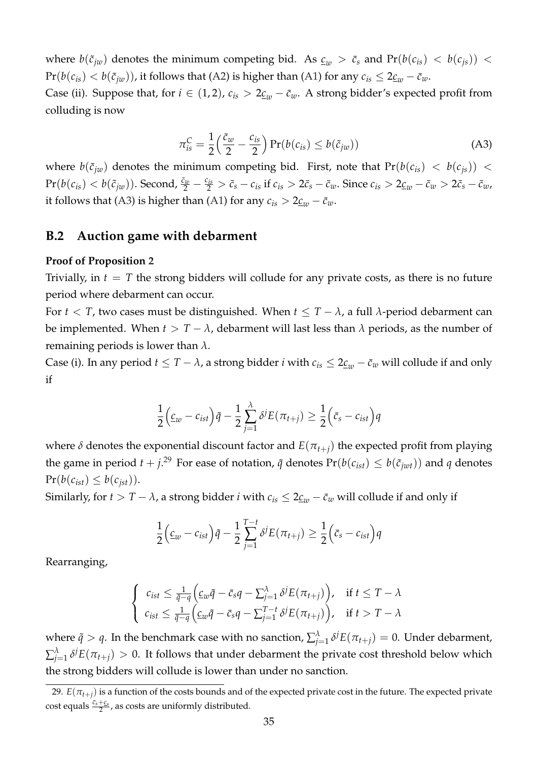where $b(\tilde{c}_{jw})$ denotes the minimum competing bid. As $\underline{c}_w > \bar{c}_s$ and $\Pr(b(c_{is}) < b(c_{js})) < \Pr(b(c_{is}) < b(\tilde{c}_{jw}))$, it follows that (A2) is higher than (A1) for any $c_{is} \leq 2\underline{c}_w - \bar{c}_w$.

Case (ii). Suppose that, for $i \in (1, 2)$, $c_{is} > 2\underline{c}_w - \bar{c}_w$. A strong bidder's expected profit from colluding is now

$$\pi_{is}^C = \frac{1}{2}\Big(\frac{\bar{c}_w}{2} - \frac{c_{is}}{2}\Big)\Pr(b(c_{is}) \leq b(\tilde{c}_{jw})) \tag{A3}$$

where $b(\tilde{c}_{jw})$ denotes the minimum competing bid. First, note that $\Pr(b(c_{is}) < b(c_{js})) < \Pr(b(c_{is}) < b(\tilde{c}_{jw}))$. Second, $\frac{\bar{c}_w}{2} - \frac{c_{is}}{2} > \bar{c}_s - c_{is}$ if $c_{is} > 2\bar{c}_s - \bar{c}_w$. Since $c_{is} > 2\underline{c}_w - \bar{c}_w > 2\bar{c}_s - \bar{c}_w$, it follows that (A3) is higher than (A1) for any $c_{is} > 2\underline{c}_w - \bar{c}_w$.

## B.2 Auction game with debarment

**Proof of Proposition 2**

Trivially, in $t = T$ the strong bidders will collude for any private costs, as there is no future period where debarment can occur.

For $t < T$, two cases must be distinguished. When $t \leq T - \lambda$, a full $\lambda$-period debarment can be implemented. When $t > T - \lambda$, debarment will last less than $\lambda$ periods, as the number of remaining periods is lower than $\lambda$.

Case (i). In any period $t \leq T - \lambda$, a strong bidder $i$ with $c_{is} \leq 2\underline{c}_w - \bar{c}_w$ will collude if and only if

$$\frac{1}{2}\Big(\underline{c}_w - c_{ist}\Big)\tilde{q} - \frac{1}{2}\sum_{j=1}^{\lambda}\delta^j E(\pi_{t+j}) \geq \frac{1}{2}\Big(\bar{c}_s - c_{ist}\Big)q$$

where $\delta$ denotes the exponential discount factor and $E(\pi_{t+j})$ the expected profit from playing the game in period $t + j$.[29] For ease of notation, $\tilde{q}$ denotes $\Pr(b(c_{ist}) \leq b(\tilde{c}_{jwt}))$ and $q$ denotes $\Pr(b(c_{ist}) \leq b(c_{jst}))$.

Similarly, for $t > T - \lambda$, a strong bidder $i$ with $c_{is} \leq 2\underline{c}_w - \bar{c}_w$ will collude if and only if

$$\frac{1}{2}\Big(\underline{c}_w - c_{ist}\Big)\tilde{q} - \frac{1}{2}\sum_{j=1}^{T-t}\delta^j E(\pi_{t+j}) \geq \frac{1}{2}\Big(\bar{c}_s - c_{ist}\Big)q$$

Rearranging,

$$\begin{cases} c_{ist} \leq \frac{1}{\tilde{q}-q}\Big(\underline{c}_w\tilde{q} - \bar{c}_s q - \sum_{j=1}^{\lambda}\delta^j E(\pi_{t+j})\Big), & \text{if } t \leq T - \lambda \\ c_{ist} \leq \frac{1}{\tilde{q}-q}\Big(\underline{c}_w\tilde{q} - \bar{c}_s q - \sum_{j=1}^{T-t}\delta^j E(\pi_{t+j})\Big), & \text{if } t > T - \lambda \end{cases}$$

where $\tilde{q} > q$. In the benchmark case with no sanction, $\sum_{j=1}^{\lambda}\delta^j E(\pi_{t+j}) = 0$. Under debarment, $\sum_{j=1}^{\lambda}\delta^j E(\pi_{t+j}) > 0$. It follows that under debarment the private cost threshold below which the strong bidders will collude is lower than under no sanction.

---

29. $E(\pi_{t+j})$ is a function of the costs bounds and of the expected private cost in the future. The expected private cost equals $\frac{\bar{c}_s + \underline{c}_s}{2}$, as costs are uniformly distributed.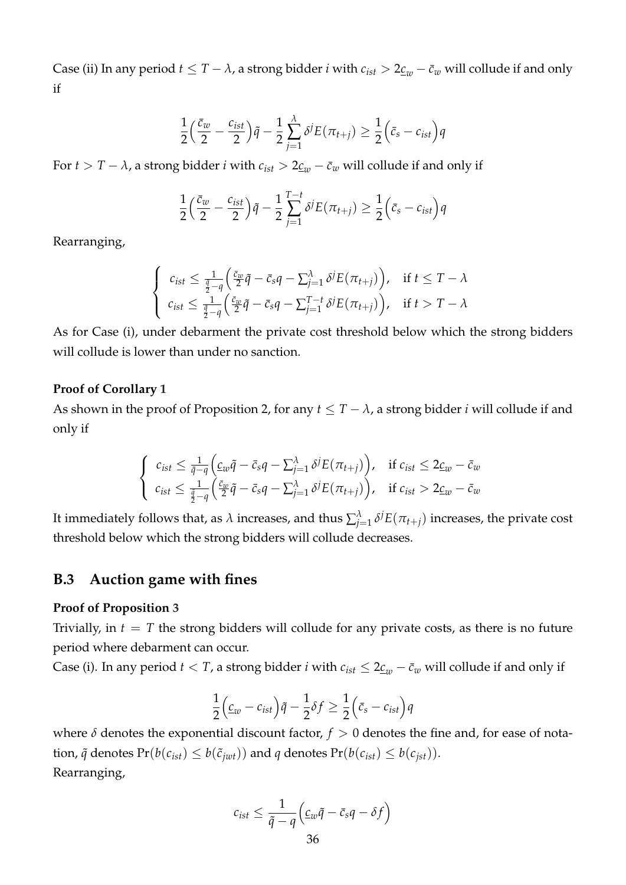Case (ii) In any period $t \leq T - \lambda$, a strong bidder $i$ with $c_{ist} > 2\underline{c}_w - \bar{c}_w$ will collude if and only if

$$\frac{1}{2}\Big(\frac{\bar{c}_w}{2} - \frac{c_{ist}}{2}\Big)\tilde{q} - \frac{1}{2}\sum_{j=1}^{\lambda} \delta^j E(\pi_{t+j}) \geq \frac{1}{2}\Big(\bar{c}_s - c_{ist}\Big)q$$

For $t > T - \lambda$, a strong bidder $i$ with $c_{ist} > 2\underline{c}_w - \bar{c}_w$ will collude if and only if

$$\frac{1}{2}\Big(\frac{\bar{c}_w}{2} - \frac{c_{ist}}{2}\Big)\tilde{q} - \frac{1}{2}\sum_{j=1}^{T-t} \delta^j E(\pi_{t+j}) \geq \frac{1}{2}\Big(\bar{c}_s - c_{ist}\Big)q$$

Rearranging,

$$\begin{cases} c_{ist} \leq \frac{1}{\frac{\tilde{q}}{2} - q}\Big(\frac{\bar{c}_w}{2}\tilde{q} - \bar{c}_s q - \sum_{j=1}^{\lambda} \delta^j E(\pi_{t+j})\Big), & \text{if } t \leq T - \lambda \\ c_{ist} \leq \frac{1}{\frac{\tilde{q}}{2} - q}\Big(\frac{\bar{c}_w}{2}\tilde{q} - \bar{c}_s q - \sum_{j=1}^{T-t} \delta^j E(\pi_{t+j})\Big), & \text{if } t > T - \lambda \end{cases}$$

As for Case (i), under debarment the private cost threshold below which the strong bidders will collude is lower than under no sanction.

**Proof of Corollary 1**

As shown in the proof of Proposition 2, for any $t \leq T - \lambda$, a strong bidder $i$ will collude if and only if

$$\begin{cases} c_{ist} \leq \frac{1}{\tilde{q} - q}\Big(\underline{c}_w\tilde{q} - \bar{c}_s q - \sum_{j=1}^{\lambda} \delta^j E(\pi_{t+j})\Big), & \text{if } c_{ist} \leq 2\underline{c}_w - \bar{c}_w \\ c_{ist} \leq \frac{1}{\frac{\tilde{q}}{2} - q}\Big(\frac{\bar{c}_w}{2}\tilde{q} - \bar{c}_s q - \sum_{j=1}^{\lambda} \delta^j E(\pi_{t+j})\Big), & \text{if } c_{ist} > 2\underline{c}_w - \bar{c}_w \end{cases}$$

It immediately follows that, as $\lambda$ increases, and thus $\sum_{j=1}^{\lambda} \delta^j E(\pi_{t+j})$ increases, the private cost threshold below which the strong bidders will collude decreases.

## B.3 Auction game with fines

**Proof of Proposition 3**

Trivially, in $t = T$ the strong bidders will collude for any private costs, as there is no future period where debarment can occur.

Case (i). In any period $t < T$, a strong bidder $i$ with $c_{ist} \leq 2\underline{c}_w - \bar{c}_w$ will collude if and only if

$$\frac{1}{2}\Big(\underline{c}_w - c_{ist}\Big)\tilde{q} - \frac{1}{2}\delta f \geq \frac{1}{2}\Big(\bar{c}_s - c_{ist}\Big)q$$

where $\delta$ denotes the exponential discount factor, $f > 0$ denotes the fine and, for ease of notation, $\tilde{q}$ denotes $\Pr(b(c_{ist}) \leq b(\tilde{c}_{jwt}))$ and $q$ denotes $\Pr(b(c_{ist}) \leq b(c_{jst}))$.

Rearranging,

$$c_{ist} \leq \frac{1}{\tilde{q} - q}\Big(\underline{c}_w\tilde{q} - \bar{c}_s q - \delta f\Big)$$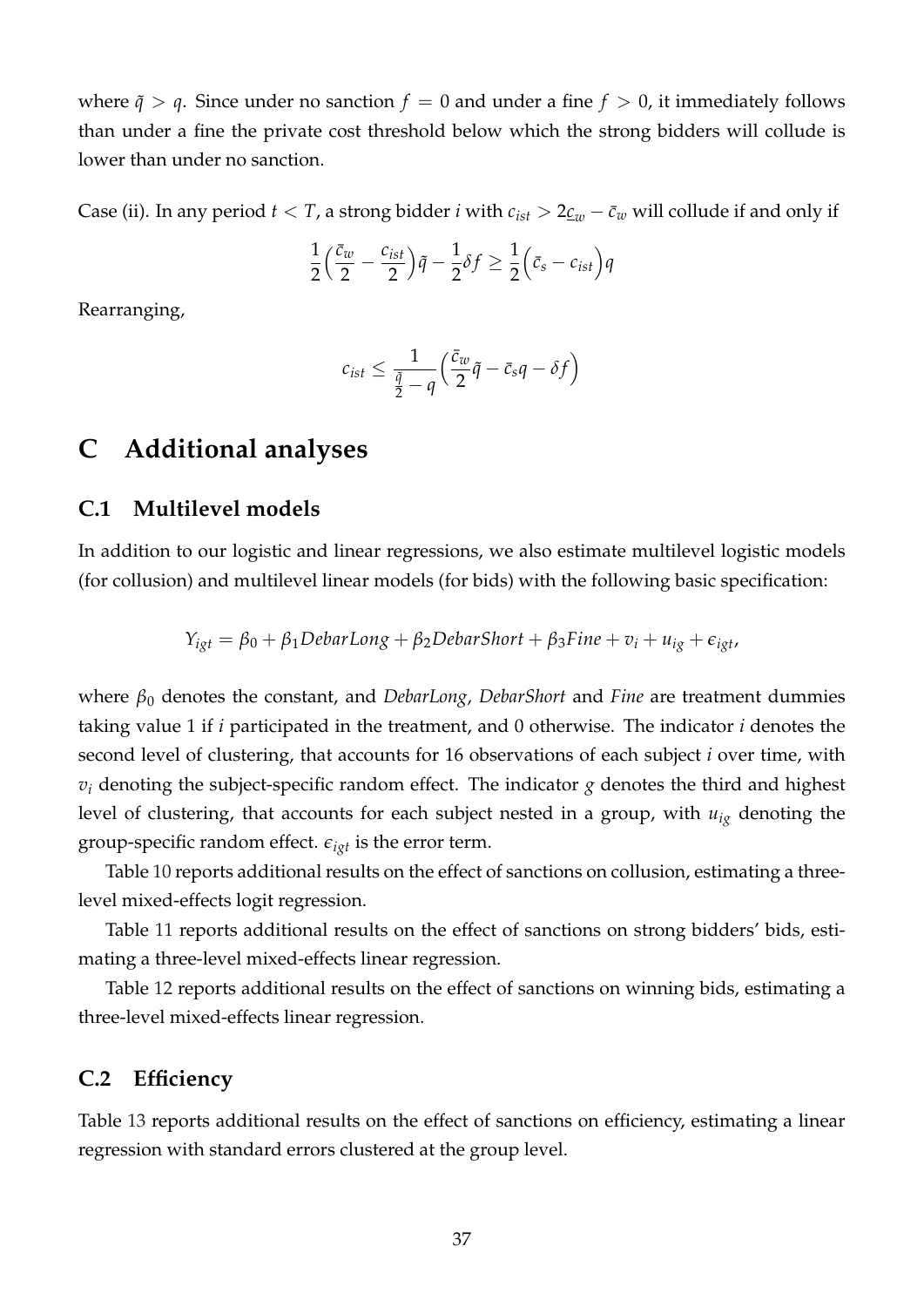where $\tilde{q} > q$. Since under no sanction $f = 0$ and under a fine $f > 0$, it immediately follows than under a fine the private cost threshold below which the strong bidders will collude is lower than under no sanction.

Case (ii). In any period $t < T$, a strong bidder $i$ with $c_{ist} > 2\underline{c}_w - \bar{c}_w$ will collude if and only if

$$\frac{1}{2}\Big(\frac{\bar{c}_w}{2} - \frac{c_{ist}}{2}\Big)\tilde{q} - \frac{1}{2}\delta f \geq \frac{1}{2}\Big(\bar{c}_s - c_{ist}\Big)q$$

Rearranging,

$$c_{ist} \leq \frac{1}{\frac{\tilde{q}}{2} - q}\Big(\frac{\bar{c}_w}{2}\tilde{q} - \bar{c}_s q - \delta f\Big)$$

# C Additional analyses

## C.1 Multilevel models

In addition to our logistic and linear regressions, we also estimate multilevel logistic models (for collusion) and multilevel linear models (for bids) with the following basic specification:

$$Y_{igt} = \beta_0 + \beta_1 DebarLong + \beta_2 DebarShort + \beta_3 Fine + v_i + u_{ig} + \epsilon_{igt},$$

where $\beta_0$ denotes the constant, and *DebarLong*, *DebarShort* and *Fine* are treatment dummies taking value 1 if $i$ participated in the treatment, and 0 otherwise. The indicator $i$ denotes the second level of clustering, that accounts for 16 observations of each subject $i$ over time, with $v_i$ denoting the subject-specific random effect. The indicator $g$ denotes the third and highest level of clustering, that accounts for each subject nested in a group, with $u_{ig}$ denoting the group-specific random effect. $\epsilon_{igt}$ is the error term.

Table 10 reports additional results on the effect of sanctions on collusion, estimating a three-level mixed-effects logit regression.

Table 11 reports additional results on the effect of sanctions on strong bidders' bids, estimating a three-level mixed-effects linear regression.

Table 12 reports additional results on the effect of sanctions on winning bids, estimating a three-level mixed-effects linear regression.

## C.2 Efficiency

Table 13 reports additional results on the effect of sanctions on efficiency, estimating a linear regression with standard errors clustered at the group level.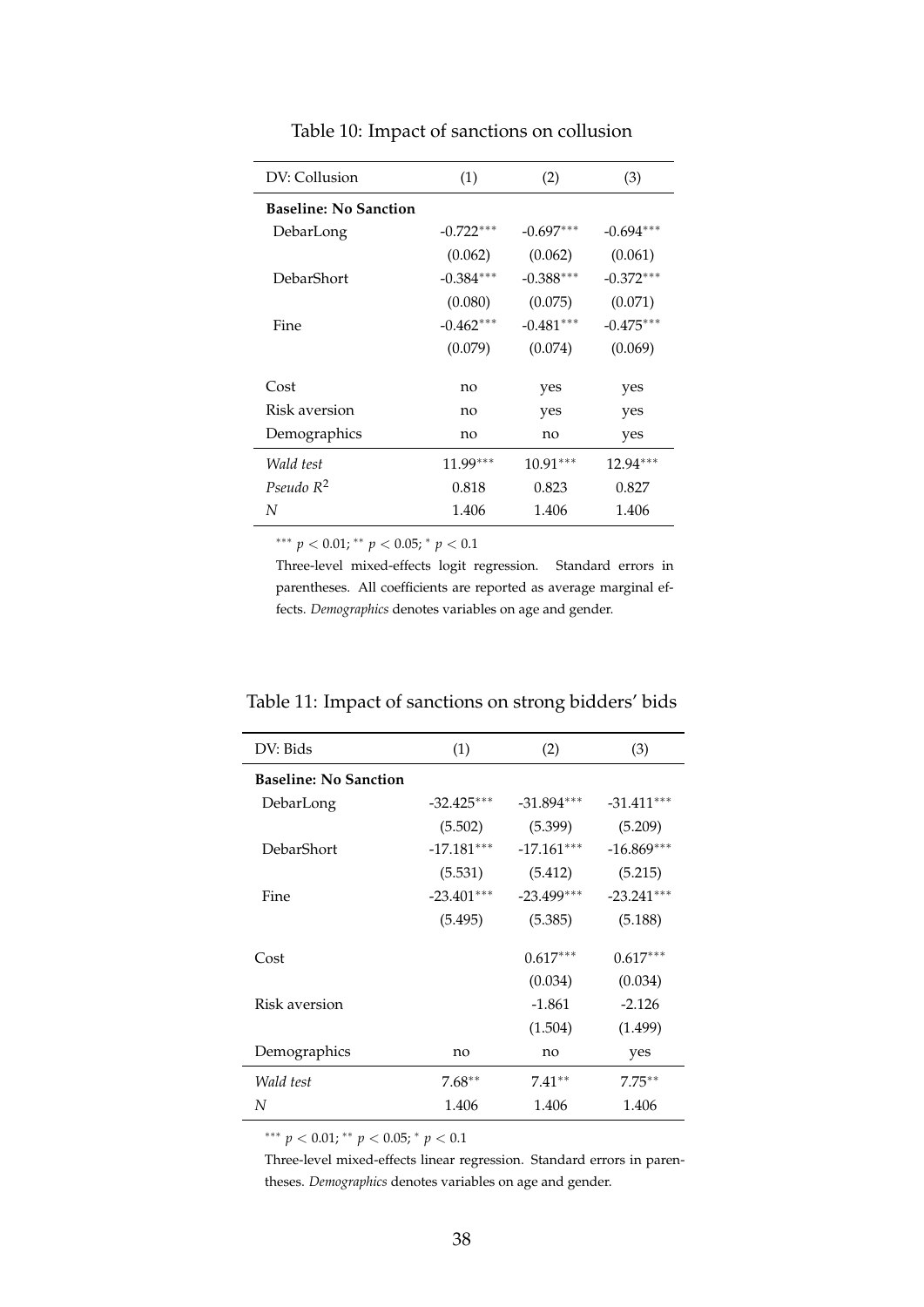Table 10: Impact of sanctions on collusion

| DV: Collusion | (1) | (2) | (3) |
|---|---|---|---|
| **Baseline: No Sanction** | | | |
| DebarLong | -0.722*** | -0.697*** | -0.694*** |
| | (0.062) | (0.062) | (0.061) |
| DebarShort | -0.384*** | -0.388*** | -0.372*** |
| | (0.080) | (0.075) | (0.071) |
| Fine | -0.462*** | -0.481*** | -0.475*** |
| | (0.079) | (0.074) | (0.069) |
| Cost | no | yes | yes |
| Risk aversion | no | yes | yes |
| Demographics | no | no | yes |
| *Wald test* | 11.99*** | 10.91*** | 12.94*** |
| *Pseudo* $R^2$ | 0.818 | 0.823 | 0.827 |
| $N$ | 1.406 | 1.406 | 1.406 |

*** $p < 0.01$; ** $p < 0.05$; * $p < 0.1$

Three-level mixed-effects logit regression. Standard errors in parentheses. All coefficients are reported as average marginal effects. *Demographics* denotes variables on age and gender.

Table 11: Impact of sanctions on strong bidders' bids

| DV: Bids | (1) | (2) | (3) |
|---|---|---|---|
| **Baseline: No Sanction** | | | |
| DebarLong | -32.425*** | -31.894*** | -31.411*** |
| | (5.502) | (5.399) | (5.209) |
| DebarShort | -17.181*** | -17.161*** | -16.869*** |
| | (5.531) | (5.412) | (5.215) |
| Fine | -23.401*** | -23.499*** | -23.241*** |
| | (5.495) | (5.385) | (5.188) |
| Cost | | 0.617*** | 0.617*** |
| | | (0.034) | (0.034) |
| Risk aversion | | -1.861 | -2.126 |
| | | (1.504) | (1.499) |
| Demographics | no | no | yes |
| *Wald test* | 7.68** | 7.41** | 7.75** |
| $N$ | 1.406 | 1.406 | 1.406 |

*** $p < 0.01$; ** $p < 0.05$; * $p < 0.1$

Three-level mixed-effects linear regression. Standard errors in parentheses. *Demographics* denotes variables on age and gender.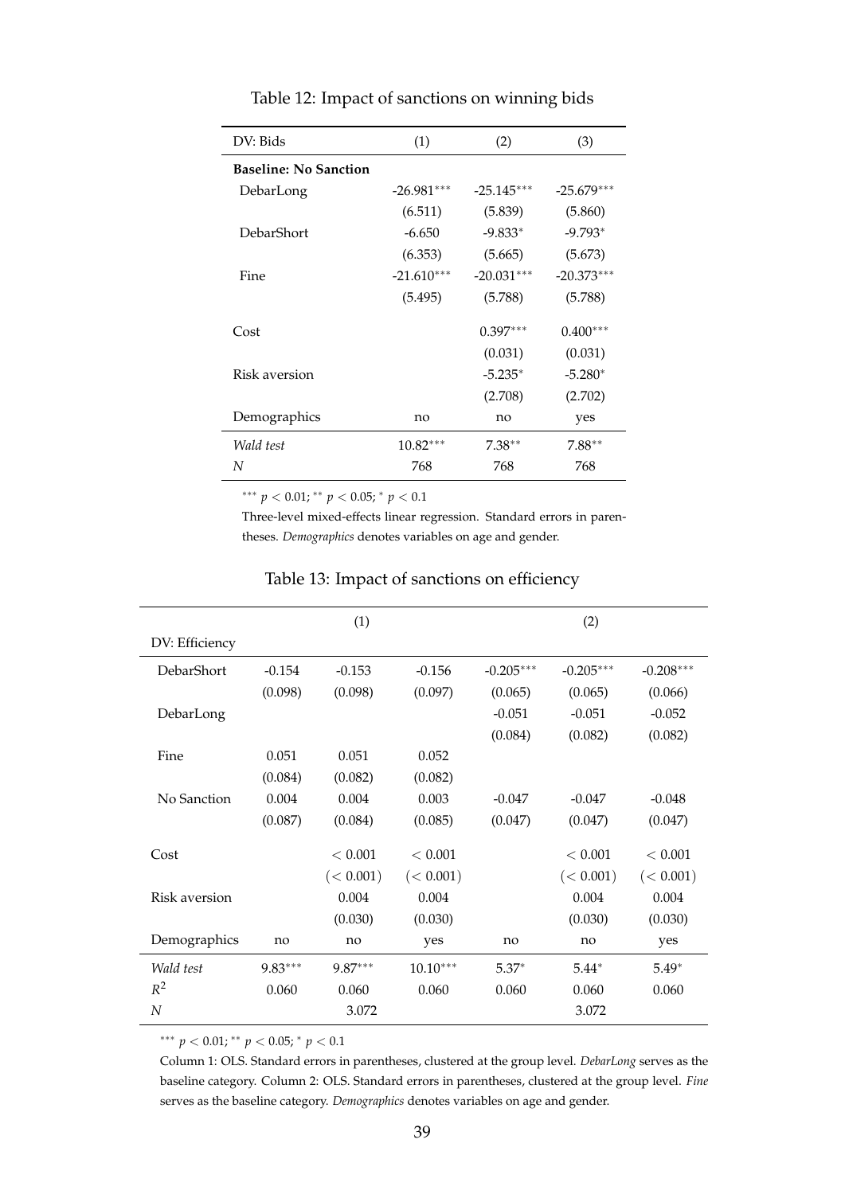Table 12: Impact of sanctions on winning bids

| DV: Bids | (1) | (2) | (3) |
|---|---|---|---|
| **Baseline: No Sanction** | | | |
| DebarLong | -26.981*** | -25.145*** | -25.679*** |
| | (6.511) | (5.839) | (5.860) |
| DebarShort | -6.650 | -9.833* | -9.793* |
| | (6.353) | (5.665) | (5.673) |
| Fine | -21.610*** | -20.031*** | -20.373*** |
| | (5.495) | (5.788) | (5.788) |
| Cost | | 0.397*** | 0.400*** |
| | | (0.031) | (0.031) |
| Risk aversion | | -5.235* | -5.280* |
| | | (2.708) | (2.702) |
| Demographics | no | no | yes |
| *Wald test* | 10.82*** | 7.38** | 7.88** |
| $N$ | 768 | 768 | 768 |

*** $p < 0.01$; ** $p < 0.05$; * $p < 0.1$

Three-level mixed-effects linear regression. Standard errors in parentheses. *Demographics* denotes variables on age and gender.

Table 13: Impact of sanctions on efficiency

| | | (1) | | | (2) | |
|---|---|---|---|---|---|---|
| DV: Efficiency | | | | | | |
| DebarShort | -0.154 | -0.153 | -0.156 | -0.205*** | -0.205*** | -0.208*** |
| | (0.098) | (0.098) | (0.097) | (0.065) | (0.065) | (0.066) |
| DebarLong | | | | -0.051 | -0.051 | -0.052 |
| | | | | (0.084) | (0.082) | (0.082) |
| Fine | 0.051 | 0.051 | 0.052 | | | |
| | (0.084) | (0.082) | (0.082) | | | |
| No Sanction | 0.004 | 0.004 | 0.003 | -0.047 | -0.047 | -0.048 |
| | (0.087) | (0.084) | (0.085) | (0.047) | (0.047) | (0.047) |
| Cost | | $< 0.001$ | $< 0.001$ | | $< 0.001$ | $< 0.001$ |
| | | $(< 0.001)$ | $(< 0.001)$ | | $(< 0.001)$ | $(< 0.001)$ |
| Risk aversion | | 0.004 | 0.004 | | 0.004 | 0.004 |
| | | (0.030) | (0.030) | | (0.030) | (0.030) |
| Demographics | no | no | yes | no | no | yes |
| *Wald test* | 9.83*** | 9.87*** | 10.10*** | 5.37* | 5.44* | 5.49* |
| $R^2$ | 0.060 | 0.060 | 0.060 | 0.060 | 0.060 | 0.060 |
| $N$ | | 3.072 | | | 3.072 | |

*** $p < 0.01$; ** $p < 0.05$; * $p < 0.1$

Column 1: OLS. Standard errors in parentheses, clustered at the group level. *DebarLong* serves as the baseline category. Column 2: OLS. Standard errors in parentheses, clustered at the group level. *Fine* serves as the baseline category. *Demographics* denotes variables on age and gender.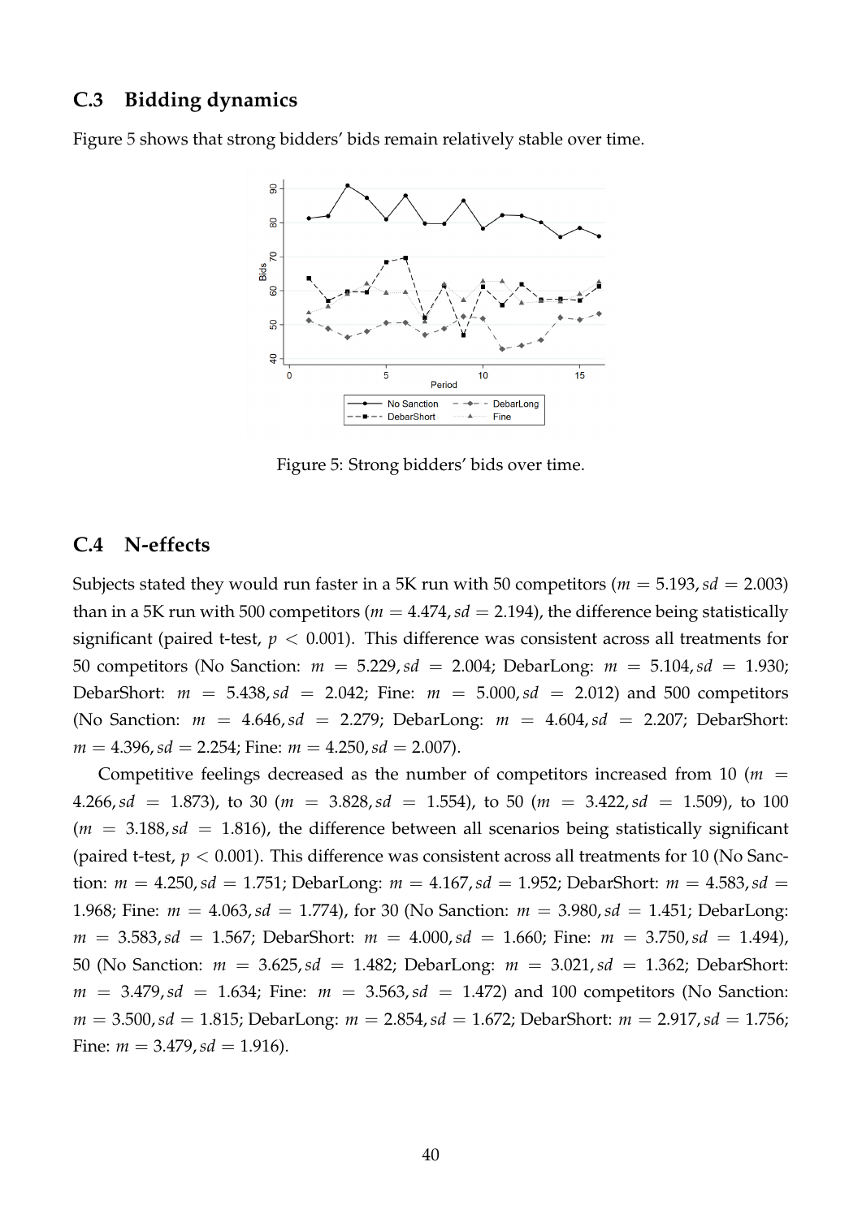## C.3 Bidding dynamics

Figure 5 shows that strong bidders' bids remain relatively stable over time.

Figure 5: Strong bidders' bids over time.

## C.4 N-effects

Subjects stated they would run faster in a 5K run with 50 competitors ($m = 5.193, sd = 2.003$) than in a 5K run with 500 competitors ($m = 4.474, sd = 2.194$), the difference being statistically significant (paired t-test, $p < 0.001$). This difference was consistent across all treatments for 50 competitors (No Sanction: $m = 5.229, sd = 2.004$; DebarLong: $m = 5.104, sd = 1.930$; DebarShort: $m = 5.438, sd = 2.042$; Fine: $m = 5.000, sd = 2.012$) and 500 competitors (No Sanction: $m = 4.646, sd = 2.279$; DebarLong: $m = 4.604, sd = 2.207$; DebarShort: $m = 4.396, sd = 2.254$; Fine: $m = 4.250, sd = 2.007$).

Competitive feelings decreased as the number of competitors increased from 10 ($m = 4.266, sd = 1.873$), to 30 ($m = 3.828, sd = 1.554$), to 50 ($m = 3.422, sd = 1.509$), to 100 ($m = 3.188, sd = 1.816$), the difference between all scenarios being statistically significant (paired t-test, $p < 0.001$). This difference was consistent across all treatments for 10 (No Sanction: $m = 4.250, sd = 1.751$; DebarLong: $m = 4.167, sd = 1.952$; DebarShort: $m = 4.583, sd = 1.968$; Fine: $m = 4.063, sd = 1.774$), for 30 (No Sanction: $m = 3.980, sd = 1.451$; DebarLong: $m = 3.583, sd = 1.567$; DebarShort: $m = 4.000, sd = 1.660$; Fine: $m = 3.750, sd = 1.494$), 50 (No Sanction: $m = 3.625, sd = 1.482$; DebarLong: $m = 3.021, sd = 1.362$; DebarShort: $m = 3.479, sd = 1.634$; Fine: $m = 3.563, sd = 1.472$) and 100 competitors (No Sanction: $m = 3.500, sd = 1.815$; DebarLong: $m = 2.854, sd = 1.672$; DebarShort: $m = 2.917, sd = 1.756$; Fine: $m = 3.479, sd = 1.916$).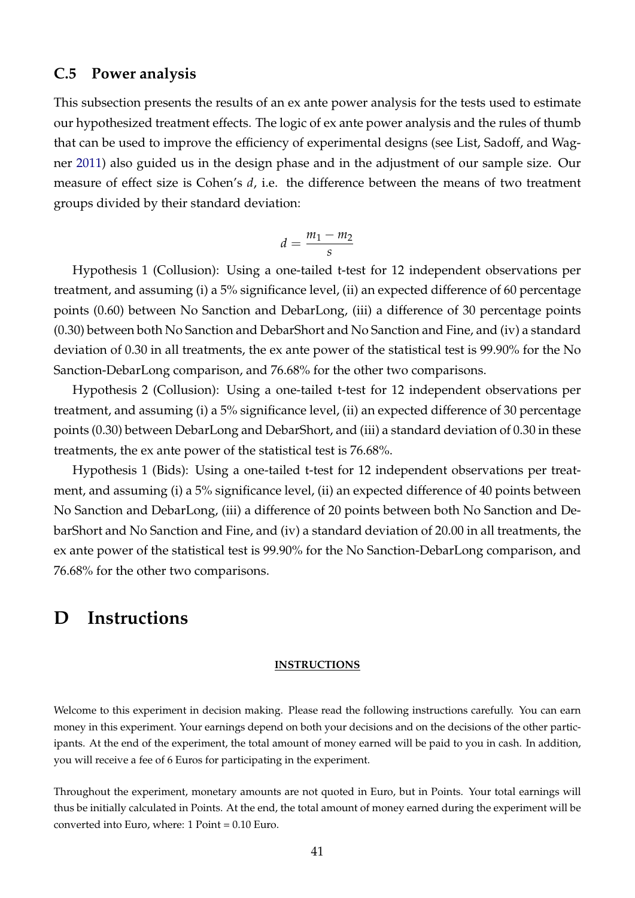### C.5 Power analysis

This subsection presents the results of an ex ante power analysis for the tests used to estimate our hypothesized treatment effects. The logic of ex ante power analysis and the rules of thumb that can be used to improve the efficiency of experimental designs (see List, Sadoff, and Wagner 2011) also guided us in the design phase and in the adjustment of our sample size. Our measure of effect size is Cohen's $d$, i.e. the difference between the means of two treatment groups divided by their standard deviation:

$$d = \frac{m_1 - m_2}{s}$$

Hypothesis 1 (Collusion): Using a one-tailed t-test for 12 independent observations per treatment, and assuming (i) a 5% significance level, (ii) an expected difference of 60 percentage points (0.60) between No Sanction and DebarLong, (iii) a difference of 30 percentage points (0.30) between both No Sanction and DebarShort and No Sanction and Fine, and (iv) a standard deviation of 0.30 in all treatments, the ex ante power of the statistical test is 99.90% for the No Sanction-DebarLong comparison, and 76.68% for the other two comparisons.

Hypothesis 2 (Collusion): Using a one-tailed t-test for 12 independent observations per treatment, and assuming (i) a 5% significance level, (ii) an expected difference of 30 percentage points (0.30) between DebarLong and DebarShort, and (iii) a standard deviation of 0.30 in these treatments, the ex ante power of the statistical test is 76.68%.

Hypothesis 1 (Bids): Using a one-tailed t-test for 12 independent observations per treatment, and assuming (i) a 5% significance level, (ii) an expected difference of 40 points between No Sanction and DebarLong, (iii) a difference of 20 points between both No Sanction and DebarShort and No Sanction and Fine, and (iv) a standard deviation of 20.00 in all treatments, the ex ante power of the statistical test is 99.90% for the No Sanction-DebarLong comparison, and 76.68% for the other two comparisons.

# D Instructions

**INSTRUCTIONS**

Welcome to this experiment in decision making. Please read the following instructions carefully. You can earn money in this experiment. Your earnings depend on both your decisions and on the decisions of the other participants. At the end of the experiment, the total amount of money earned will be paid to you in cash. In addition, you will receive a fee of 6 Euros for participating in the experiment.

Throughout the experiment, monetary amounts are not quoted in Euro, but in Points. Your total earnings will thus be initially calculated in Points. At the end, the total amount of money earned during the experiment will be converted into Euro, where: 1 Point = 0.10 Euro.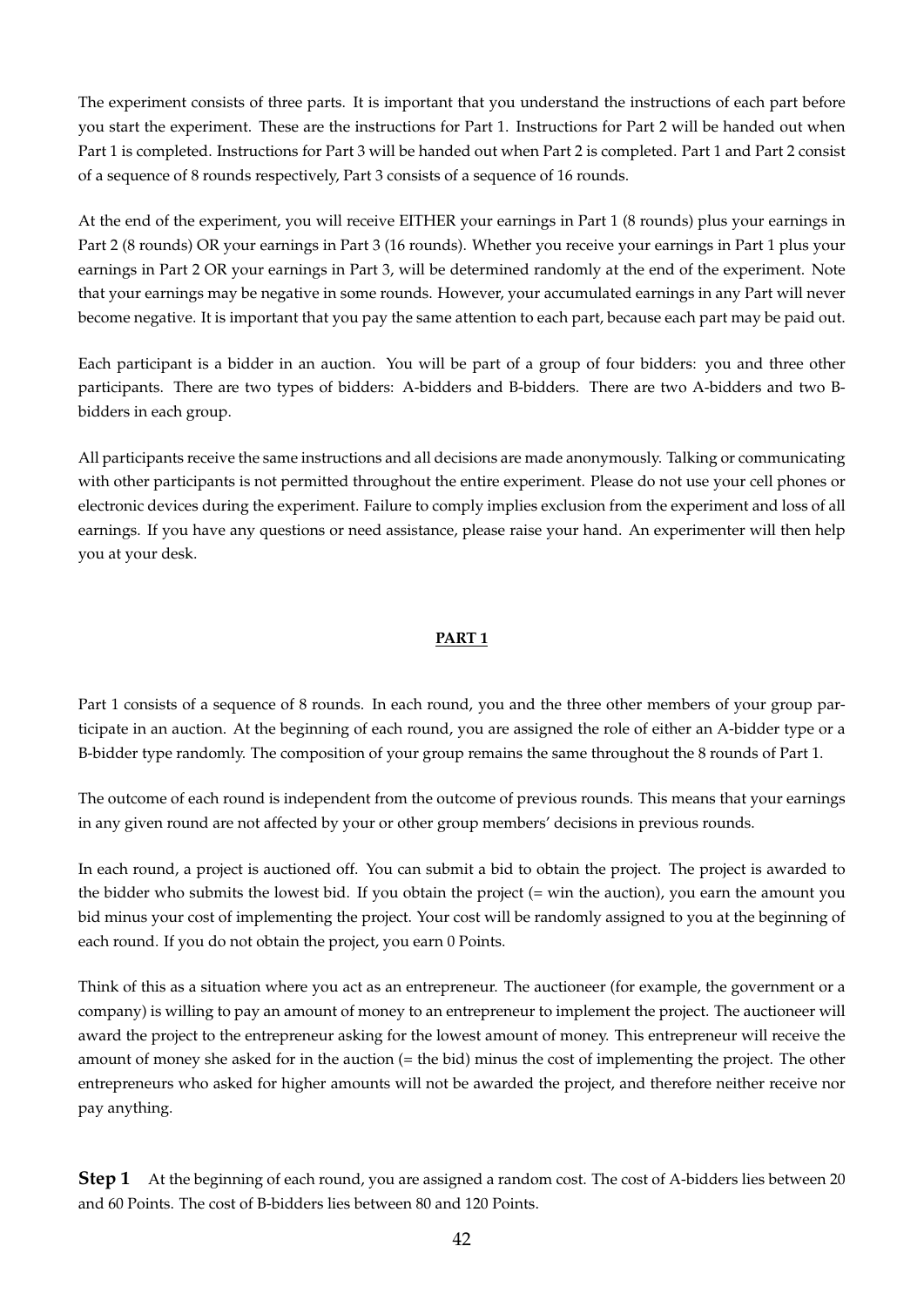The experiment consists of three parts. It is important that you understand the instructions of each part before you start the experiment. These are the instructions for Part 1. Instructions for Part 2 will be handed out when Part 1 is completed. Instructions for Part 3 will be handed out when Part 2 is completed. Part 1 and Part 2 consist of a sequence of 8 rounds respectively, Part 3 consists of a sequence of 16 rounds.

At the end of the experiment, you will receive EITHER your earnings in Part 1 (8 rounds) plus your earnings in Part 2 (8 rounds) OR your earnings in Part 3 (16 rounds). Whether you receive your earnings in Part 1 plus your earnings in Part 2 OR your earnings in Part 3, will be determined randomly at the end of the experiment. Note that your earnings may be negative in some rounds. However, your accumulated earnings in any Part will never become negative. It is important that you pay the same attention to each part, because each part may be paid out.

Each participant is a bidder in an auction. You will be part of a group of four bidders: you and three other participants. There are two types of bidders: A-bidders and B-bidders. There are two A-bidders and two B-bidders in each group.

All participants receive the same instructions and all decisions are made anonymously. Talking or communicating with other participants is not permitted throughout the entire experiment. Please do not use your cell phones or electronic devices during the experiment. Failure to comply implies exclusion from the experiment and loss of all earnings. If you have any questions or need assistance, please raise your hand. An experimenter will then help you at your desk.

## PART 1

Part 1 consists of a sequence of 8 rounds. In each round, you and the three other members of your group participate in an auction. At the beginning of each round, you are assigned the role of either an A-bidder type or a B-bidder type randomly. The composition of your group remains the same throughout the 8 rounds of Part 1.

The outcome of each round is independent from the outcome of previous rounds. This means that your earnings in any given round are not affected by your or other group members' decisions in previous rounds.

In each round, a project is auctioned off. You can submit a bid to obtain the project. The project is awarded to the bidder who submits the lowest bid. If you obtain the project (= win the auction), you earn the amount you bid minus your cost of implementing the project. Your cost will be randomly assigned to you at the beginning of each round. If you do not obtain the project, you earn 0 Points.

Think of this as a situation where you act as an entrepreneur. The auctioneer (for example, the government or a company) is willing to pay an amount of money to an entrepreneur to implement the project. The auctioneer will award the project to the entrepreneur asking for the lowest amount of money. This entrepreneur will receive the amount of money she asked for in the auction (= the bid) minus the cost of implementing the project. The other entrepreneurs who asked for higher amounts will not be awarded the project, and therefore neither receive nor pay anything.

**Step 1** At the beginning of each round, you are assigned a random cost. The cost of A-bidders lies between 20 and 60 Points. The cost of B-bidders lies between 80 and 120 Points.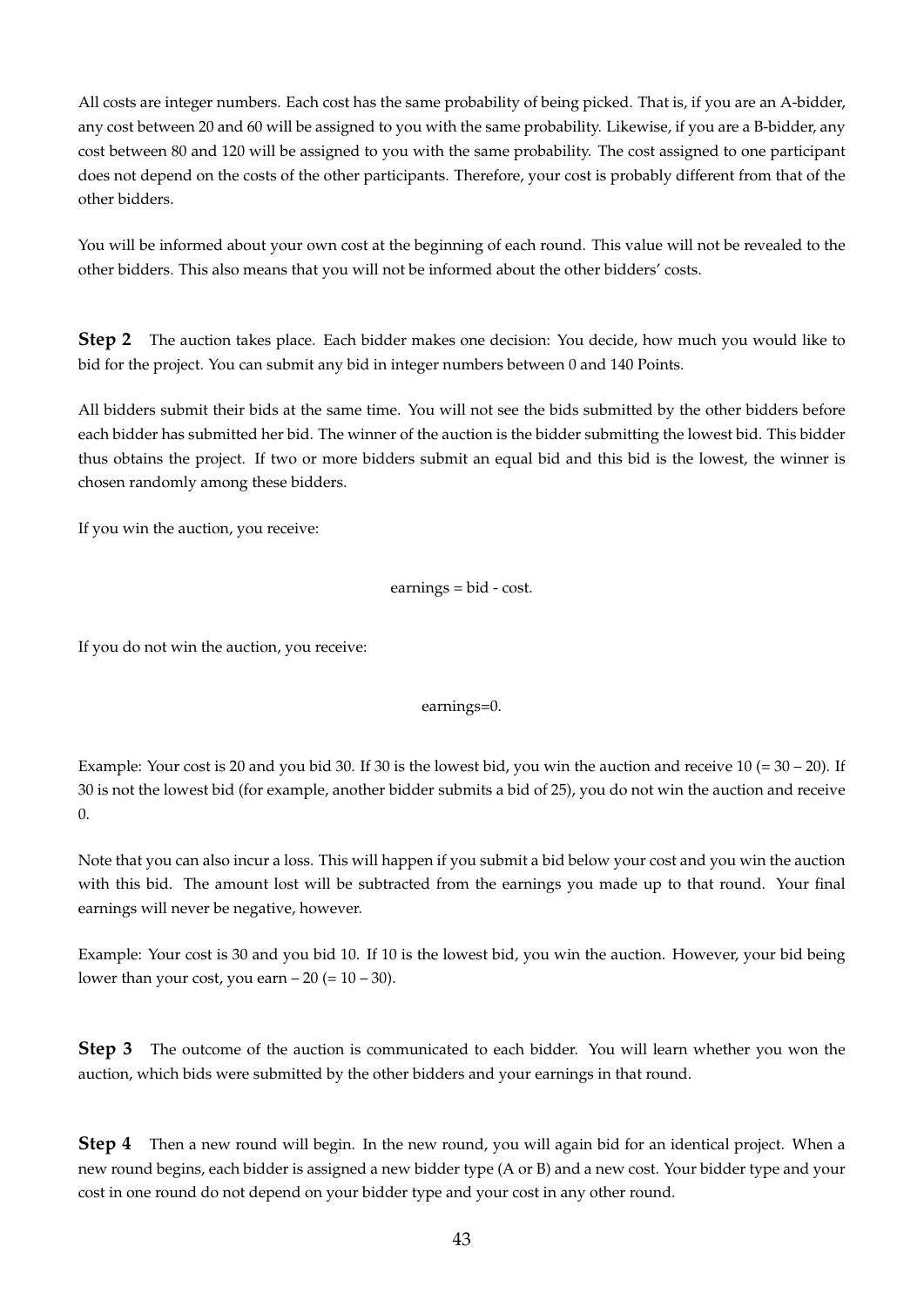All costs are integer numbers. Each cost has the same probability of being picked. That is, if you are an A-bidder, any cost between 20 and 60 will be assigned to you with the same probability. Likewise, if you are a B-bidder, any cost between 80 and 120 will be assigned to you with the same probability. The cost assigned to one participant does not depend on the costs of the other participants. Therefore, your cost is probably different from that of the other bidders.

You will be informed about your own cost at the beginning of each round. This value will not be revealed to the other bidders. This also means that you will not be informed about the other bidders' costs.

**Step 2** The auction takes place. Each bidder makes one decision: You decide, how much you would like to bid for the project. You can submit any bid in integer numbers between 0 and 140 Points.

All bidders submit their bids at the same time. You will not see the bids submitted by the other bidders before each bidder has submitted her bid. The winner of the auction is the bidder submitting the lowest bid. This bidder thus obtains the project. If two or more bidders submit an equal bid and this bid is the lowest, the winner is chosen randomly among these bidders.

If you win the auction, you receive:

earnings = bid - cost.

If you do not win the auction, you receive:

earnings=0.

Example: Your cost is 20 and you bid 30. If 30 is the lowest bid, you win the auction and receive 10 (= 30 – 20). If 30 is not the lowest bid (for example, another bidder submits a bid of 25), you do not win the auction and receive 0.

Note that you can also incur a loss. This will happen if you submit a bid below your cost and you win the auction with this bid. The amount lost will be subtracted from the earnings you made up to that round. Your final earnings will never be negative, however.

Example: Your cost is 30 and you bid 10. If 10 is the lowest bid, you win the auction. However, your bid being lower than your cost, you earn – 20 (= 10 – 30).

**Step 3** The outcome of the auction is communicated to each bidder. You will learn whether you won the auction, which bids were submitted by the other bidders and your earnings in that round.

**Step 4** Then a new round will begin. In the new round, you will again bid for an identical project. When a new round begins, each bidder is assigned a new bidder type (A or B) and a new cost. Your bidder type and your cost in one round do not depend on your bidder type and your cost in any other round.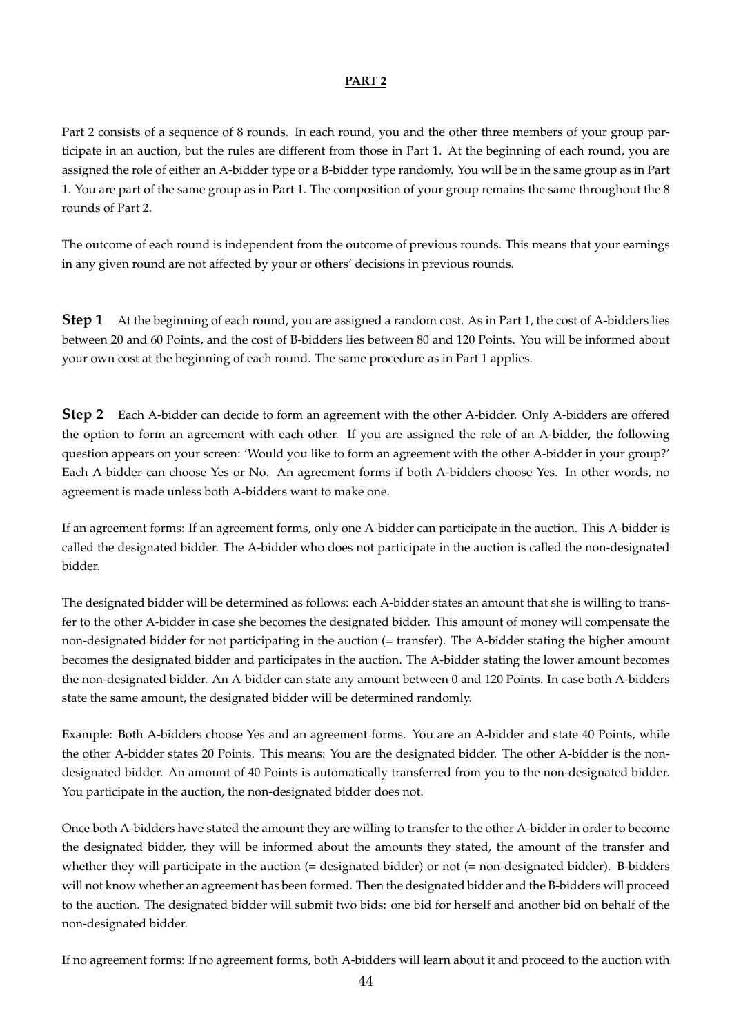**PART 2**

Part 2 consists of a sequence of 8 rounds. In each round, you and the other three members of your group participate in an auction, but the rules are different from those in Part 1. At the beginning of each round, you are assigned the role of either an A-bidder type or a B-bidder type randomly. You will be in the same group as in Part 1. You are part of the same group as in Part 1. The composition of your group remains the same throughout the 8 rounds of Part 2.

The outcome of each round is independent from the outcome of previous rounds. This means that your earnings in any given round are not affected by your or others' decisions in previous rounds.

**Step 1** At the beginning of each round, you are assigned a random cost. As in Part 1, the cost of A-bidders lies between 20 and 60 Points, and the cost of B-bidders lies between 80 and 120 Points. You will be informed about your own cost at the beginning of each round. The same procedure as in Part 1 applies.

**Step 2** Each A-bidder can decide to form an agreement with the other A-bidder. Only A-bidders are offered the option to form an agreement with each other. If you are assigned the role of an A-bidder, the following question appears on your screen: 'Would you like to form an agreement with the other A-bidder in your group?' Each A-bidder can choose Yes or No. An agreement forms if both A-bidders choose Yes. In other words, no agreement is made unless both A-bidders want to make one.

If an agreement forms: If an agreement forms, only one A-bidder can participate in the auction. This A-bidder is called the designated bidder. The A-bidder who does not participate in the auction is called the non-designated bidder.

The designated bidder will be determined as follows: each A-bidder states an amount that she is willing to transfer to the other A-bidder in case she becomes the designated bidder. This amount of money will compensate the non-designated bidder for not participating in the auction (= transfer). The A-bidder stating the higher amount becomes the designated bidder and participates in the auction. The A-bidder stating the lower amount becomes the non-designated bidder. An A-bidder can state any amount between 0 and 120 Points. In case both A-bidders state the same amount, the designated bidder will be determined randomly.

Example: Both A-bidders choose Yes and an agreement forms. You are an A-bidder and state 40 Points, while the other A-bidder states 20 Points. This means: You are the designated bidder. The other A-bidder is the non-designated bidder. An amount of 40 Points is automatically transferred from you to the non-designated bidder. You participate in the auction, the non-designated bidder does not.

Once both A-bidders have stated the amount they are willing to transfer to the other A-bidder in order to become the designated bidder, they will be informed about the amounts they stated, the amount of the transfer and whether they will participate in the auction (= designated bidder) or not (= non-designated bidder). B-bidders will not know whether an agreement has been formed. Then the designated bidder and the B-bidders will proceed to the auction. The designated bidder will submit two bids: one bid for herself and another bid on behalf of the non-designated bidder.

If no agreement forms: If no agreement forms, both A-bidders will learn about it and proceed to the auction with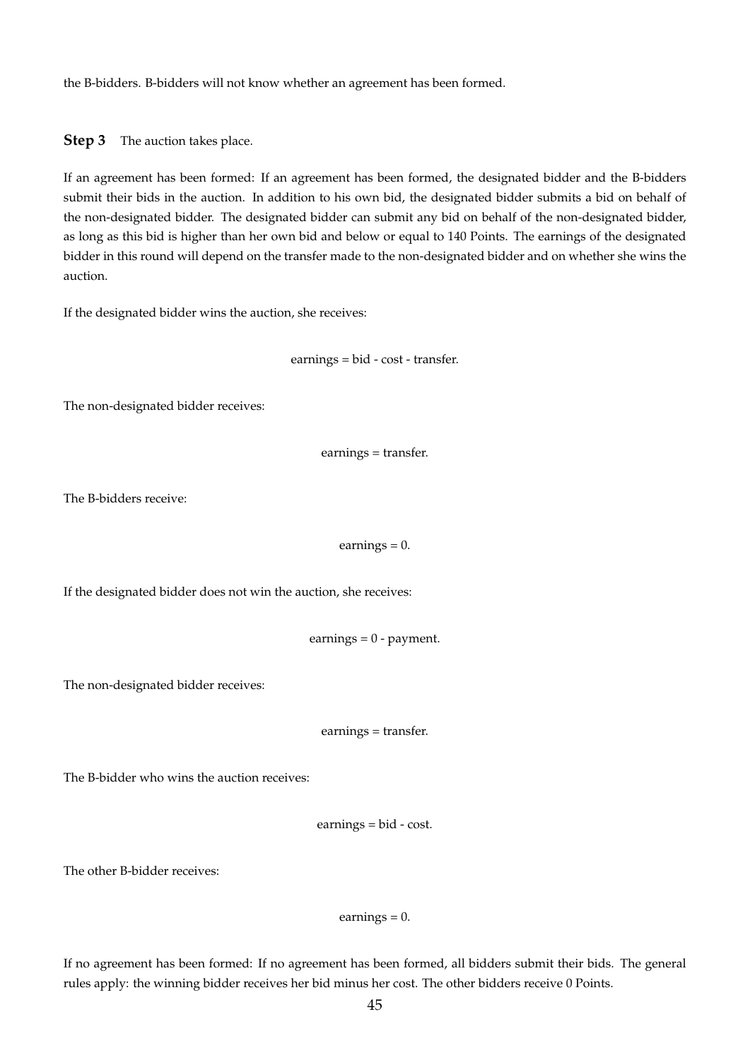the B-bidders. B-bidders will not know whether an agreement has been formed.

**Step 3** The auction takes place.

If an agreement has been formed: If an agreement has been formed, the designated bidder and the B-bidders submit their bids in the auction. In addition to his own bid, the designated bidder submits a bid on behalf of the non-designated bidder. The designated bidder can submit any bid on behalf of the non-designated bidder, as long as this bid is higher than her own bid and below or equal to 140 Points. The earnings of the designated bidder in this round will depend on the transfer made to the non-designated bidder and on whether she wins the auction.

If the designated bidder wins the auction, she receives:

$$\text{earnings} = \text{bid} - \text{cost} - \text{transfer}.$$

The non-designated bidder receives:

$$\text{earnings} = \text{transfer}.$$

The B-bidders receive:

$$\text{earnings} = 0.$$

If the designated bidder does not win the auction, she receives:

$$\text{earnings} = 0 - \text{payment}.$$

The non-designated bidder receives:

$$\text{earnings} = \text{transfer}.$$

The B-bidder who wins the auction receives:

$$\text{earnings} = \text{bid} - \text{cost}.$$

The other B-bidder receives:

$$\text{earnings} = 0.$$

If no agreement has been formed: If no agreement has been formed, all bidders submit their bids. The general rules apply: the winning bidder receives her bid minus her cost. The other bidders receive 0 Points.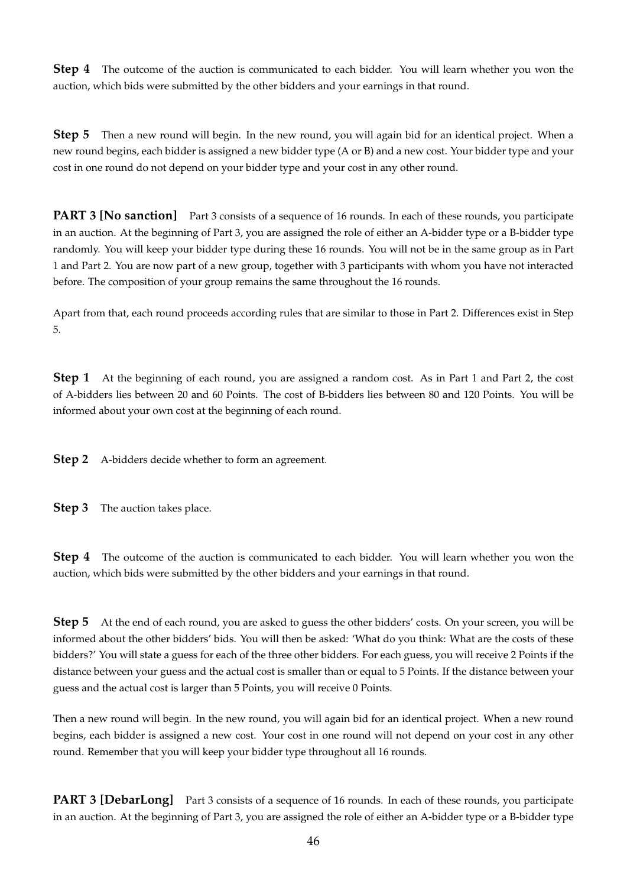**Step 4** The outcome of the auction is communicated to each bidder. You will learn whether you won the auction, which bids were submitted by the other bidders and your earnings in that round.

**Step 5** Then a new round will begin. In the new round, you will again bid for an identical project. When a new round begins, each bidder is assigned a new bidder type (A or B) and a new cost. Your bidder type and your cost in one round do not depend on your bidder type and your cost in any other round.

**PART 3 [No sanction]** Part 3 consists of a sequence of 16 rounds. In each of these rounds, you participate in an auction. At the beginning of Part 3, you are assigned the role of either an A-bidder type or a B-bidder type randomly. You will keep your bidder type during these 16 rounds. You will not be in the same group as in Part 1 and Part 2. You are now part of a new group, together with 3 participants with whom you have not interacted before. The composition of your group remains the same throughout the 16 rounds.

Apart from that, each round proceeds according rules that are similar to those in Part 2. Differences exist in Step 5.

**Step 1** At the beginning of each round, you are assigned a random cost. As in Part 1 and Part 2, the cost of A-bidders lies between 20 and 60 Points. The cost of B-bidders lies between 80 and 120 Points. You will be informed about your own cost at the beginning of each round.

**Step 2** A-bidders decide whether to form an agreement.

**Step 3** The auction takes place.

**Step 4** The outcome of the auction is communicated to each bidder. You will learn whether you won the auction, which bids were submitted by the other bidders and your earnings in that round.

**Step 5** At the end of each round, you are asked to guess the other bidders' costs. On your screen, you will be informed about the other bidders' bids. You will then be asked: 'What do you think: What are the costs of these bidders?' You will state a guess for each of the three other bidders. For each guess, you will receive 2 Points if the distance between your guess and the actual cost is smaller than or equal to 5 Points. If the distance between your guess and the actual cost is larger than 5 Points, you will receive 0 Points.

Then a new round will begin. In the new round, you will again bid for an identical project. When a new round begins, each bidder is assigned a new cost. Your cost in one round will not depend on your cost in any other round. Remember that you will keep your bidder type throughout all 16 rounds.

**PART 3 [DebarLong]** Part 3 consists of a sequence of 16 rounds. In each of these rounds, you participate in an auction. At the beginning of Part 3, you are assigned the role of either an A-bidder type or a B-bidder type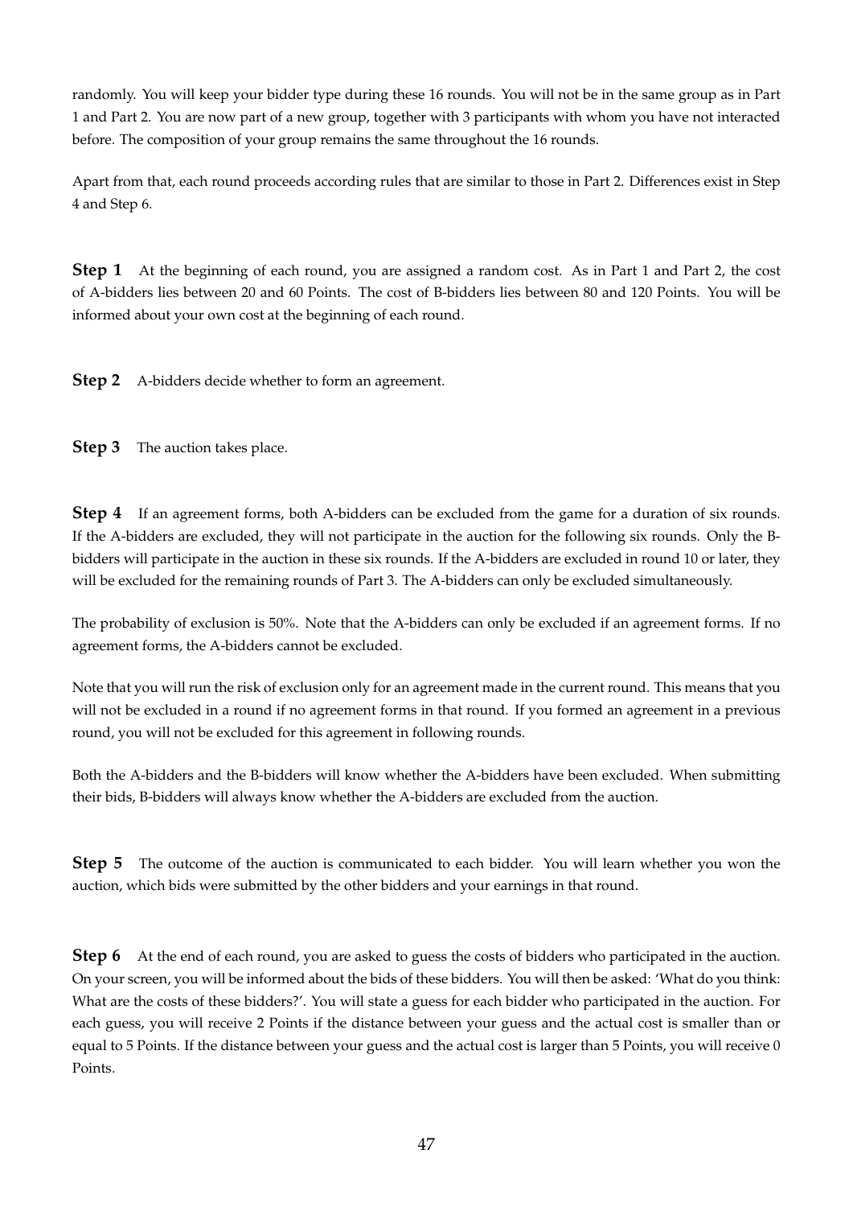randomly. You will keep your bidder type during these 16 rounds. You will not be in the same group as in Part 1 and Part 2. You are now part of a new group, together with 3 participants with whom you have not interacted before. The composition of your group remains the same throughout the 16 rounds.

Apart from that, each round proceeds according rules that are similar to those in Part 2. Differences exist in Step 4 and Step 6.

**Step 1** At the beginning of each round, you are assigned a random cost. As in Part 1 and Part 2, the cost of A-bidders lies between 20 and 60 Points. The cost of B-bidders lies between 80 and 120 Points. You will be informed about your own cost at the beginning of each round.

**Step 2** A-bidders decide whether to form an agreement.

**Step 3** The auction takes place.

**Step 4** If an agreement forms, both A-bidders can be excluded from the game for a duration of six rounds. If the A-bidders are excluded, they will not participate in the auction for the following six rounds. Only the B-bidders will participate in the auction in these six rounds. If the A-bidders are excluded in round 10 or later, they will be excluded for the remaining rounds of Part 3. The A-bidders can only be excluded simultaneously.

The probability of exclusion is 50%. Note that the A-bidders can only be excluded if an agreement forms. If no agreement forms, the A-bidders cannot be excluded.

Note that you will run the risk of exclusion only for an agreement made in the current round. This means that you will not be excluded in a round if no agreement forms in that round. If you formed an agreement in a previous round, you will not be excluded for this agreement in following rounds.

Both the A-bidders and the B-bidders will know whether the A-bidders have been excluded. When submitting their bids, B-bidders will always know whether the A-bidders are excluded from the auction.

**Step 5** The outcome of the auction is communicated to each bidder. You will learn whether you won the auction, which bids were submitted by the other bidders and your earnings in that round.

**Step 6** At the end of each round, you are asked to guess the costs of bidders who participated in the auction. On your screen, you will be informed about the bids of these bidders. You will then be asked: 'What do you think: What are the costs of these bidders?'. You will state a guess for each bidder who participated in the auction. For each guess, you will receive 2 Points if the distance between your guess and the actual cost is smaller than or equal to 5 Points. If the distance between your guess and the actual cost is larger than 5 Points, you will receive 0 Points.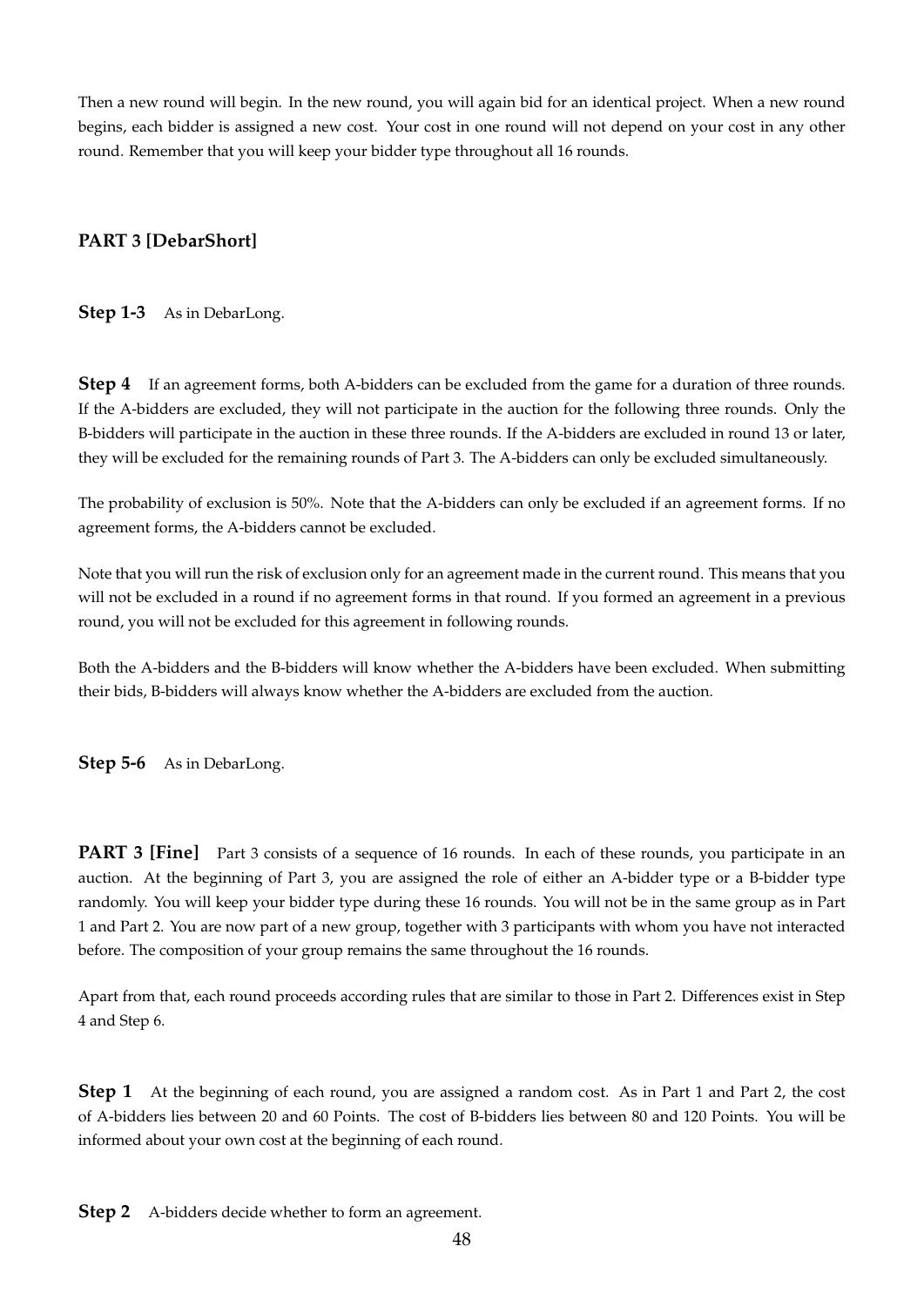Then a new round will begin. In the new round, you will again bid for an identical project. When a new round begins, each bidder is assigned a new cost. Your cost in one round will not depend on your cost in any other round. Remember that you will keep your bidder type throughout all 16 rounds.

## PART 3 [DebarShort]

**Step 1-3** As in DebarLong.

**Step 4** If an agreement forms, both A-bidders can be excluded from the game for a duration of three rounds. If the A-bidders are excluded, they will not participate in the auction for the following three rounds. Only the B-bidders will participate in the auction in these three rounds. If the A-bidders are excluded in round 13 or later, they will be excluded for the remaining rounds of Part 3. The A-bidders can only be excluded simultaneously.

The probability of exclusion is 50%. Note that the A-bidders can only be excluded if an agreement forms. If no agreement forms, the A-bidders cannot be excluded.

Note that you will run the risk of exclusion only for an agreement made in the current round. This means that you will not be excluded in a round if no agreement forms in that round. If you formed an agreement in a previous round, you will not be excluded for this agreement in following rounds.

Both the A-bidders and the B-bidders will know whether the A-bidders have been excluded. When submitting their bids, B-bidders will always know whether the A-bidders are excluded from the auction.

**Step 5-6** As in DebarLong.

**PART 3 [Fine]** Part 3 consists of a sequence of 16 rounds. In each of these rounds, you participate in an auction. At the beginning of Part 3, you are assigned the role of either an A-bidder type or a B-bidder type randomly. You will keep your bidder type during these 16 rounds. You will not be in the same group as in Part 1 and Part 2. You are now part of a new group, together with 3 participants with whom you have not interacted before. The composition of your group remains the same throughout the 16 rounds.

Apart from that, each round proceeds according rules that are similar to those in Part 2. Differences exist in Step 4 and Step 6.

**Step 1** At the beginning of each round, you are assigned a random cost. As in Part 1 and Part 2, the cost of A-bidders lies between 20 and 60 Points. The cost of B-bidders lies between 80 and 120 Points. You will be informed about your own cost at the beginning of each round.

**Step 2** A-bidders decide whether to form an agreement.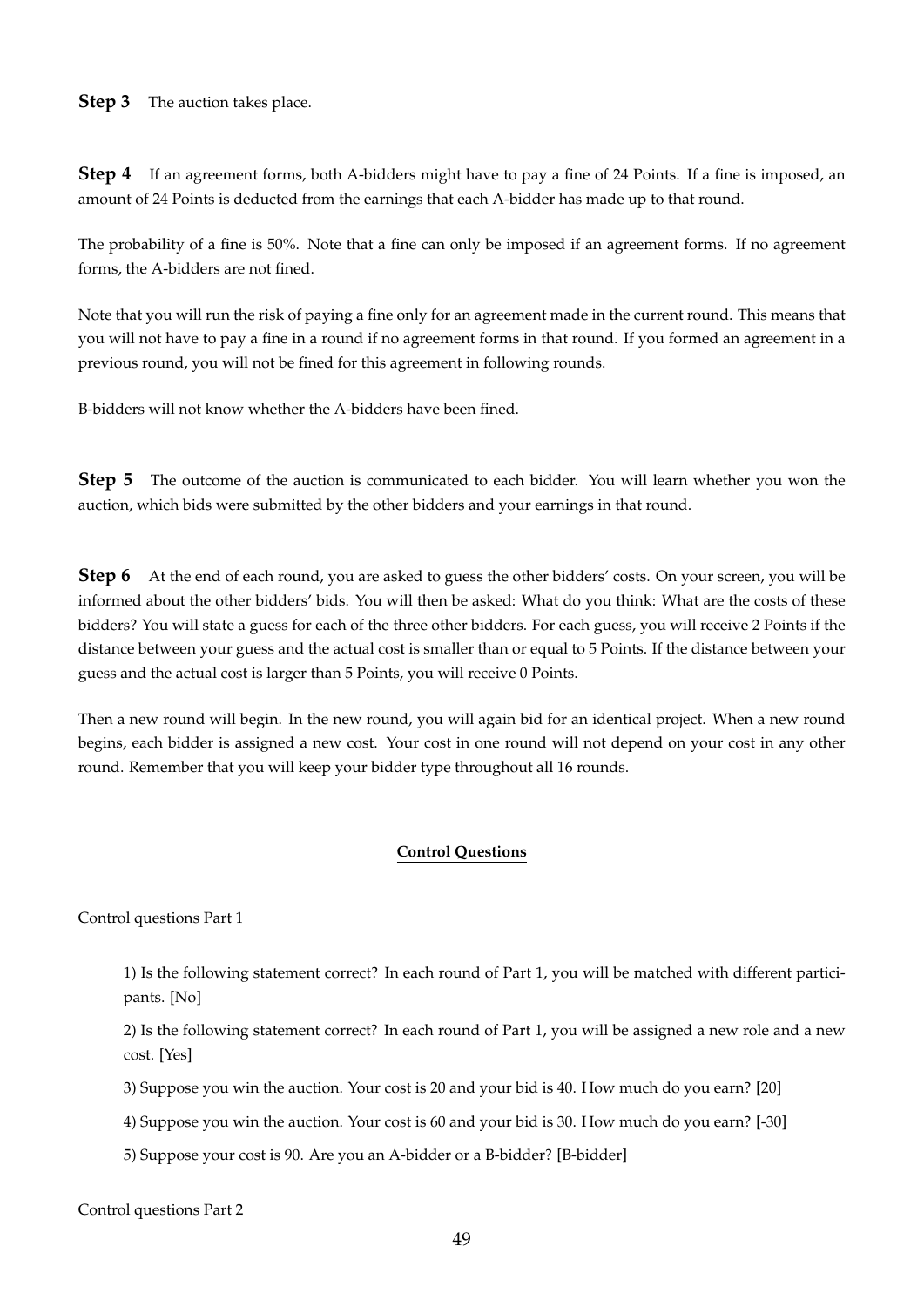**Step 3** The auction takes place.

**Step 4** If an agreement forms, both A-bidders might have to pay a fine of 24 Points. If a fine is imposed, an amount of 24 Points is deducted from the earnings that each A-bidder has made up to that round.

The probability of a fine is 50%. Note that a fine can only be imposed if an agreement forms. If no agreement forms, the A-bidders are not fined.

Note that you will run the risk of paying a fine only for an agreement made in the current round. This means that you will not have to pay a fine in a round if no agreement forms in that round. If you formed an agreement in a previous round, you will not be fined for this agreement in following rounds.

B-bidders will not know whether the A-bidders have been fined.

**Step 5** The outcome of the auction is communicated to each bidder. You will learn whether you won the auction, which bids were submitted by the other bidders and your earnings in that round.

**Step 6** At the end of each round, you are asked to guess the other bidders' costs. On your screen, you will be informed about the other bidders' bids. You will then be asked: What do you think: What are the costs of these bidders? You will state a guess for each of the three other bidders. For each guess, you will receive 2 Points if the distance between your guess and the actual cost is smaller than or equal to 5 Points. If the distance between your guess and the actual cost is larger than 5 Points, you will receive 0 Points.

Then a new round will begin. In the new round, you will again bid for an identical project. When a new round begins, each bidder is assigned a new cost. Your cost in one round will not depend on your cost in any other round. Remember that you will keep your bidder type throughout all 16 rounds.

## Control Questions

Control questions Part 1

1) Is the following statement correct? In each round of Part 1, you will be matched with different participants. [No]

2) Is the following statement correct? In each round of Part 1, you will be assigned a new role and a new cost. [Yes]

3) Suppose you win the auction. Your cost is 20 and your bid is 40. How much do you earn? [20]

4) Suppose you win the auction. Your cost is 60 and your bid is 30. How much do you earn? [-30]

5) Suppose your cost is 90. Are you an A-bidder or a B-bidder? [B-bidder]

Control questions Part 2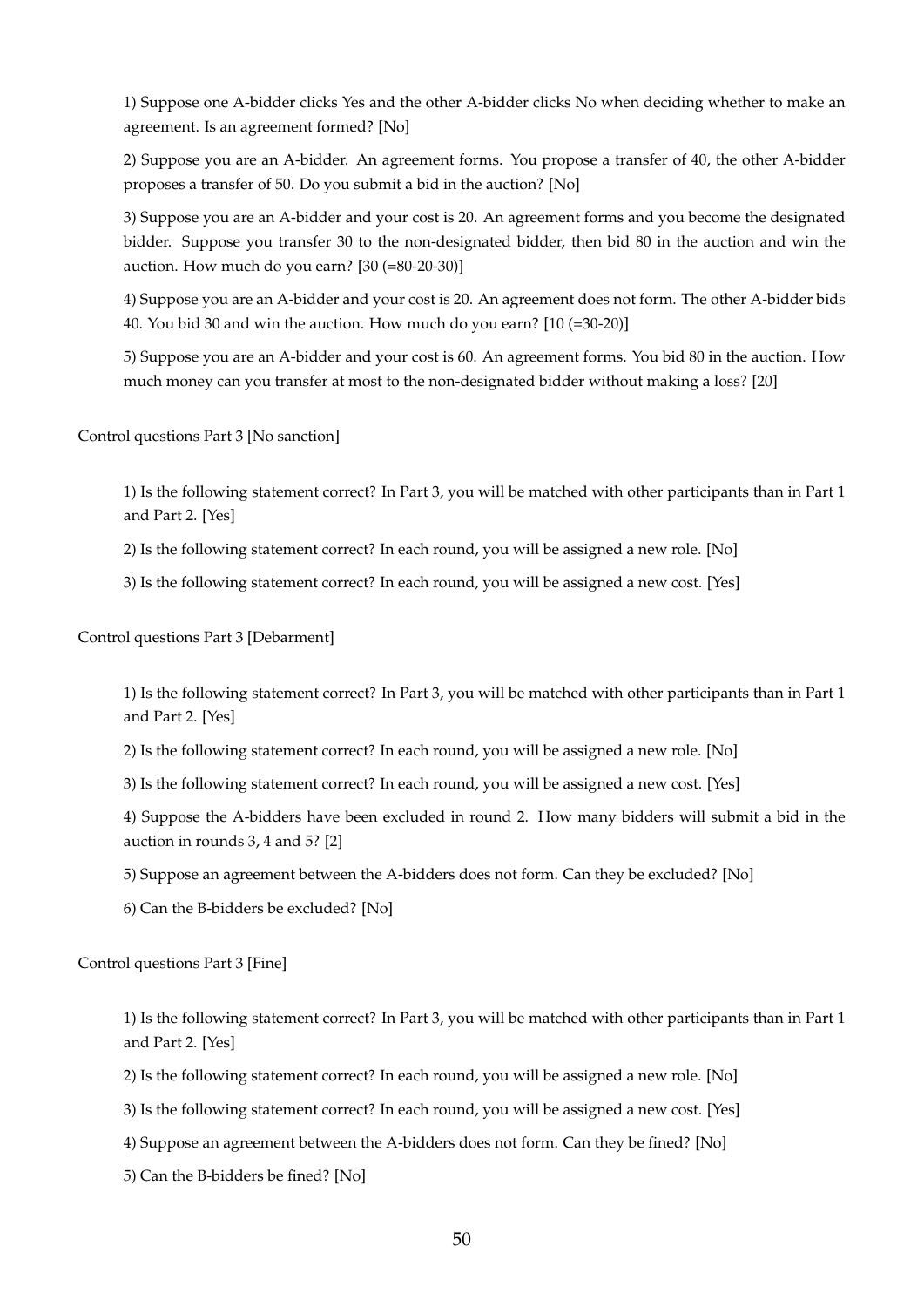1) Suppose one A-bidder clicks Yes and the other A-bidder clicks No when deciding whether to make an agreement. Is an agreement formed? [No]

2) Suppose you are an A-bidder. An agreement forms. You propose a transfer of 40, the other A-bidder proposes a transfer of 50. Do you submit a bid in the auction? [No]

3) Suppose you are an A-bidder and your cost is 20. An agreement forms and you become the designated bidder. Suppose you transfer 30 to the non-designated bidder, then bid 80 in the auction and win the auction. How much do you earn? [30 (=80-20-30)]

4) Suppose you are an A-bidder and your cost is 20. An agreement does not form. The other A-bidder bids 40. You bid 30 and win the auction. How much do you earn? [10 (=30-20)]

5) Suppose you are an A-bidder and your cost is 60. An agreement forms. You bid 80 in the auction. How much money can you transfer at most to the non-designated bidder without making a loss? [20]

Control questions Part 3 [No sanction]

1) Is the following statement correct? In Part 3, you will be matched with other participants than in Part 1 and Part 2. [Yes]

2) Is the following statement correct? In each round, you will be assigned a new role. [No]

3) Is the following statement correct? In each round, you will be assigned a new cost. [Yes]

Control questions Part 3 [Debarment]

1) Is the following statement correct? In Part 3, you will be matched with other participants than in Part 1 and Part 2. [Yes]

2) Is the following statement correct? In each round, you will be assigned a new role. [No]

3) Is the following statement correct? In each round, you will be assigned a new cost. [Yes]

4) Suppose the A-bidders have been excluded in round 2. How many bidders will submit a bid in the auction in rounds 3, 4 and 5? [2]

5) Suppose an agreement between the A-bidders does not form. Can they be excluded? [No]

6) Can the B-bidders be excluded? [No]

Control questions Part 3 [Fine]

1) Is the following statement correct? In Part 3, you will be matched with other participants than in Part 1 and Part 2. [Yes]

2) Is the following statement correct? In each round, you will be assigned a new role. [No]

3) Is the following statement correct? In each round, you will be assigned a new cost. [Yes]

4) Suppose an agreement between the A-bidders does not form. Can they be fined? [No]

5) Can the B-bidders be fined? [No]